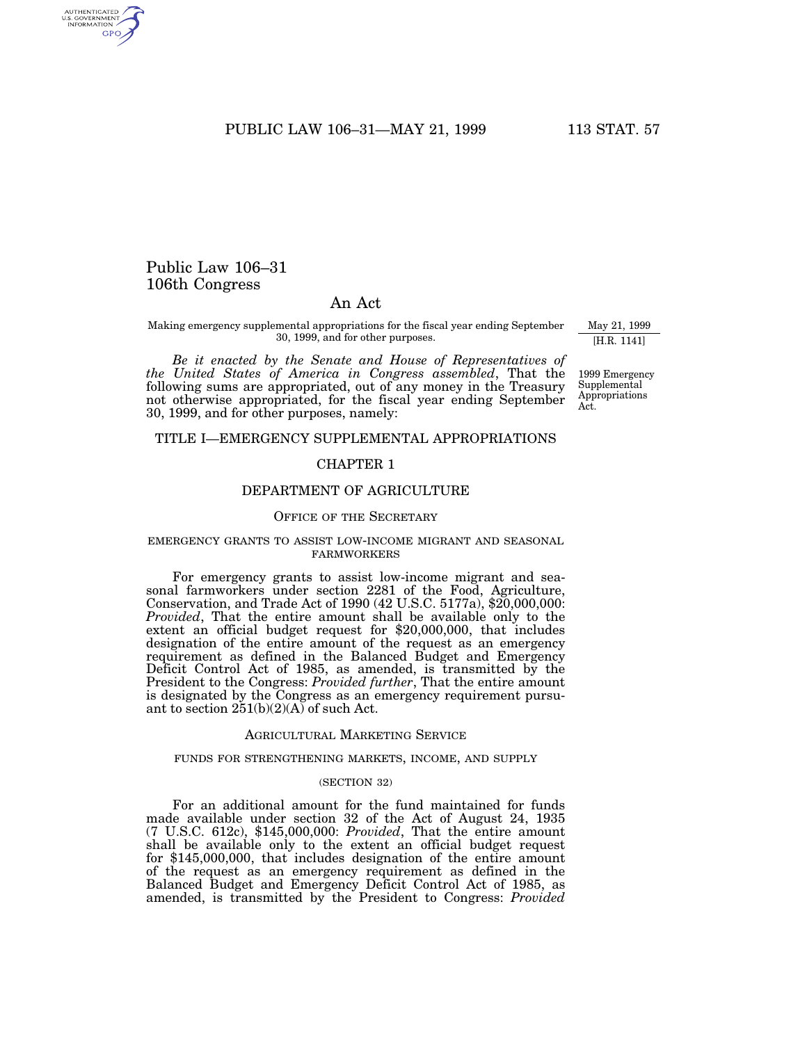# Public Law 106–31
# 106th Congress

## An Act

Making emergency supplemental appropriations for the fiscal year ending September 30, 1999, and for other purposes.

May 21, 1999
[H.R. 1141]

1999 Emergency Supplemental Appropriations Act.

*Be it enacted by the Senate and House of Representatives of the United States of America in Congress assembled*, That the following sums are appropriated, out of any money in the Treasury not otherwise appropriated, for the fiscal year ending September 30, 1999, and for other purposes, namely:

## TITLE I—EMERGENCY SUPPLEMENTAL APPROPRIATIONS

### CHAPTER 1

### DEPARTMENT OF AGRICULTURE

#### Office of the Secretary

##### emergency grants to assist low-income migrant and seasonal farmworkers

For emergency grants to assist low-income migrant and seasonal farmworkers under section 2281 of the Food, Agriculture, Conservation, and Trade Act of 1990 (42 U.S.C. 5177a), $20,000,000: *Provided*, That the entire amount shall be available only to the extent an official budget request for $20,000,000, that includes designation of the entire amount of the request as an emergency requirement as defined in the Balanced Budget and Emergency Deficit Control Act of 1985, as amended, is transmitted by the President to the Congress: *Provided further*, That the entire amount is designated by the Congress as an emergency requirement pursuant to section 251(b)(2)(A) of such Act.

#### Agricultural Marketing Service

##### funds for strengthening markets, income, and supply

##### (section 32)

For an additional amount for the fund maintained for funds made available under section 32 of the Act of August 24, 1935 (7 U.S.C. 612c), $145,000,000: *Provided*, That the entire amount shall be available only to the extent an official budget request for $145,000,000, that includes designation of the entire amount of the request as an emergency requirement as defined in the Balanced Budget and Emergency Deficit Control Act of 1985, as amended, is transmitted by the President to Congress: *Provided*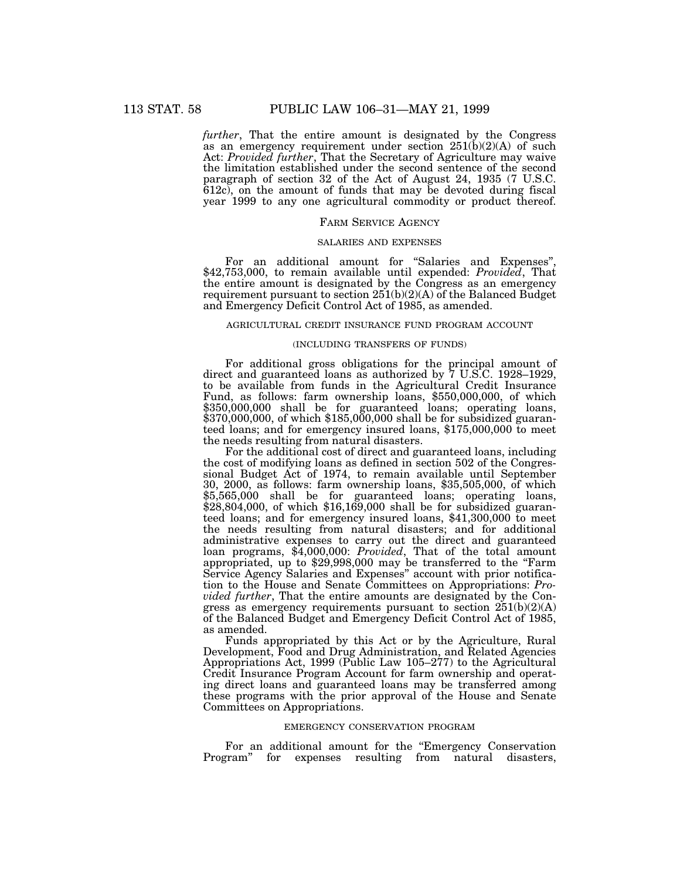*further*, That the entire amount is designated by the Congress as an emergency requirement under section 251(b)(2)(A) of such Act: *Provided further*, That the Secretary of Agriculture may waive the limitation established under the second sentence of the second paragraph of section 32 of the Act of August 24, 1935 (7 U.S.C. 612c), on the amount of funds that may be devoted during fiscal year 1999 to any one agricultural commodity or product thereof.

## FARM SERVICE AGENCY

### SALARIES AND EXPENSES

For an additional amount for "Salaries and Expenses", $42,753,000, to remain available until expended: *Provided*, That the entire amount is designated by the Congress as an emergency requirement pursuant to section 251(b)(2)(A) of the Balanced Budget and Emergency Deficit Control Act of 1985, as amended.

### AGRICULTURAL CREDIT INSURANCE FUND PROGRAM ACCOUNT

(INCLUDING TRANSFERS OF FUNDS)

For additional gross obligations for the principal amount of direct and guaranteed loans as authorized by 7 U.S.C. 1928–1929, to be available from funds in the Agricultural Credit Insurance Fund, as follows: farm ownership loans, $550,000,000, of which $350,000,000 shall be for guaranteed loans; operating loans, $370,000,000, of which $185,000,000 shall be for subsidized guaranteed loans; and for emergency insured loans, $175,000,000 to meet the needs resulting from natural disasters.

For the additional cost of direct and guaranteed loans, including the cost of modifying loans as defined in section 502 of the Congressional Budget Act of 1974, to remain available until September 30, 2000, as follows: farm ownership loans, $35,505,000, of which $5,565,000 shall be for guaranteed loans; operating loans, $28,804,000, of which $16,169,000 shall be for subsidized guaranteed loans; and for emergency insured loans, $41,300,000 to meet the needs resulting from natural disasters; and for additional administrative expenses to carry out the direct and guaranteed loan programs, $4,000,000: *Provided*, That of the total amount appropriated, up to $29,998,000 may be transferred to the "Farm Service Agency Salaries and Expenses" account with prior notification to the House and Senate Committees on Appropriations: *Provided further*, That the entire amounts are designated by the Congress as emergency requirements pursuant to section 251(b)(2)(A) of the Balanced Budget and Emergency Deficit Control Act of 1985, as amended.

Funds appropriated by this Act or by the Agriculture, Rural Development, Food and Drug Administration, and Related Agencies Appropriations Act, 1999 (Public Law 105–277) to the Agricultural Credit Insurance Program Account for farm ownership and operating direct loans and guaranteed loans may be transferred among these programs with the prior approval of the House and Senate Committees on Appropriations.

### EMERGENCY CONSERVATION PROGRAM

For an additional amount for the "Emergency Conservation Program" for expenses resulting from natural disasters,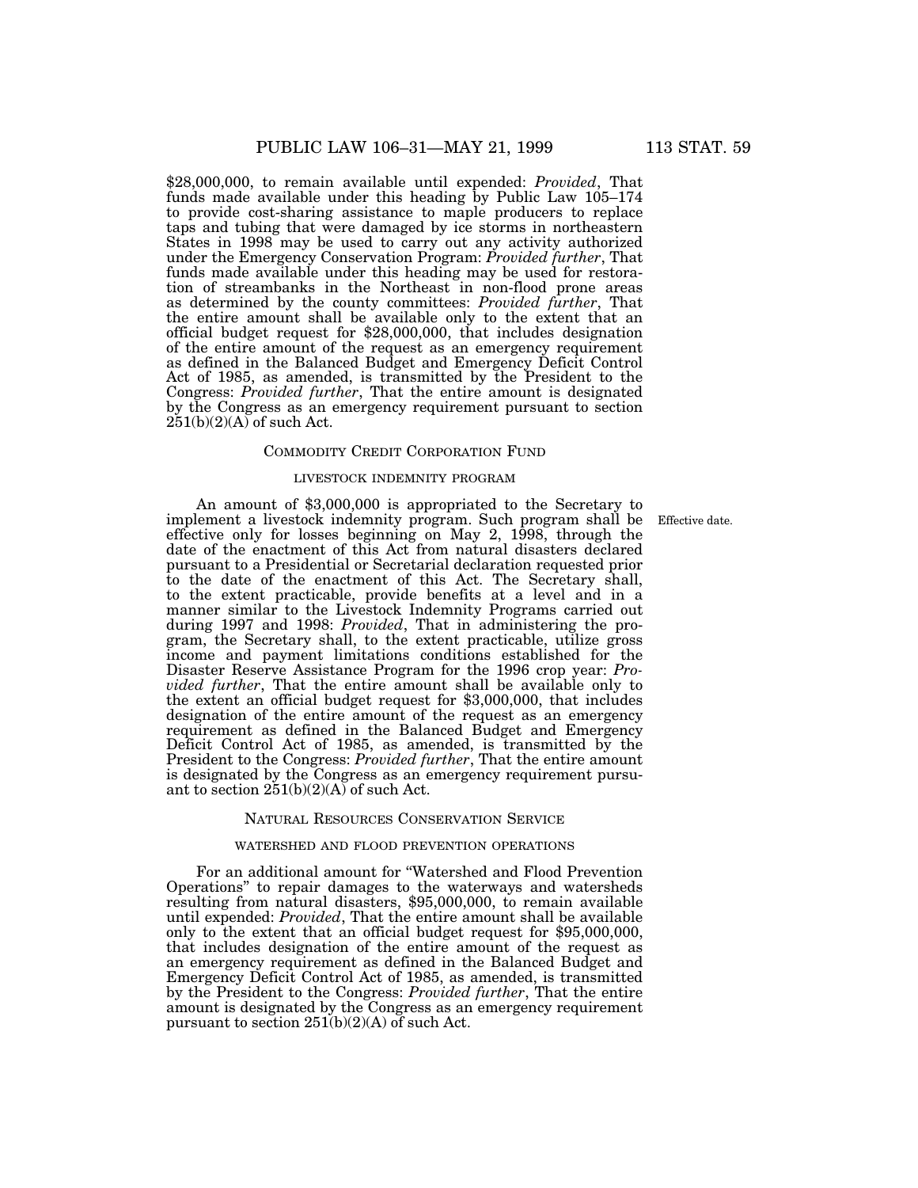$28,000,000, to remain available until expended: *Provided*, That funds made available under this heading by Public Law 105–174 to provide cost-sharing assistance to maple producers to replace taps and tubing that were damaged by ice storms in northeastern States in 1998 may be used to carry out any activity authorized under the Emergency Conservation Program: *Provided further*, That funds made available under this heading may be used for restoration of streambanks in the Northeast in non-flood prone areas as determined by the county committees: *Provided further*, That the entire amount shall be available only to the extent that an official budget request for $28,000,000, that includes designation of the entire amount of the request as an emergency requirement as defined in the Balanced Budget and Emergency Deficit Control Act of 1985, as amended, is transmitted by the President to the Congress: *Provided further*, That the entire amount is designated by the Congress as an emergency requirement pursuant to section 251(b)(2)(A) of such Act.

COMMODITY CREDIT CORPORATION FUND

LIVESTOCK INDEMNITY PROGRAM

Effective date.

An amount of $3,000,000 is appropriated to the Secretary to implement a livestock indemnity program. Such program shall be effective only for losses beginning on May 2, 1998, through the date of the enactment of this Act from natural disasters declared pursuant to a Presidential or Secretarial declaration requested prior to the date of the enactment of this Act. The Secretary shall, to the extent practicable, provide benefits at a level and in a manner similar to the Livestock Indemnity Programs carried out during 1997 and 1998: *Provided*, That in administering the program, the Secretary shall, to the extent practicable, utilize gross income and payment limitations conditions established for the Disaster Reserve Assistance Program for the 1996 crop year: *Provided further*, That the entire amount shall be available only to the extent an official budget request for $3,000,000, that includes designation of the entire amount of the request as an emergency requirement as defined in the Balanced Budget and Emergency Deficit Control Act of 1985, as amended, is transmitted by the President to the Congress: *Provided further*, That the entire amount is designated by the Congress as an emergency requirement pursuant to section 251(b)(2)(A) of such Act.

NATURAL RESOURCES CONSERVATION SERVICE

WATERSHED AND FLOOD PREVENTION OPERATIONS

For an additional amount for "Watershed and Flood Prevention Operations" to repair damages to the waterways and watersheds resulting from natural disasters, $95,000,000, to remain available until expended: *Provided*, That the entire amount shall be available only to the extent that an official budget request for $95,000,000, that includes designation of the entire amount of the request as an emergency requirement as defined in the Balanced Budget and Emergency Deficit Control Act of 1985, as amended, is transmitted by the President to the Congress: *Provided further*, That the entire amount is designated by the Congress as an emergency requirement pursuant to section 251(b)(2)(A) of such Act.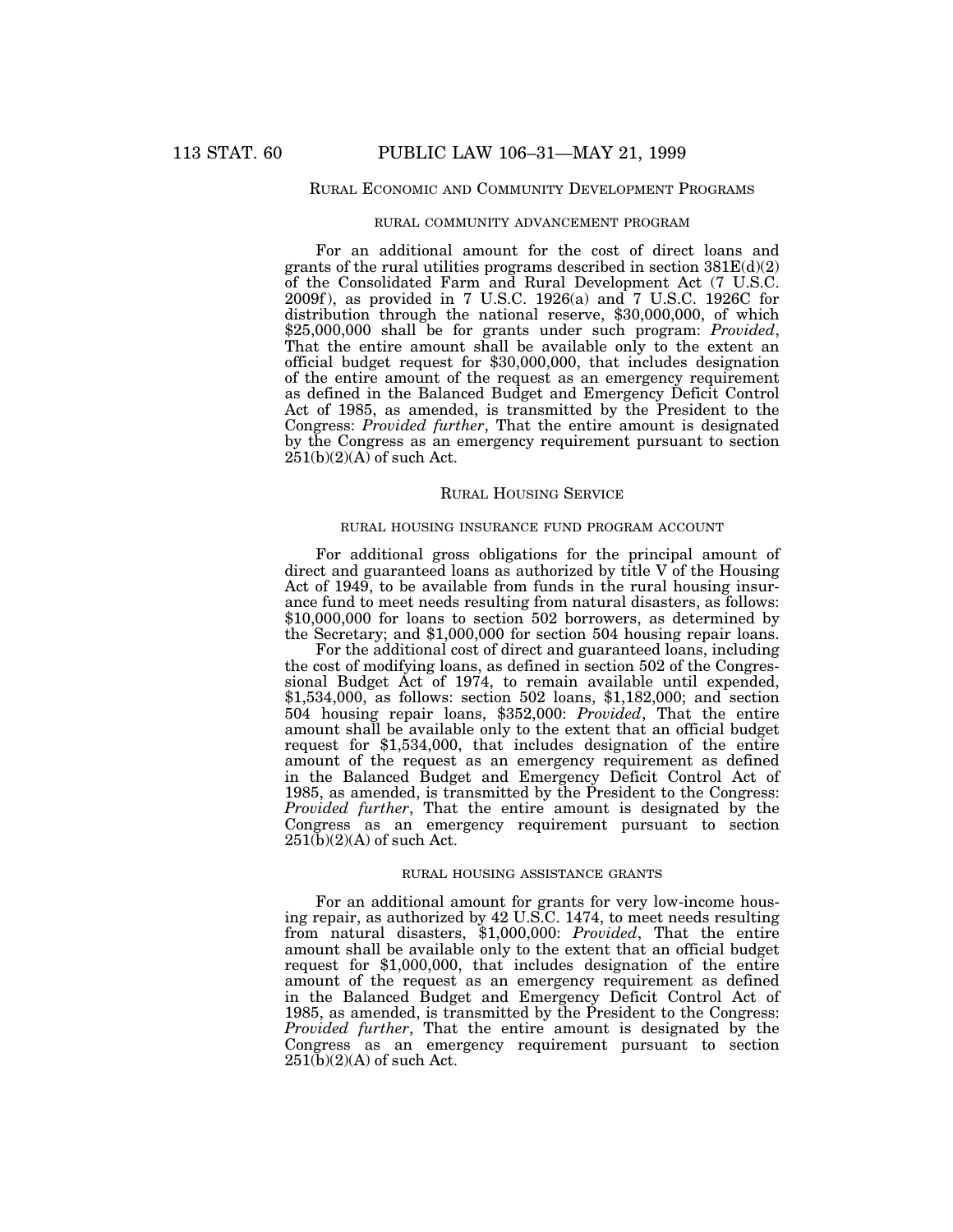## Rural Economic and Community Development Programs

### RURAL COMMUNITY ADVANCEMENT PROGRAM

For an additional amount for the cost of direct loans and grants of the rural utilities programs described in section 381E(d)(2) of the Consolidated Farm and Rural Development Act (7 U.S.C. 2009f), as provided in 7 U.S.C. 1926(a) and 7 U.S.C. 1926C for distribution through the national reserve, $30,000,000, of which $25,000,000 shall be for grants under such program: *Provided*, That the entire amount shall be available only to the extent an official budget request for $30,000,000, that includes designation of the entire amount of the request as an emergency requirement as defined in the Balanced Budget and Emergency Deficit Control Act of 1985, as amended, is transmitted by the President to the Congress: *Provided further*, That the entire amount is designated by the Congress as an emergency requirement pursuant to section 251(b)(2)(A) of such Act.

## Rural Housing Service

### RURAL HOUSING INSURANCE FUND PROGRAM ACCOUNT

For additional gross obligations for the principal amount of direct and guaranteed loans as authorized by title V of the Housing Act of 1949, to be available from funds in the rural housing insurance fund to meet needs resulting from natural disasters, as follows: $10,000,000 for loans to section 502 borrowers, as determined by the Secretary; and $1,000,000 for section 504 housing repair loans.

For the additional cost of direct and guaranteed loans, including the cost of modifying loans, as defined in section 502 of the Congressional Budget Act of 1974, to remain available until expended, $1,534,000, as follows: section 502 loans, $1,182,000; and section 504 housing repair loans, $352,000: *Provided*, That the entire amount shall be available only to the extent that an official budget request for $1,534,000, that includes designation of the entire amount of the request as an emergency requirement as defined in the Balanced Budget and Emergency Deficit Control Act of 1985, as amended, is transmitted by the President to the Congress: *Provided further*, That the entire amount is designated by the Congress as an emergency requirement pursuant to section 251(b)(2)(A) of such Act.

### RURAL HOUSING ASSISTANCE GRANTS

For an additional amount for grants for very low-income housing repair, as authorized by 42 U.S.C. 1474, to meet needs resulting from natural disasters, $1,000,000: *Provided*, That the entire amount shall be available only to the extent that an official budget request for $1,000,000, that includes designation of the entire amount of the request as an emergency requirement as defined in the Balanced Budget and Emergency Deficit Control Act of 1985, as amended, is transmitted by the President to the Congress: *Provided further*, That the entire amount is designated by the Congress as an emergency requirement pursuant to section 251(b)(2)(A) of such Act.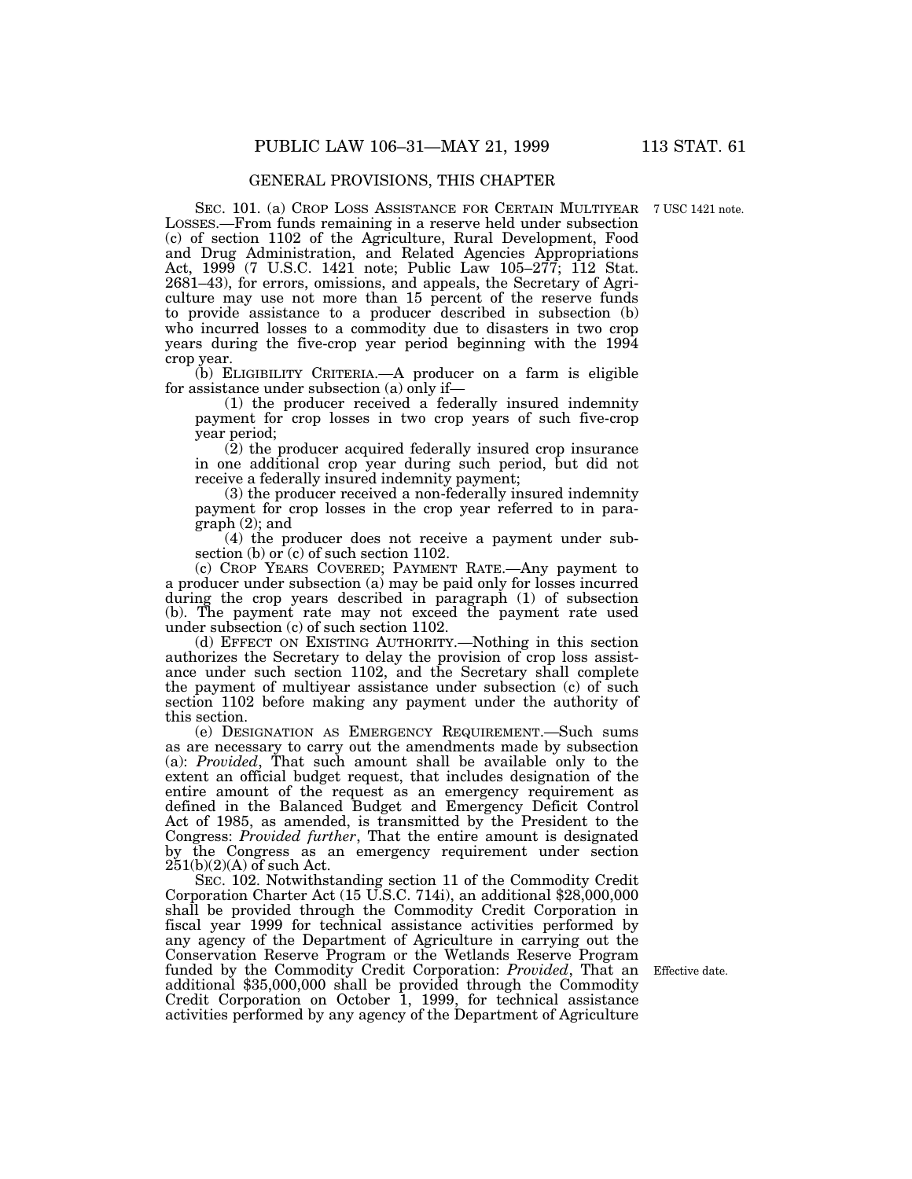## GENERAL PROVISIONS, THIS CHAPTER

7 USC 1421 note.

SEC. 101. (a) CROP LOSS ASSISTANCE FOR CERTAIN MULTIYEAR LOSSES.—From funds remaining in a reserve held under subsection (c) of section 1102 of the Agriculture, Rural Development, Food and Drug Administration, and Related Agencies Appropriations Act, 1999 (7 U.S.C. 1421 note; Public Law 105–277; 112 Stat. 2681–43), for errors, omissions, and appeals, the Secretary of Agriculture may use not more than 15 percent of the reserve funds to provide assistance to a producer described in subsection (b) who incurred losses to a commodity due to disasters in two crop years during the five-crop year period beginning with the 1994 crop year.

(b) ELIGIBILITY CRITERIA.—A producer on a farm is eligible for assistance under subsection (a) only if—

(1) the producer received a federally insured indemnity payment for crop losses in two crop years of such five-crop year period;

(2) the producer acquired federally insured crop insurance in one additional crop year during such period, but did not receive a federally insured indemnity payment;

(3) the producer received a non-federally insured indemnity payment for crop losses in the crop year referred to in paragraph (2); and

(4) the producer does not receive a payment under subsection (b) or (c) of such section 1102.

(c) CROP YEARS COVERED; PAYMENT RATE.—Any payment to a producer under subsection (a) may be paid only for losses incurred during the crop years described in paragraph (1) of subsection (b). The payment rate may not exceed the payment rate used under subsection (c) of such section 1102.

(d) EFFECT ON EXISTING AUTHORITY.—Nothing in this section authorizes the Secretary to delay the provision of crop loss assistance under such section 1102, and the Secretary shall complete the payment of multiyear assistance under subsection (c) of such section 1102 before making any payment under the authority of this section.

(e) DESIGNATION AS EMERGENCY REQUIREMENT.—Such sums as are necessary to carry out the amendments made by subsection (a): *Provided*, That such amount shall be available only to the extent an official budget request, that includes designation of the entire amount of the request as an emergency requirement as defined in the Balanced Budget and Emergency Deficit Control Act of 1985, as amended, is transmitted by the President to the Congress: *Provided further*, That the entire amount is designated by the Congress as an emergency requirement under section 251(b)(2)(A) of such Act.

SEC. 102. Notwithstanding section 11 of the Commodity Credit Corporation Charter Act (15 U.S.C. 714i), an additional $28,000,000 shall be provided through the Commodity Credit Corporation in fiscal year 1999 for technical assistance activities performed by any agency of the Department of Agriculture in carrying out the Conservation Reserve Program or the Wetlands Reserve Program funded by the Commodity Credit Corporation: *Provided*, That an additional $35,000,000 shall be provided through the Commodity Credit Corporation on October 1, 1999, for technical assistance activities performed by any agency of the Department of Agriculture

Effective date.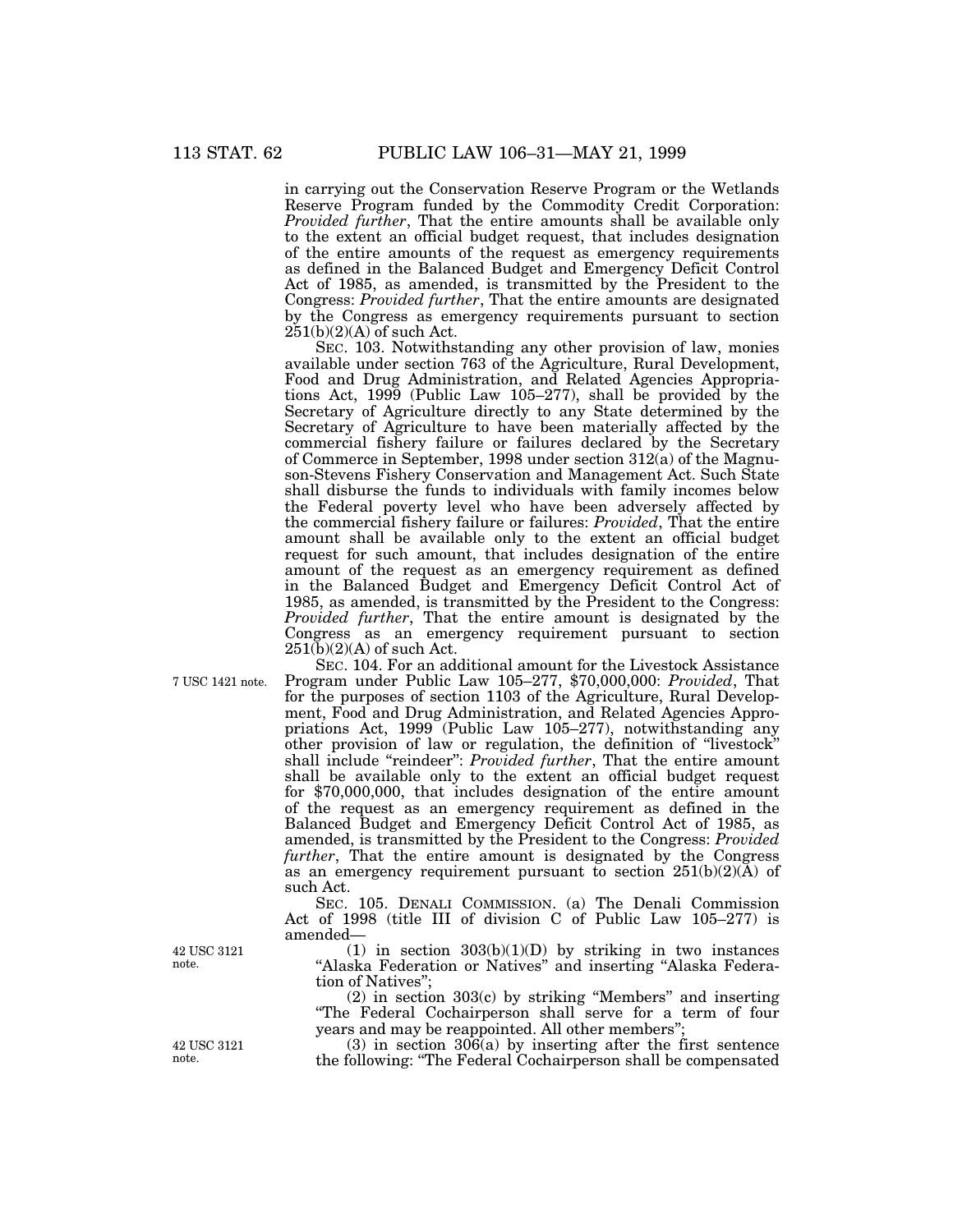in carrying out the Conservation Reserve Program or the Wetlands Reserve Program funded by the Commodity Credit Corporation: *Provided further*, That the entire amounts shall be available only to the extent an official budget request, that includes designation of the entire amounts of the request as emergency requirements as defined in the Balanced Budget and Emergency Deficit Control Act of 1985, as amended, is transmitted by the President to the Congress: *Provided further*, That the entire amounts are designated by the Congress as emergency requirements pursuant to section 251(b)(2)(A) of such Act.

SEC. 103. Notwithstanding any other provision of law, monies available under section 763 of the Agriculture, Rural Development, Food and Drug Administration, and Related Agencies Appropriations Act, 1999 (Public Law 105–277), shall be provided by the Secretary of Agriculture directly to any State determined by the Secretary of Agriculture to have been materially affected by the commercial fishery failure or failures declared by the Secretary of Commerce in September, 1998 under section 312(a) of the Magnuson-Stevens Fishery Conservation and Management Act. Such State shall disburse the funds to individuals with family incomes below the Federal poverty level who have been adversely affected by the commercial fishery failure or failures: *Provided*, That the entire amount shall be available only to the extent an official budget request for such amount, that includes designation of the entire amount of the request as an emergency requirement as defined in the Balanced Budget and Emergency Deficit Control Act of 1985, as amended, is transmitted by the President to the Congress: *Provided further*, That the entire amount is designated by the Congress as an emergency requirement pursuant to section 251(b)(2)(A) of such Act.

7 USC 1421 note.

SEC. 104. For an additional amount for the Livestock Assistance Program under Public Law 105–277, $70,000,000: *Provided*, That for the purposes of section 1103 of the Agriculture, Rural Development, Food and Drug Administration, and Related Agencies Appropriations Act, 1999 (Public Law 105–277), notwithstanding any other provision of law or regulation, the definition of "livestock" shall include "reindeer": *Provided further*, That the entire amount shall be available only to the extent an official budget request for $70,000,000, that includes designation of the entire amount of the request as an emergency requirement as defined in the Balanced Budget and Emergency Deficit Control Act of 1985, as amended, is transmitted by the President to the Congress: *Provided further*, That the entire amount is designated by the Congress as an emergency requirement pursuant to section 251(b)(2)(A) of such Act.

SEC. 105. DENALI COMMISSION. (a) The Denali Commission Act of 1998 (title III of division C of Public Law 105–277) is amended—

42 USC 3121 note.

(1) in section 303(b)(1)(D) by striking in two instances "Alaska Federation or Natives" and inserting "Alaska Federation of Natives";

(2) in section 303(c) by striking "Members" and inserting "The Federal Cochairperson shall serve for a term of four years and may be reappointed. All other members";

42 USC 3121 note.

(3) in section 306(a) by inserting after the first sentence the following: "The Federal Cochairperson shall be compensated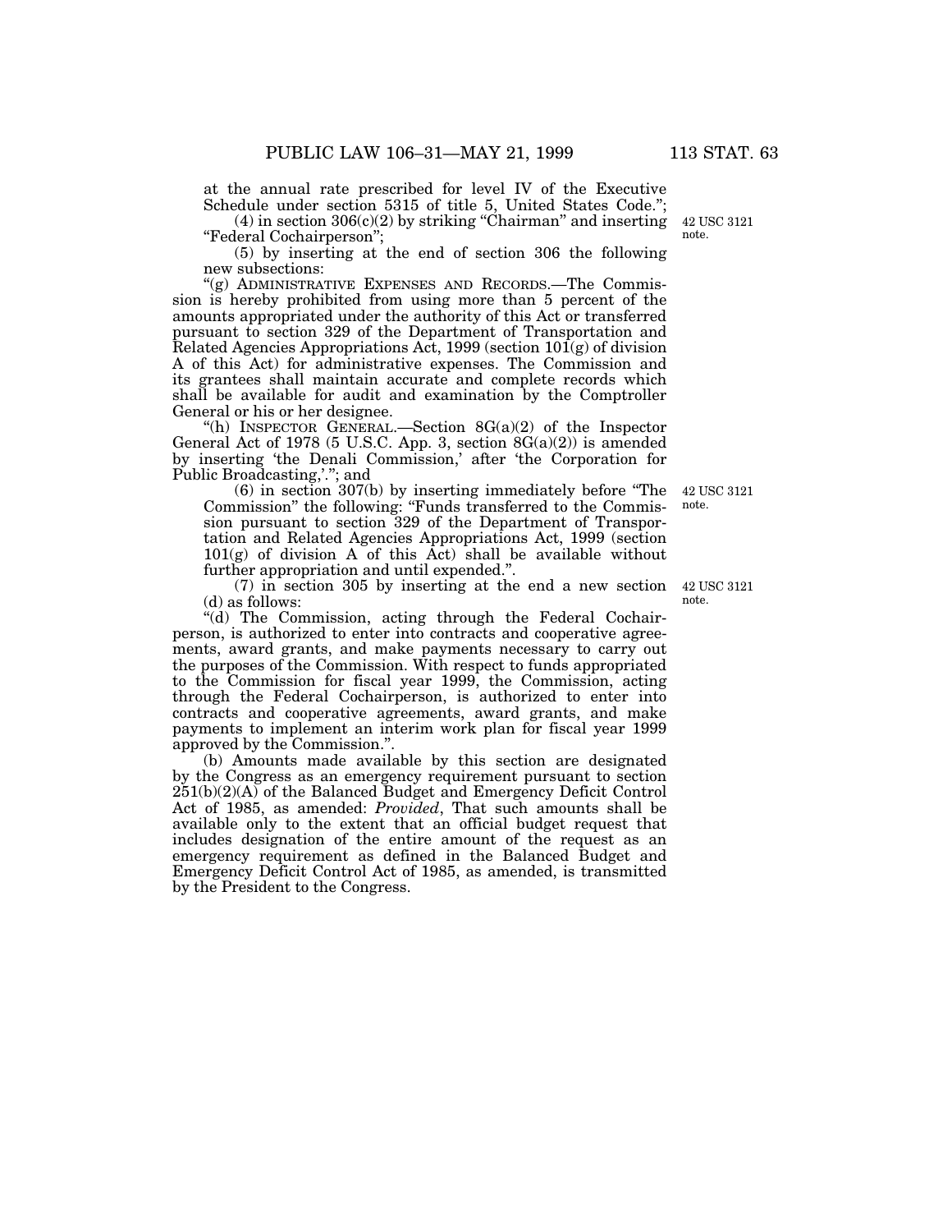at the annual rate prescribed for level IV of the Executive Schedule under section 5315 of title 5, United States Code.";

(4) in section 306(c)(2) by striking "Chairman" and inserting "Federal Cochairperson";

42 USC 3121 note.

(5) by inserting at the end of section 306 the following new subsections:

"(g) ADMINISTRATIVE EXPENSES AND RECORDS.—The Commission is hereby prohibited from using more than 5 percent of the amounts appropriated under the authority of this Act or transferred pursuant to section 329 of the Department of Transportation and Related Agencies Appropriations Act, 1999 (section 101(g) of division A of this Act) for administrative expenses. The Commission and its grantees shall maintain accurate and complete records which shall be available for audit and examination by the Comptroller General or his or her designee.

"(h) INSPECTOR GENERAL.—Section 8G(a)(2) of the Inspector General Act of 1978 (5 U.S.C. App. 3, section 8G(a)(2)) is amended by inserting 'the Denali Commission,' after 'the Corporation for Public Broadcasting,'."; and

42 USC 3121 note.

(6) in section 307(b) by inserting immediately before "The Commission" the following: "Funds transferred to the Commission pursuant to section 329 of the Department of Transportation and Related Agencies Appropriations Act, 1999 (section 101(g) of division A of this Act) shall be available without further appropriation and until expended.".

42 USC 3121 note.

(7) in section 305 by inserting at the end a new section (d) as follows:

"(d) The Commission, acting through the Federal Cochairperson, is authorized to enter into contracts and cooperative agreements, award grants, and make payments necessary to carry out the purposes of the Commission. With respect to funds appropriated to the Commission for fiscal year 1999, the Commission, acting through the Federal Cochairperson, is authorized to enter into contracts and cooperative agreements, award grants, and make payments to implement an interim work plan for fiscal year 1999 approved by the Commission.".

(b) Amounts made available by this section are designated by the Congress as an emergency requirement pursuant to section 251(b)(2)(A) of the Balanced Budget and Emergency Deficit Control Act of 1985, as amended: *Provided*, That such amounts shall be available only to the extent that an official budget request that includes designation of the entire amount of the request as an emergency requirement as defined in the Balanced Budget and Emergency Deficit Control Act of 1985, as amended, is transmitted by the President to the Congress.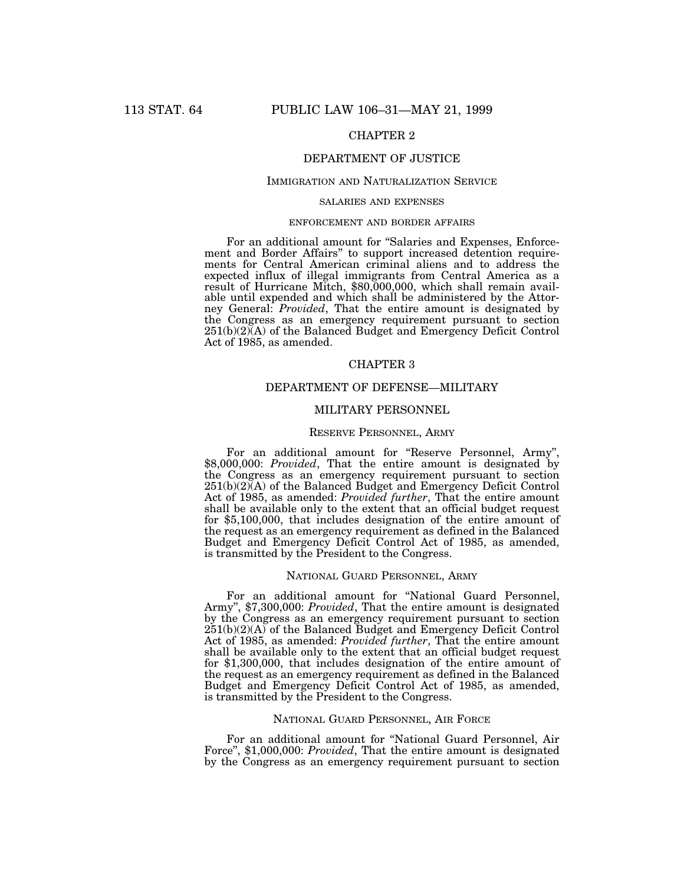## CHAPTER 2

## DEPARTMENT OF JUSTICE

### IMMIGRATION AND NATURALIZATION SERVICE

#### SALARIES AND EXPENSES

##### ENFORCEMENT AND BORDER AFFAIRS

For an additional amount for "Salaries and Expenses, Enforcement and Border Affairs" to support increased detention requirements for Central American criminal aliens and to address the expected influx of illegal immigrants from Central America as a result of Hurricane Mitch, $80,000,000, which shall remain available until expended and which shall be administered by the Attorney General: *Provided*, That the entire amount is designated by the Congress as an emergency requirement pursuant to section 251(b)(2)(A) of the Balanced Budget and Emergency Deficit Control Act of 1985, as amended.

## CHAPTER 3

## DEPARTMENT OF DEFENSE—MILITARY

### MILITARY PERSONNEL

#### RESERVE PERSONNEL, ARMY

For an additional amount for "Reserve Personnel, Army", $8,000,000: *Provided*, That the entire amount is designated by the Congress as an emergency requirement pursuant to section 251(b)(2)(A) of the Balanced Budget and Emergency Deficit Control Act of 1985, as amended: *Provided further*, That the entire amount shall be available only to the extent that an official budget request for $5,100,000, that includes designation of the entire amount of the request as an emergency requirement as defined in the Balanced Budget and Emergency Deficit Control Act of 1985, as amended, is transmitted by the President to the Congress.

#### NATIONAL GUARD PERSONNEL, ARMY

For an additional amount for "National Guard Personnel, Army", $7,300,000: *Provided*, That the entire amount is designated by the Congress as an emergency requirement pursuant to section 251(b)(2)(A) of the Balanced Budget and Emergency Deficit Control Act of 1985, as amended: *Provided further*, That the entire amount shall be available only to the extent that an official budget request for $1,300,000, that includes designation of the entire amount of the request as an emergency requirement as defined in the Balanced Budget and Emergency Deficit Control Act of 1985, as amended, is transmitted by the President to the Congress.

#### NATIONAL GUARD PERSONNEL, AIR FORCE

For an additional amount for "National Guard Personnel, Air Force", $1,000,000: *Provided*, That the entire amount is designated by the Congress as an emergency requirement pursuant to section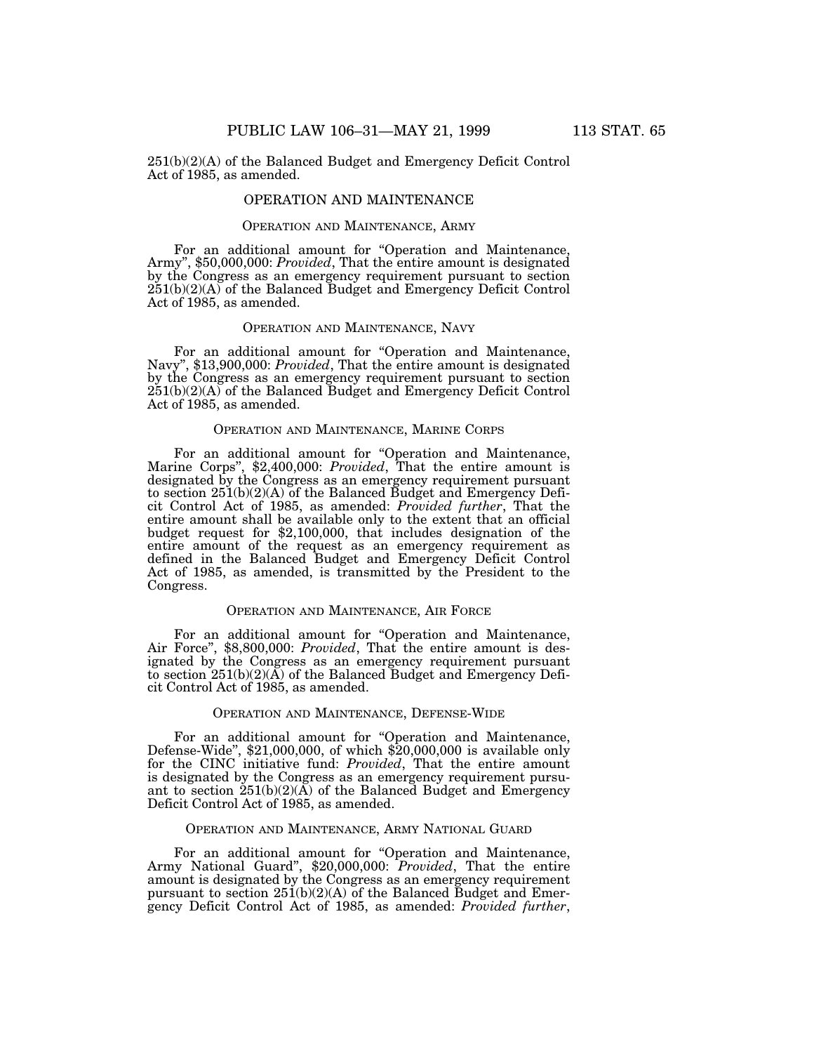251(b)(2)(A) of the Balanced Budget and Emergency Deficit Control Act of 1985, as amended.

## OPERATION AND MAINTENANCE

### OPERATION AND MAINTENANCE, ARMY

For an additional amount for "Operation and Maintenance, Army", $50,000,000: *Provided*, That the entire amount is designated by the Congress as an emergency requirement pursuant to section 251(b)(2)(A) of the Balanced Budget and Emergency Deficit Control Act of 1985, as amended.

### OPERATION AND MAINTENANCE, NAVY

For an additional amount for "Operation and Maintenance, Navy", $13,900,000: *Provided*, That the entire amount is designated by the Congress as an emergency requirement pursuant to section 251(b)(2)(A) of the Balanced Budget and Emergency Deficit Control Act of 1985, as amended.

### OPERATION AND MAINTENANCE, MARINE CORPS

For an additional amount for "Operation and Maintenance, Marine Corps", $2,400,000: *Provided*, That the entire amount is designated by the Congress as an emergency requirement pursuant to section 251(b)(2)(A) of the Balanced Budget and Emergency Deficit Control Act of 1985, as amended: *Provided further*, That the entire amount shall be available only to the extent that an official budget request for $2,100,000, that includes designation of the entire amount of the request as an emergency requirement as defined in the Balanced Budget and Emergency Deficit Control Act of 1985, as amended, is transmitted by the President to the Congress.

### OPERATION AND MAINTENANCE, AIR FORCE

For an additional amount for "Operation and Maintenance, Air Force", $8,800,000: *Provided*, That the entire amount is designated by the Congress as an emergency requirement pursuant to section 251(b)(2)(A) of the Balanced Budget and Emergency Deficit Control Act of 1985, as amended.

### OPERATION AND MAINTENANCE, DEFENSE-WIDE

For an additional amount for "Operation and Maintenance, Defense-Wide", $21,000,000, of which $20,000,000 is available only for the CINC initiative fund: *Provided*, That the entire amount is designated by the Congress as an emergency requirement pursuant to section 251(b)(2)(A) of the Balanced Budget and Emergency Deficit Control Act of 1985, as amended.

### OPERATION AND MAINTENANCE, ARMY NATIONAL GUARD

For an additional amount for "Operation and Maintenance, Army National Guard", $20,000,000: *Provided*, That the entire amount is designated by the Congress as an emergency requirement pursuant to section 251(b)(2)(A) of the Balanced Budget and Emergency Deficit Control Act of 1985, as amended: *Provided further*,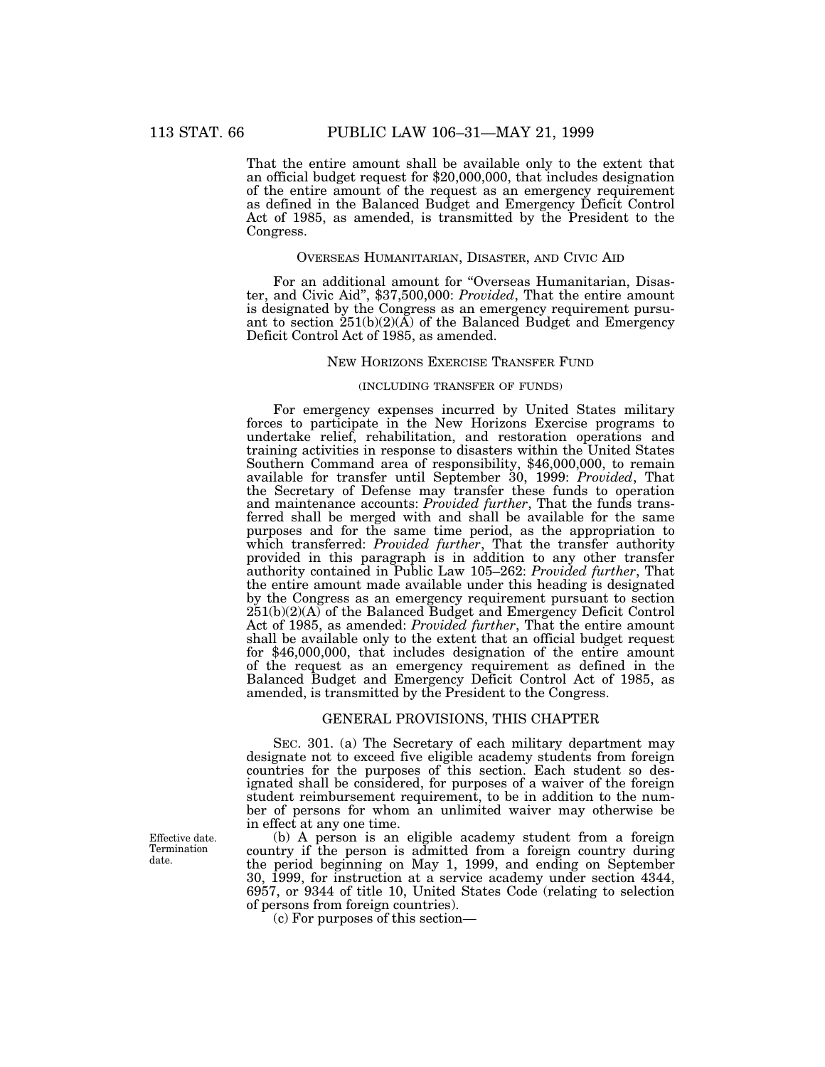That the entire amount shall be available only to the extent that an official budget request for $20,000,000, that includes designation of the entire amount of the request as an emergency requirement as defined in the Balanced Budget and Emergency Deficit Control Act of 1985, as amended, is transmitted by the President to the Congress.

### OVERSEAS HUMANITARIAN, DISASTER, AND CIVIC AID

For an additional amount for "Overseas Humanitarian, Disaster, and Civic Aid", $37,500,000: *Provided*, That the entire amount is designated by the Congress as an emergency requirement pursuant to section 251(b)(2)(A) of the Balanced Budget and Emergency Deficit Control Act of 1985, as amended.

### NEW HORIZONS EXERCISE TRANSFER FUND

(INCLUDING TRANSFER OF FUNDS)

For emergency expenses incurred by United States military forces to participate in the New Horizons Exercise programs to undertake relief, rehabilitation, and restoration operations and training activities in response to disasters within the United States Southern Command area of responsibility, $46,000,000, to remain available for transfer until September 30, 1999: *Provided*, That the Secretary of Defense may transfer these funds to operation and maintenance accounts: *Provided further*, That the funds transferred shall be merged with and shall be available for the same purposes and for the same time period, as the appropriation to which transferred: *Provided further*, That the transfer authority provided in this paragraph is in addition to any other transfer authority contained in Public Law 105–262: *Provided further*, That the entire amount made available under this heading is designated by the Congress as an emergency requirement pursuant to section 251(b)(2)(A) of the Balanced Budget and Emergency Deficit Control Act of 1985, as amended: *Provided further*, That the entire amount shall be available only to the extent that an official budget request for $46,000,000, that includes designation of the entire amount of the request as an emergency requirement as defined in the Balanced Budget and Emergency Deficit Control Act of 1985, as amended, is transmitted by the President to the Congress.

### GENERAL PROVISIONS, THIS CHAPTER

SEC. 301. (a) The Secretary of each military department may designate not to exceed five eligible academy students from foreign countries for the purposes of this section. Each student so designated shall be considered, for purposes of a waiver of the foreign student reimbursement requirement, to be in addition to the number of persons for whom an unlimited waiver may otherwise be in effect at any one time.

Effective date. Termination date.

(b) A person is an eligible academy student from a foreign country if the person is admitted from a foreign country during the period beginning on May 1, 1999, and ending on September 30, 1999, for instruction at a service academy under section 4344, 6957, or 9344 of title 10, United States Code (relating to selection of persons from foreign countries).

(c) For purposes of this section—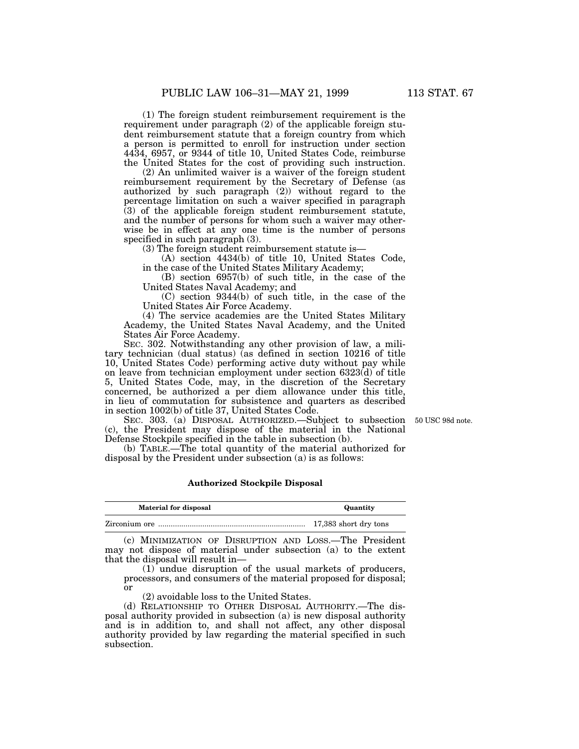(1) The foreign student reimbursement requirement is the requirement under paragraph (2) of the applicable foreign student reimbursement statute that a foreign country from which a person is permitted to enroll for instruction under section 4434, 6957, or 9344 of title 10, United States Code, reimburse the United States for the cost of providing such instruction.

(2) An unlimited waiver is a waiver of the foreign student reimbursement requirement by the Secretary of Defense (as authorized by such paragraph (2)) without regard to the percentage limitation on such a waiver specified in paragraph (3) of the applicable foreign student reimbursement statute, and the number of persons for whom such a waiver may otherwise be in effect at any one time is the number of persons specified in such paragraph (3).

(3) The foreign student reimbursement statute is—

(A) section 4434(b) of title 10, United States Code, in the case of the United States Military Academy;

(B) section 6957(b) of such title, in the case of the United States Naval Academy; and

(C) section 9344(b) of such title, in the case of the United States Air Force Academy.

(4) The service academies are the United States Military Academy, the United States Naval Academy, and the United States Air Force Academy.

SEC. 302. Notwithstanding any other provision of law, a military technician (dual status) (as defined in section 10216 of title 10, United States Code) performing active duty without pay while on leave from technician employment under section 6323(d) of title 5, United States Code, may, in the discretion of the Secretary concerned, be authorized a per diem allowance under this title, in lieu of commutation for subsistence and quarters as described in section 1002(b) of title 37, United States Code.

50 USC 98d note.

SEC. 303. (a) DISPOSAL AUTHORIZED.—Subject to subsection (c), the President may dispose of the material in the National Defense Stockpile specified in the table in subsection (b).

(b) TABLE.—The total quantity of the material authorized for disposal by the President under subsection (a) is as follows:

**Authorized Stockpile Disposal**

| Material for disposal | Quantity |
|---|---|
| Zirconium ore | 17,383 short dry tons |

(c) MINIMIZATION OF DISRUPTION AND LOSS.—The President may not dispose of material under subsection (a) to the extent that the disposal will result in—

(1) undue disruption of the usual markets of producers, processors, and consumers of the material proposed for disposal; or

(2) avoidable loss to the United States.

(d) RELATIONSHIP TO OTHER DISPOSAL AUTHORITY.—The disposal authority provided in subsection (a) is new disposal authority and is in addition to, and shall not affect, any other disposal authority provided by law regarding the material specified in such subsection.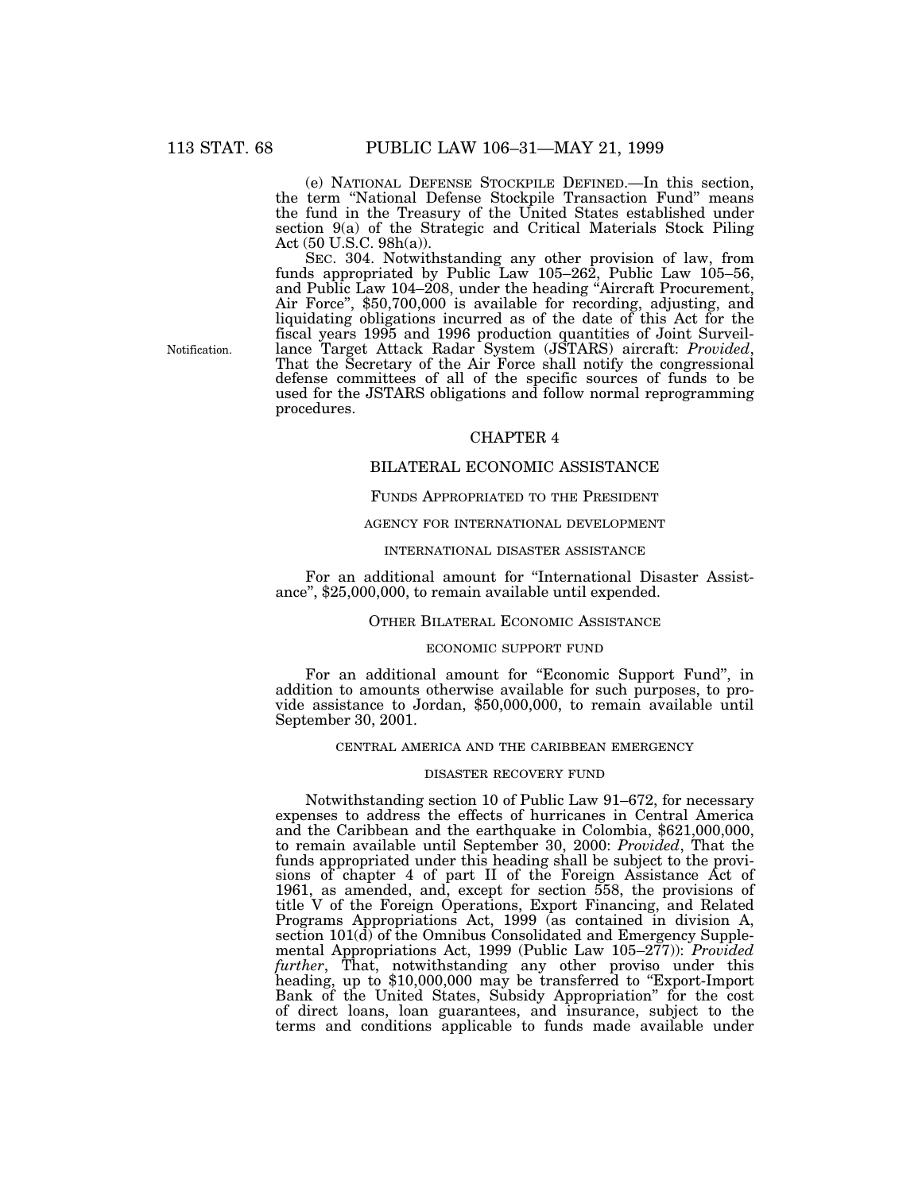(e) NATIONAL DEFENSE STOCKPILE DEFINED.—In this section, the term "National Defense Stockpile Transaction Fund" means the fund in the Treasury of the United States established under section 9(a) of the Strategic and Critical Materials Stock Piling Act (50 U.S.C. 98h(a)).

SEC. 304. Notwithstanding any other provision of law, from funds appropriated by Public Law 105–262, Public Law 105–56, and Public Law 104–208, under the heading "Aircraft Procurement, Air Force", $50,700,000 is available for recording, adjusting, and liquidating obligations incurred as of the date of this Act for the fiscal years 1995 and 1996 production quantities of Joint Surveillance Target Attack Radar System (JSTARS) aircraft: *Provided*, That the Secretary of the Air Force shall notify the congressional defense committees of all of the specific sources of funds to be used for the JSTARS obligations and follow normal reprogramming procedures.

Notification.

## CHAPTER 4

## BILATERAL ECONOMIC ASSISTANCE

### FUNDS APPROPRIATED TO THE PRESIDENT

#### AGENCY FOR INTERNATIONAL DEVELOPMENT

#### INTERNATIONAL DISASTER ASSISTANCE

For an additional amount for "International Disaster Assistance", $25,000,000, to remain available until expended.

### OTHER BILATERAL ECONOMIC ASSISTANCE

#### ECONOMIC SUPPORT FUND

For an additional amount for "Economic Support Fund", in addition to amounts otherwise available for such purposes, to provide assistance to Jordan, $50,000,000, to remain available until September 30, 2001.

#### CENTRAL AMERICA AND THE CARIBBEAN EMERGENCY

#### DISASTER RECOVERY FUND

Notwithstanding section 10 of Public Law 91–672, for necessary expenses to address the effects of hurricanes in Central America and the Caribbean and the earthquake in Colombia, $621,000,000, to remain available until September 30, 2000: *Provided*, That the funds appropriated under this heading shall be subject to the provisions of chapter 4 of part II of the Foreign Assistance Act of 1961, as amended, and, except for section 558, the provisions of title V of the Foreign Operations, Export Financing, and Related Programs Appropriations Act, 1999 (as contained in division A, section 101(d) of the Omnibus Consolidated and Emergency Supplemental Appropriations Act, 1999 (Public Law 105–277)): *Provided further*, That, notwithstanding any other proviso under this heading, up to $10,000,000 may be transferred to "Export-Import Bank of the United States, Subsidy Appropriation" for the cost of direct loans, loan guarantees, and insurance, subject to the terms and conditions applicable to funds made available under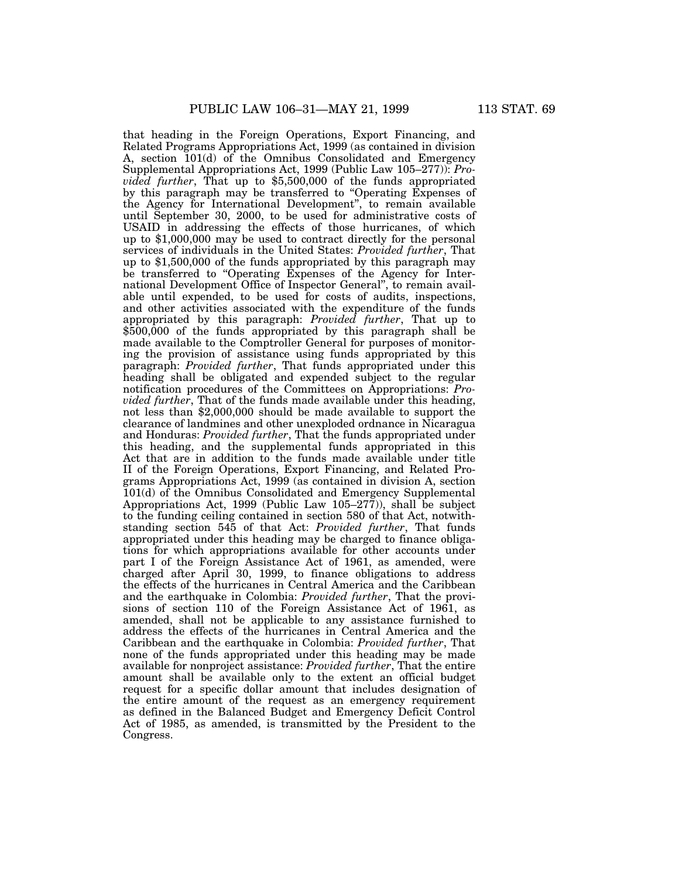that heading in the Foreign Operations, Export Financing, and Related Programs Appropriations Act, 1999 (as contained in division A, section 101(d) of the Omnibus Consolidated and Emergency Supplemental Appropriations Act, 1999 (Public Law 105–277)): *Provided further*, That up to $5,500,000 of the funds appropriated by this paragraph may be transferred to "Operating Expenses of the Agency for International Development", to remain available until September 30, 2000, to be used for administrative costs of USAID in addressing the effects of those hurricanes, of which up to $1,000,000 may be used to contract directly for the personal services of individuals in the United States: *Provided further*, That up to $1,500,000 of the funds appropriated by this paragraph may be transferred to "Operating Expenses of the Agency for International Development Office of Inspector General", to remain available until expended, to be used for costs of audits, inspections, and other activities associated with the expenditure of the funds appropriated by this paragraph: *Provided further*, That up to $500,000 of the funds appropriated by this paragraph shall be made available to the Comptroller General for purposes of monitoring the provision of assistance using funds appropriated by this paragraph: *Provided further*, That funds appropriated under this heading shall be obligated and expended subject to the regular notification procedures of the Committees on Appropriations: *Provided further*, That of the funds made available under this heading, not less than $2,000,000 should be made available to support the clearance of landmines and other unexploded ordnance in Nicaragua and Honduras: *Provided further*, That the funds appropriated under this heading, and the supplemental funds appropriated in this Act that are in addition to the funds made available under title II of the Foreign Operations, Export Financing, and Related Programs Appropriations Act, 1999 (as contained in division A, section 101(d) of the Omnibus Consolidated and Emergency Supplemental Appropriations Act, 1999 (Public Law 105–277)), shall be subject to the funding ceiling contained in section 580 of that Act, notwithstanding section 545 of that Act: *Provided further*, That funds appropriated under this heading may be charged to finance obligations for which appropriations available for other accounts under part I of the Foreign Assistance Act of 1961, as amended, were charged after April 30, 1999, to finance obligations to address the effects of the hurricanes in Central America and the Caribbean and the earthquake in Colombia: *Provided further*, That the provisions of section 110 of the Foreign Assistance Act of 1961, as amended, shall not be applicable to any assistance furnished to address the effects of the hurricanes in Central America and the Caribbean and the earthquake in Colombia: *Provided further*, That none of the funds appropriated under this heading may be made available for nonproject assistance: *Provided further*, That the entire amount shall be available only to the extent an official budget request for a specific dollar amount that includes designation of the entire amount of the request as an emergency requirement as defined in the Balanced Budget and Emergency Deficit Control Act of 1985, as amended, is transmitted by the President to the Congress.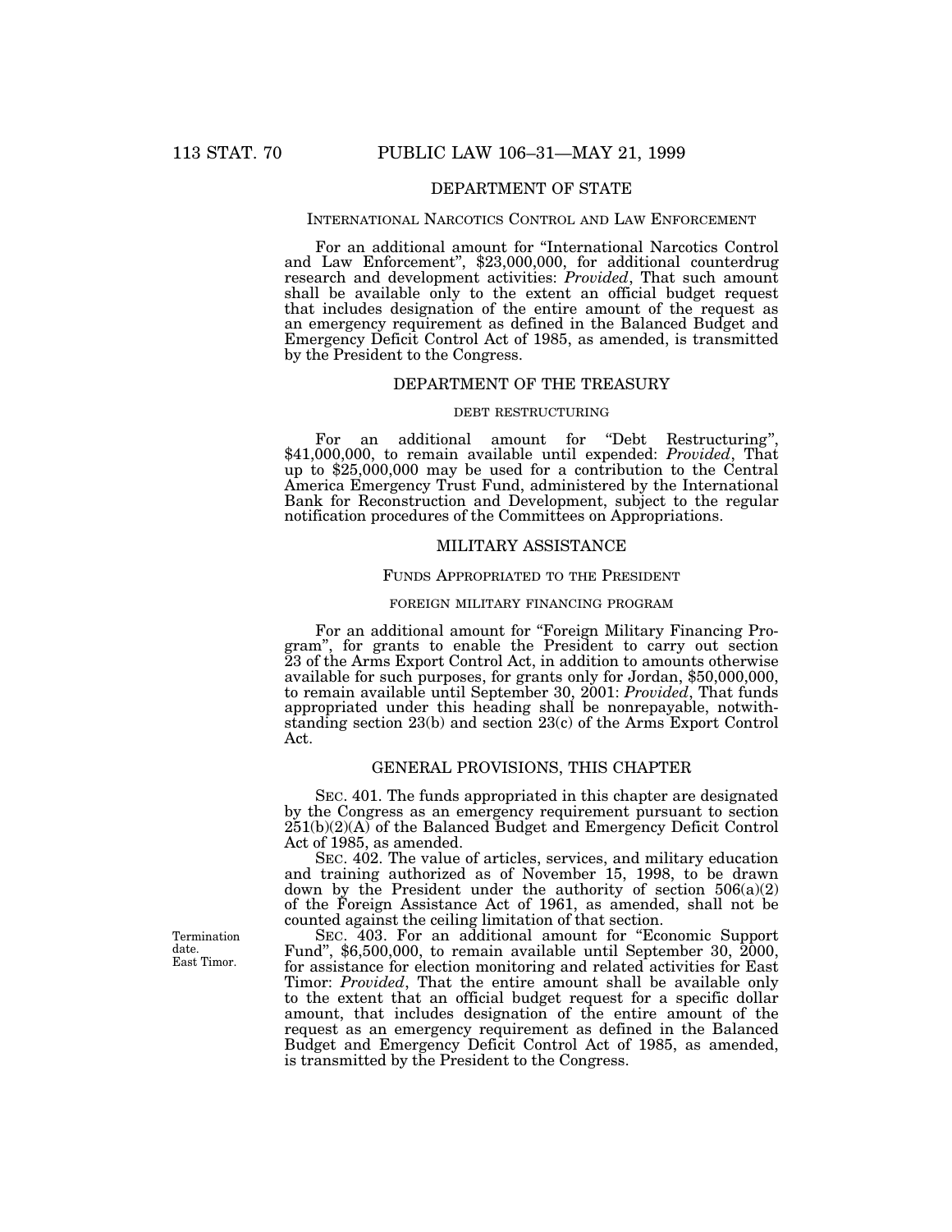## DEPARTMENT OF STATE

### INTERNATIONAL NARCOTICS CONTROL AND LAW ENFORCEMENT

For an additional amount for "International Narcotics Control and Law Enforcement", $23,000,000, for additional counterdrug research and development activities: *Provided*, That such amount shall be available only to the extent an official budget request that includes designation of the entire amount of the request as an emergency requirement as defined in the Balanced Budget and Emergency Deficit Control Act of 1985, as amended, is transmitted by the President to the Congress.

## DEPARTMENT OF THE TREASURY

### DEBT RESTRUCTURING

For an additional amount for "Debt Restructuring", $41,000,000, to remain available until expended: *Provided*, That up to $25,000,000 may be used for a contribution to the Central America Emergency Trust Fund, administered by the International Bank for Reconstruction and Development, subject to the regular notification procedures of the Committees on Appropriations.

## MILITARY ASSISTANCE

### FUNDS APPROPRIATED TO THE PRESIDENT

#### FOREIGN MILITARY FINANCING PROGRAM

For an additional amount for "Foreign Military Financing Program", for grants to enable the President to carry out section 23 of the Arms Export Control Act, in addition to amounts otherwise available for such purposes, for grants only for Jordan, $50,000,000, to remain available until September 30, 2001: *Provided*, That funds appropriated under this heading shall be nonrepayable, notwithstanding section 23(b) and section 23(c) of the Arms Export Control Act.

## GENERAL PROVISIONS, THIS CHAPTER

SEC. 401. The funds appropriated in this chapter are designated by the Congress as an emergency requirement pursuant to section 251(b)(2)(A) of the Balanced Budget and Emergency Deficit Control Act of 1985, as amended.

SEC. 402. The value of articles, services, and military education and training authorized as of November 15, 1998, to be drawn down by the President under the authority of section 506(a)(2) of the Foreign Assistance Act of 1961, as amended, shall not be counted against the ceiling limitation of that section.

Termination date. East Timor.

SEC. 403. For an additional amount for "Economic Support Fund", $6,500,000, to remain available until September 30, 2000, for assistance for election monitoring and related activities for East Timor: *Provided*, That the entire amount shall be available only to the extent that an official budget request for a specific dollar amount, that includes designation of the entire amount of the request as an emergency requirement as defined in the Balanced Budget and Emergency Deficit Control Act of 1985, as amended, is transmitted by the President to the Congress.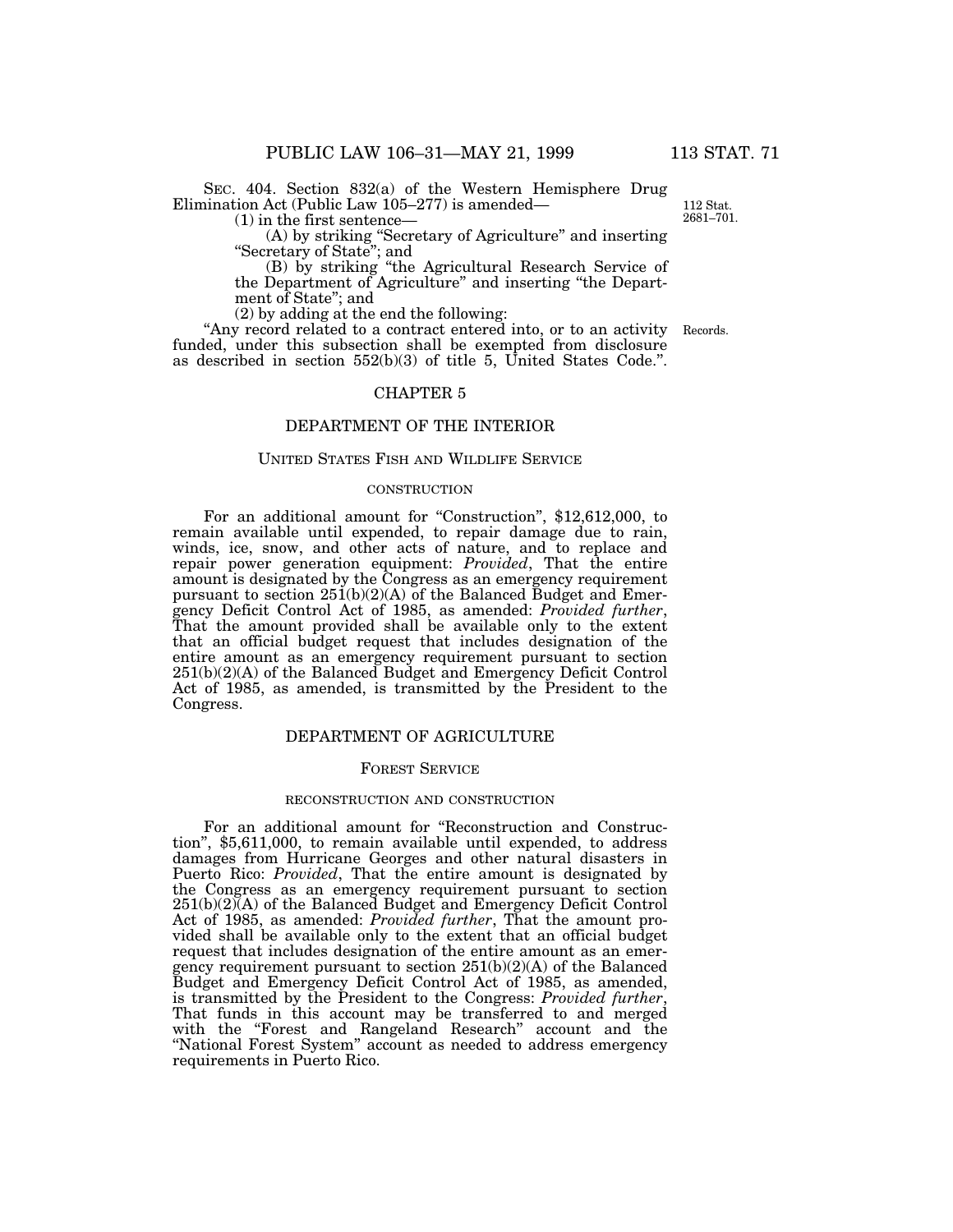SEC. 404. Section 832(a) of the Western Hemisphere Drug Elimination Act (Public Law 105–277) is amended—

112 Stat. 2681–701.

(1) in the first sentence—

(A) by striking "Secretary of Agriculture" and inserting "Secretary of State"; and

(B) by striking "the Agricultural Research Service of the Department of Agriculture" and inserting "the Department of State"; and

(2) by adding at the end the following:

Records.

"Any record related to a contract entered into, or to an activity funded, under this subsection shall be exempted from disclosure as described in section 552(b)(3) of title 5, United States Code.".

## CHAPTER 5

## DEPARTMENT OF THE INTERIOR

### UNITED STATES FISH AND WILDLIFE SERVICE

#### CONSTRUCTION

For an additional amount for "Construction", $12,612,000, to remain available until expended, to repair damage due to rain, winds, ice, snow, and other acts of nature, and to replace and repair power generation equipment: *Provided*, That the entire amount is designated by the Congress as an emergency requirement pursuant to section 251(b)(2)(A) of the Balanced Budget and Emergency Deficit Control Act of 1985, as amended: *Provided further*, That the amount provided shall be available only to the extent that an official budget request that includes designation of the entire amount as an emergency requirement pursuant to section 251(b)(2)(A) of the Balanced Budget and Emergency Deficit Control Act of 1985, as amended, is transmitted by the President to the Congress.

## DEPARTMENT OF AGRICULTURE

### FOREST SERVICE

#### RECONSTRUCTION AND CONSTRUCTION

For an additional amount for "Reconstruction and Construction", $5,611,000, to remain available until expended, to address damages from Hurricane Georges and other natural disasters in Puerto Rico: *Provided*, That the entire amount is designated by the Congress as an emergency requirement pursuant to section 251(b)(2)(A) of the Balanced Budget and Emergency Deficit Control Act of 1985, as amended: *Provided further*, That the amount provided shall be available only to the extent that an official budget request that includes designation of the entire amount as an emergency requirement pursuant to section 251(b)(2)(A) of the Balanced Budget and Emergency Deficit Control Act of 1985, as amended, is transmitted by the President to the Congress: *Provided further*, That funds in this account may be transferred to and merged with the "Forest and Rangeland Research" account and the "National Forest System" account as needed to address emergency requirements in Puerto Rico.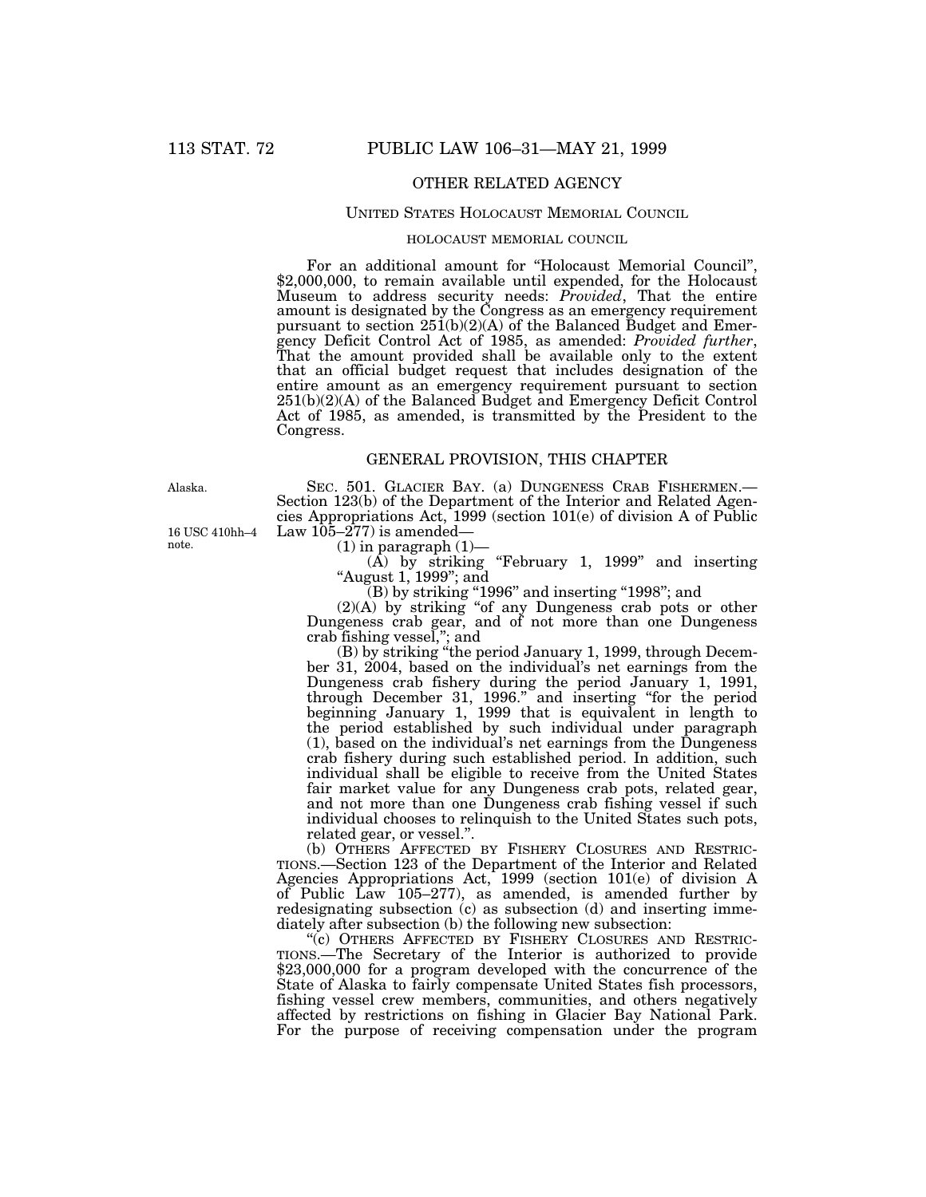## OTHER RELATED AGENCY

### UNITED STATES HOLOCAUST MEMORIAL COUNCIL

#### HOLOCAUST MEMORIAL COUNCIL

For an additional amount for "Holocaust Memorial Council", $2,000,000, to remain available until expended, for the Holocaust Museum to address security needs: *Provided*, That the entire amount is designated by the Congress as an emergency requirement pursuant to section 251(b)(2)(A) of the Balanced Budget and Emergency Deficit Control Act of 1985, as amended: *Provided further*, That the amount provided shall be available only to the extent that an official budget request that includes designation of the entire amount as an emergency requirement pursuant to section 251(b)(2)(A) of the Balanced Budget and Emergency Deficit Control Act of 1985, as amended, is transmitted by the President to the Congress.

## GENERAL PROVISION, THIS CHAPTER

Alaska.

16 USC 410hh–4 note.

SEC. 501. GLACIER BAY. (a) DUNGENESS CRAB FISHERMEN.—Section 123(b) of the Department of the Interior and Related Agencies Appropriations Act, 1999 (section 101(e) of division A of Public Law 105–277) is amended—

(1) in paragraph (1)—

(A) by striking "February 1, 1999" and inserting "August 1, 1999"; and

(B) by striking "1996" and inserting "1998"; and

(2)(A) by striking "of any Dungeness crab pots or other Dungeness crab gear, and of not more than one Dungeness crab fishing vessel,"; and

(B) by striking "the period January 1, 1999, through December 31, 2004, based on the individual's net earnings from the Dungeness crab fishery during the period January 1, 1991, through December 31, 1996." and inserting "for the period beginning January 1, 1999 that is equivalent in length to the period established by such individual under paragraph (1), based on the individual's net earnings from the Dungeness crab fishery during such established period. In addition, such individual shall be eligible to receive from the United States fair market value for any Dungeness crab pots, related gear, and not more than one Dungeness crab fishing vessel if such individual chooses to relinquish to the United States such pots, related gear, or vessel.".

(b) OTHERS AFFECTED BY FISHERY CLOSURES AND RESTRICTIONS.—Section 123 of the Department of the Interior and Related Agencies Appropriations Act, 1999 (section 101(e) of division A of Public Law 105–277), as amended, is amended further by redesignating subsection (c) as subsection (d) and inserting immediately after subsection (b) the following new subsection:

"(c) OTHERS AFFECTED BY FISHERY CLOSURES AND RESTRICTIONS.—The Secretary of the Interior is authorized to provide $23,000,000 for a program developed with the concurrence of the State of Alaska to fairly compensate United States fish processors, fishing vessel crew members, communities, and others negatively affected by restrictions on fishing in Glacier Bay National Park. For the purpose of receiving compensation under the program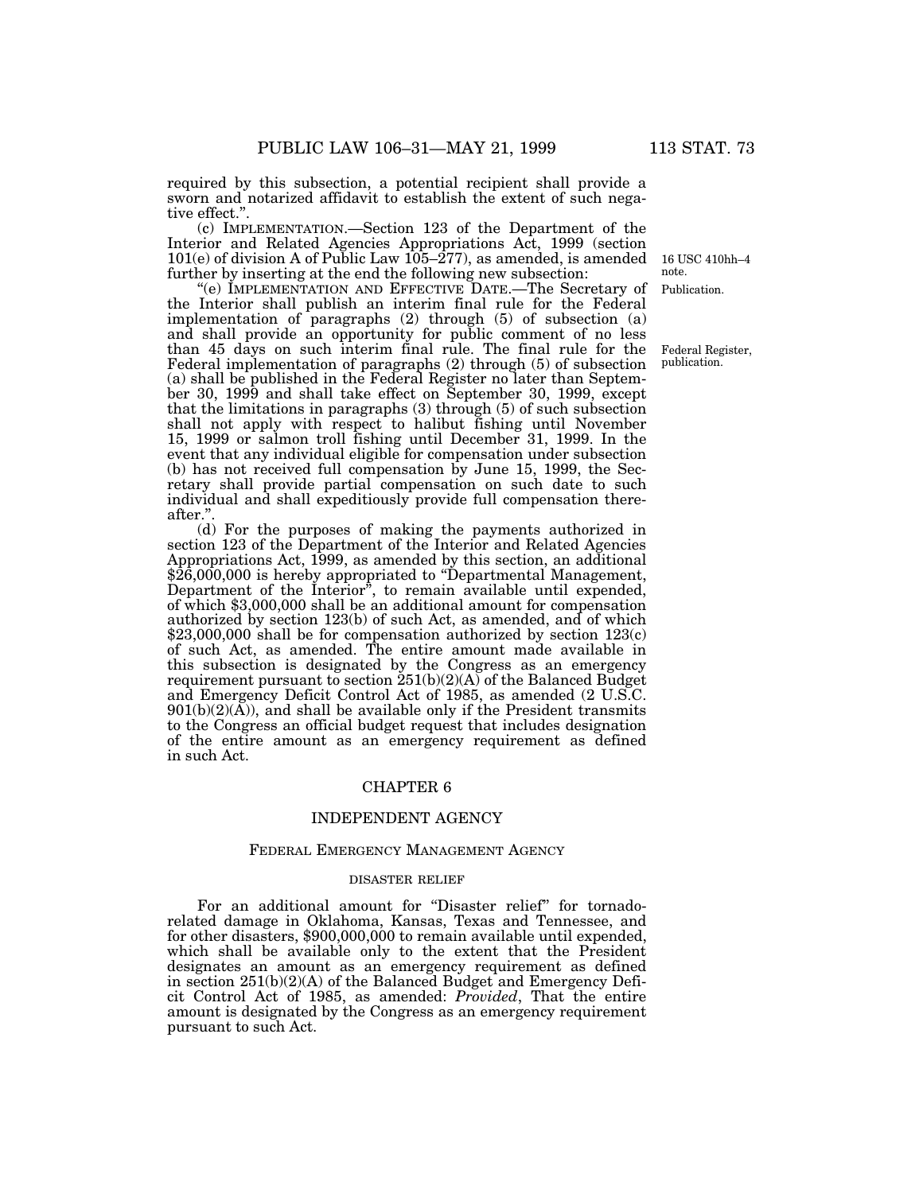required by this subsection, a potential recipient shall provide a sworn and notarized affidavit to establish the extent of such negative effect.".

(c) IMPLEMENTATION.—Section 123 of the Department of the Interior and Related Agencies Appropriations Act, 1999 (section 101(e) of division A of Public Law 105–277), as amended, is amended further by inserting at the end the following new subsection:

16 USC 410hh–4 note.

Publication.

"(e) IMPLEMENTATION AND EFFECTIVE DATE.—The Secretary of the Interior shall publish an interim final rule for the Federal implementation of paragraphs (2) through (5) of subsection (a) and shall provide an opportunity for public comment of no less than 45 days on such interim final rule. The final rule for the Federal implementation of paragraphs (2) through (5) of subsection (a) shall be published in the Federal Register no later than September 30, 1999 and shall take effect on September 30, 1999, except that the limitations in paragraphs (3) through (5) of such subsection shall not apply with respect to halibut fishing until November 15, 1999 or salmon troll fishing until December 31, 1999. In the event that any individual eligible for compensation under subsection (b) has not received full compensation by June 15, 1999, the Secretary shall provide partial compensation on such date to such individual and shall expeditiously provide full compensation thereafter.".

Federal Register, publication.

(d) For the purposes of making the payments authorized in section 123 of the Department of the Interior and Related Agencies Appropriations Act, 1999, as amended by this section, an additional $26,000,000 is hereby appropriated to "Departmental Management, Department of the Interior", to remain available until expended, of which $3,000,000 shall be an additional amount for compensation authorized by section 123(b) of such Act, as amended, and of which $23,000,000 shall be for compensation authorized by section 123(c) of such Act, as amended. The entire amount made available in this subsection is designated by the Congress as an emergency requirement pursuant to section 251(b)(2)(A) of the Balanced Budget and Emergency Deficit Control Act of 1985, as amended (2 U.S.C. 901(b)(2)(A)), and shall be available only if the President transmits to the Congress an official budget request that includes designation of the entire amount as an emergency requirement as defined in such Act.

## CHAPTER 6

## INDEPENDENT AGENCY

### FEDERAL EMERGENCY MANAGEMENT AGENCY

#### DISASTER RELIEF

For an additional amount for "Disaster relief" for tornado-related damage in Oklahoma, Kansas, Texas and Tennessee, and for other disasters, $900,000,000 to remain available until expended, which shall be available only to the extent that the President designates an amount as an emergency requirement as defined in section 251(b)(2)(A) of the Balanced Budget and Emergency Deficit Control Act of 1985, as amended: *Provided*, That the entire amount is designated by the Congress as an emergency requirement pursuant to such Act.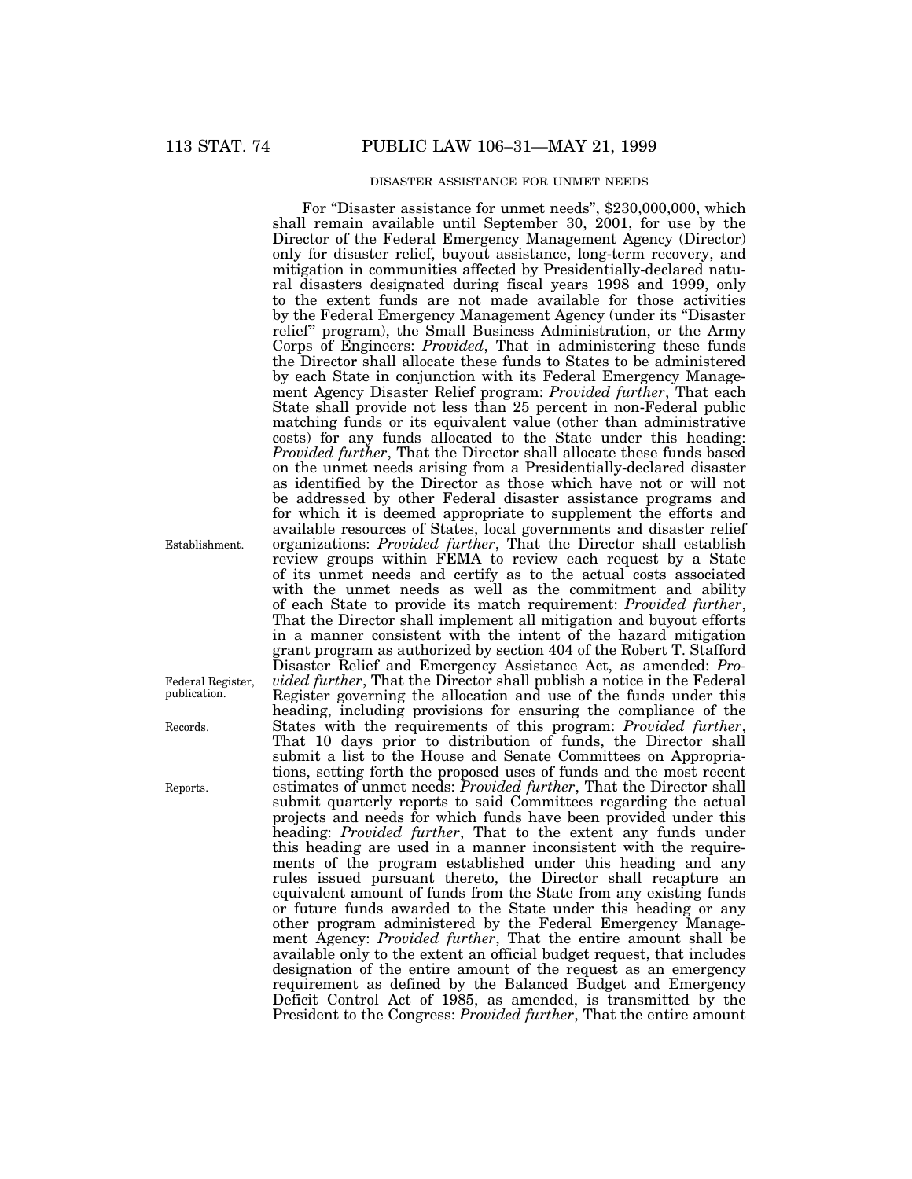DISASTER ASSISTANCE FOR UNMET NEEDS

For "Disaster assistance for unmet needs", $230,000,000, which shall remain available until September 30, 2001, for use by the Director of the Federal Emergency Management Agency (Director) only for disaster relief, buyout assistance, long-term recovery, and mitigation in communities affected by Presidentially-declared natural disasters designated during fiscal years 1998 and 1999, only to the extent funds are not made available for those activities by the Federal Emergency Management Agency (under its "Disaster relief" program), the Small Business Administration, or the Army Corps of Engineers: *Provided*, That in administering these funds the Director shall allocate these funds to States to be administered by each State in conjunction with its Federal Emergency Management Agency Disaster Relief program: *Provided further*, That each State shall provide not less than 25 percent in non-Federal public matching funds or its equivalent value (other than administrative costs) for any funds allocated to the State under this heading: *Provided further*, That the Director shall allocate these funds based on the unmet needs arising from a Presidentially-declared disaster as identified by the Director as those which have not or will not be addressed by other Federal disaster assistance programs and for which it is deemed appropriate to supplement the efforts and available resources of States, local governments and disaster relief organizations: *Provided further*, That the Director shall establish review groups within FEMA to review each request by a State of its unmet needs and certify as to the actual costs associated with the unmet needs as well as the commitment and ability of each State to provide its match requirement: *Provided further*, That the Director shall implement all mitigation and buyout efforts in a manner consistent with the intent of the hazard mitigation grant program as authorized by section 404 of the Robert T. Stafford Disaster Relief and Emergency Assistance Act, as amended: *Provided further*, That the Director shall publish a notice in the Federal Register governing the allocation and use of the funds under this heading, including provisions for ensuring the compliance of the States with the requirements of this program: *Provided further*, That 10 days prior to distribution of funds, the Director shall submit a list to the House and Senate Committees on Appropriations, setting forth the proposed uses of funds and the most recent estimates of unmet needs: *Provided further*, That the Director shall submit quarterly reports to said Committees regarding the actual projects and needs for which funds have been provided under this heading: *Provided further*, That to the extent any funds under this heading are used in a manner inconsistent with the requirements of the program established under this heading and any rules issued pursuant thereto, the Director shall recapture an equivalent amount of funds from the State from any existing funds or future funds awarded to the State under this heading or any other program administered by the Federal Emergency Management Agency: *Provided further*, That the entire amount shall be available only to the extent an official budget request, that includes designation of the entire amount of the request as an emergency requirement as defined by the Balanced Budget and Emergency Deficit Control Act of 1985, as amended, is transmitted by the President to the Congress: *Provided further*, That the entire amount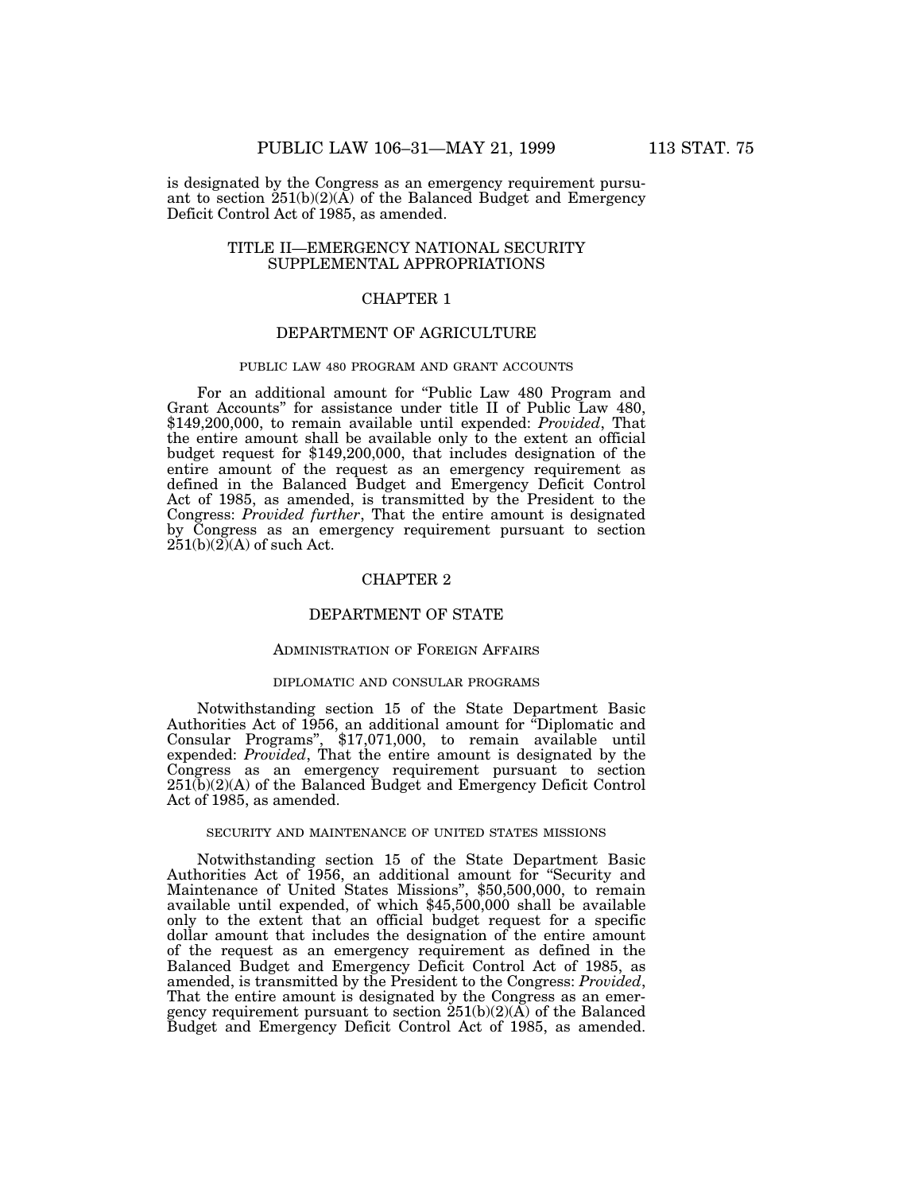is designated by the Congress as an emergency requirement pursuant to section 251(b)(2)(A) of the Balanced Budget and Emergency Deficit Control Act of 1985, as amended.

## TITLE II—EMERGENCY NATIONAL SECURITY SUPPLEMENTAL APPROPRIATIONS

### CHAPTER 1

### DEPARTMENT OF AGRICULTURE

#### PUBLIC LAW 480 PROGRAM AND GRANT ACCOUNTS

For an additional amount for "Public Law 480 Program and Grant Accounts" for assistance under title II of Public Law 480, $149,200,000, to remain available until expended: *Provided*, That the entire amount shall be available only to the extent an official budget request for $149,200,000, that includes designation of the entire amount of the request as an emergency requirement as defined in the Balanced Budget and Emergency Deficit Control Act of 1985, as amended, is transmitted by the President to the Congress: *Provided further*, That the entire amount is designated by Congress as an emergency requirement pursuant to section 251(b)(2)(A) of such Act.

### CHAPTER 2

### DEPARTMENT OF STATE

#### ADMINISTRATION OF FOREIGN AFFAIRS

#### DIPLOMATIC AND CONSULAR PROGRAMS

Notwithstanding section 15 of the State Department Basic Authorities Act of 1956, an additional amount for "Diplomatic and Consular Programs", $17,071,000, to remain available until expended: *Provided*, That the entire amount is designated by the Congress as an emergency requirement pursuant to section 251(b)(2)(A) of the Balanced Budget and Emergency Deficit Control Act of 1985, as amended.

#### SECURITY AND MAINTENANCE OF UNITED STATES MISSIONS

Notwithstanding section 15 of the State Department Basic Authorities Act of 1956, an additional amount for "Security and Maintenance of United States Missions", $50,500,000, to remain available until expended, of which $45,500,000 shall be available only to the extent that an official budget request for a specific dollar amount that includes the designation of the entire amount of the request as an emergency requirement as defined in the Balanced Budget and Emergency Deficit Control Act of 1985, as amended, is transmitted by the President to the Congress: *Provided*, That the entire amount is designated by the Congress as an emergency requirement pursuant to section 251(b)(2)(A) of the Balanced Budget and Emergency Deficit Control Act of 1985, as amended.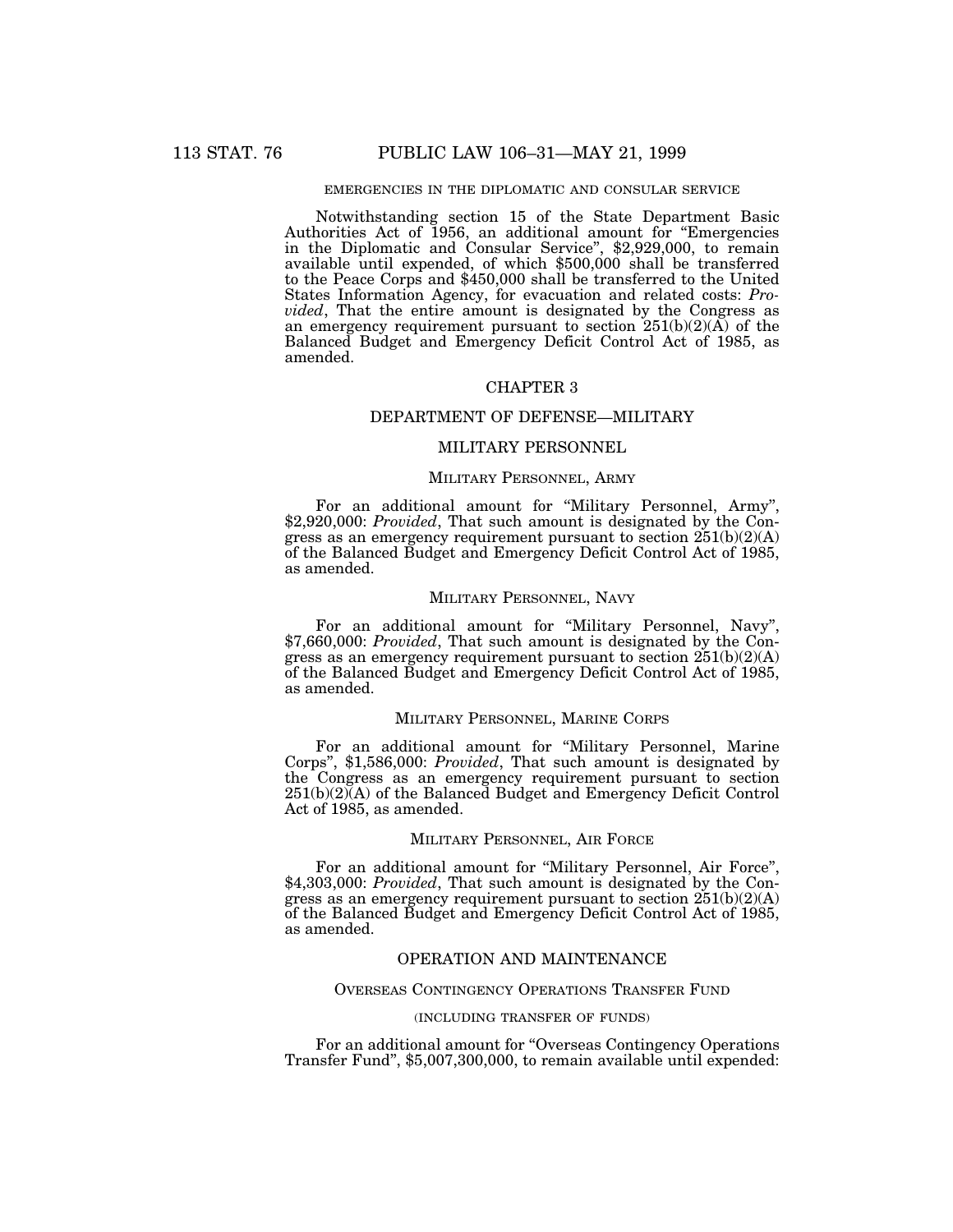EMERGENCIES IN THE DIPLOMATIC AND CONSULAR SERVICE

Notwithstanding section 15 of the State Department Basic Authorities Act of 1956, an additional amount for "Emergencies in the Diplomatic and Consular Service", $2,929,000, to remain available until expended, of which $500,000 shall be transferred to the Peace Corps and $450,000 shall be transferred to the United States Information Agency, for evacuation and related costs: *Provided*, That the entire amount is designated by the Congress as an emergency requirement pursuant to section 251(b)(2)(A) of the Balanced Budget and Emergency Deficit Control Act of 1985, as amended.

## CHAPTER 3

## DEPARTMENT OF DEFENSE—MILITARY

### MILITARY PERSONNEL

#### MILITARY PERSONNEL, ARMY

For an additional amount for "Military Personnel, Army", $2,920,000: *Provided*, That such amount is designated by the Congress as an emergency requirement pursuant to section 251(b)(2)(A) of the Balanced Budget and Emergency Deficit Control Act of 1985, as amended.

#### MILITARY PERSONNEL, NAVY

For an additional amount for "Military Personnel, Navy", $7,660,000: *Provided*, That such amount is designated by the Congress as an emergency requirement pursuant to section 251(b)(2)(A) of the Balanced Budget and Emergency Deficit Control Act of 1985, as amended.

#### MILITARY PERSONNEL, MARINE CORPS

For an additional amount for "Military Personnel, Marine Corps", $1,586,000: *Provided*, That such amount is designated by the Congress as an emergency requirement pursuant to section 251(b)(2)(A) of the Balanced Budget and Emergency Deficit Control Act of 1985, as amended.

#### MILITARY PERSONNEL, AIR FORCE

For an additional amount for "Military Personnel, Air Force", $4,303,000: *Provided*, That such amount is designated by the Congress as an emergency requirement pursuant to section 251(b)(2)(A) of the Balanced Budget and Emergency Deficit Control Act of 1985, as amended.

### OPERATION AND MAINTENANCE

#### OVERSEAS CONTINGENCY OPERATIONS TRANSFER FUND

(INCLUDING TRANSFER OF FUNDS)

For an additional amount for "Overseas Contingency Operations Transfer Fund", $5,007,300,000, to remain available until expended: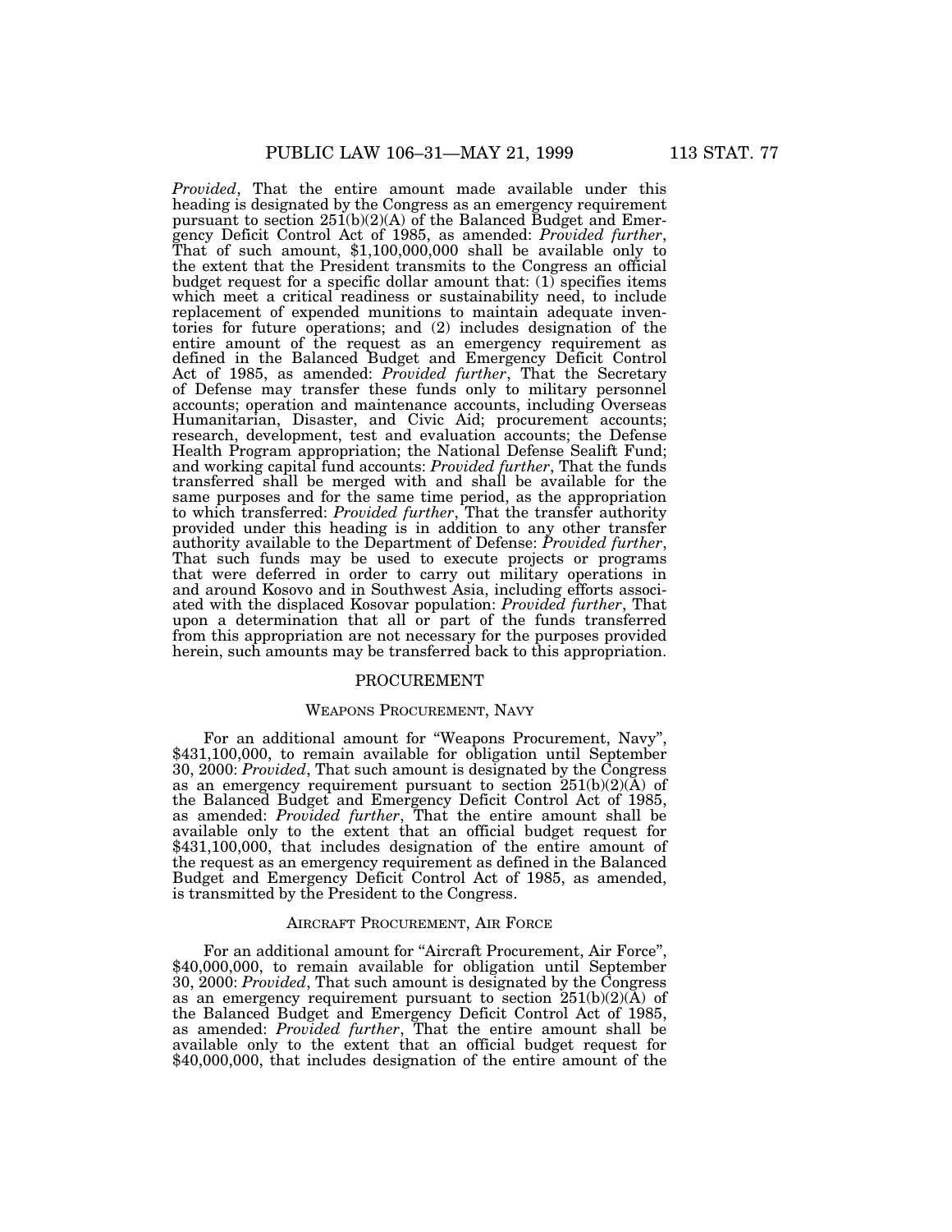*Provided*, That the entire amount made available under this heading is designated by the Congress as an emergency requirement pursuant to section 251(b)(2)(A) of the Balanced Budget and Emergency Deficit Control Act of 1985, as amended: *Provided further*, That of such amount, $1,100,000,000 shall be available only to the extent that the President transmits to the Congress an official budget request for a specific dollar amount that: (1) specifies items which meet a critical readiness or sustainability need, to include replacement of expended munitions to maintain adequate inventories for future operations; and (2) includes designation of the entire amount of the request as an emergency requirement as defined in the Balanced Budget and Emergency Deficit Control Act of 1985, as amended: *Provided further*, That the Secretary of Defense may transfer these funds only to military personnel accounts; operation and maintenance accounts, including Overseas Humanitarian, Disaster, and Civic Aid; procurement accounts; research, development, test and evaluation accounts; the Defense Health Program appropriation; the National Defense Sealift Fund; and working capital fund accounts: *Provided further*, That the funds transferred shall be merged with and shall be available for the same purposes and for the same time period, as the appropriation to which transferred: *Provided further*, That the transfer authority provided under this heading is in addition to any other transfer authority available to the Department of Defense: *Provided further*, That such funds may be used to execute projects or programs that were deferred in order to carry out military operations in and around Kosovo and in Southwest Asia, including efforts associated with the displaced Kosovar population: *Provided further*, That upon a determination that all or part of the funds transferred from this appropriation are not necessary for the purposes provided herein, such amounts may be transferred back to this appropriation.

## PROCUREMENT

### WEAPONS PROCUREMENT, NAVY

For an additional amount for "Weapons Procurement, Navy", $431,100,000, to remain available for obligation until September 30, 2000: *Provided*, That such amount is designated by the Congress as an emergency requirement pursuant to section 251(b)(2)(A) of the Balanced Budget and Emergency Deficit Control Act of 1985, as amended: *Provided further*, That the entire amount shall be available only to the extent that an official budget request for $431,100,000, that includes designation of the entire amount of the request as an emergency requirement as defined in the Balanced Budget and Emergency Deficit Control Act of 1985, as amended, is transmitted by the President to the Congress.

### AIRCRAFT PROCUREMENT, AIR FORCE

For an additional amount for "Aircraft Procurement, Air Force", $40,000,000, to remain available for obligation until September 30, 2000: *Provided*, That such amount is designated by the Congress as an emergency requirement pursuant to section 251(b)(2)(A) of the Balanced Budget and Emergency Deficit Control Act of 1985, as amended: *Provided further*, That the entire amount shall be available only to the extent that an official budget request for $40,000,000, that includes designation of the entire amount of the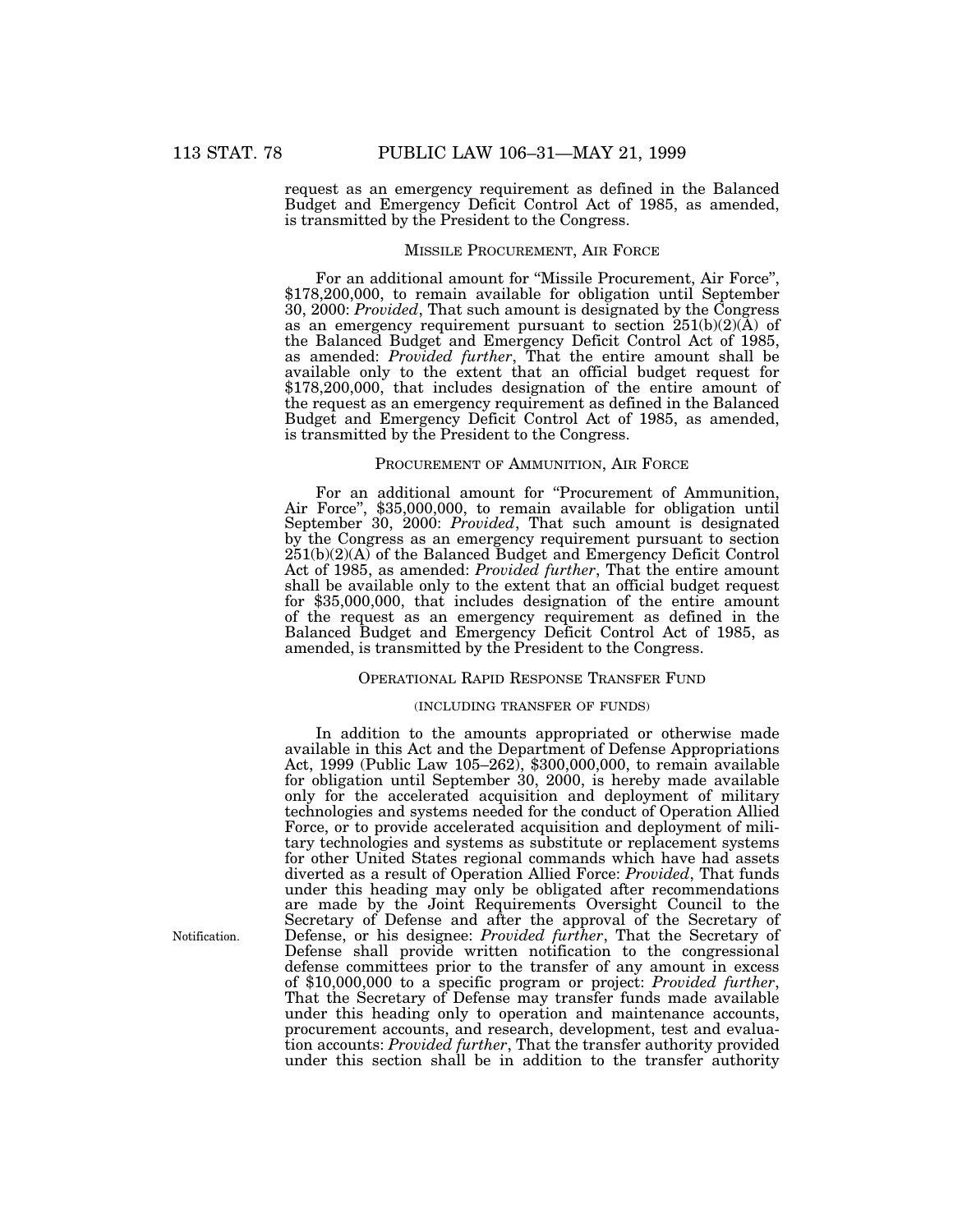request as an emergency requirement as defined in the Balanced Budget and Emergency Deficit Control Act of 1985, as amended, is transmitted by the President to the Congress.

MISSILE PROCUREMENT, AIR FORCE

For an additional amount for "Missile Procurement, Air Force", $178,200,000, to remain available for obligation until September 30, 2000: *Provided*, That such amount is designated by the Congress as an emergency requirement pursuant to section 251(b)(2)(A) of the Balanced Budget and Emergency Deficit Control Act of 1985, as amended: *Provided further*, That the entire amount shall be available only to the extent that an official budget request for $178,200,000, that includes designation of the entire amount of the request as an emergency requirement as defined in the Balanced Budget and Emergency Deficit Control Act of 1985, as amended, is transmitted by the President to the Congress.

PROCUREMENT OF AMMUNITION, AIR FORCE

For an additional amount for "Procurement of Ammunition, Air Force", $35,000,000, to remain available for obligation until September 30, 2000: *Provided*, That such amount is designated by the Congress as an emergency requirement pursuant to section 251(b)(2)(A) of the Balanced Budget and Emergency Deficit Control Act of 1985, as amended: *Provided further*, That the entire amount shall be available only to the extent that an official budget request for $35,000,000, that includes designation of the entire amount of the request as an emergency requirement as defined in the Balanced Budget and Emergency Deficit Control Act of 1985, as amended, is transmitted by the President to the Congress.

OPERATIONAL RAPID RESPONSE TRANSFER FUND

(INCLUDING TRANSFER OF FUNDS)

In addition to the amounts appropriated or otherwise made available in this Act and the Department of Defense Appropriations Act, 1999 (Public Law 105–262), $300,000,000, to remain available for obligation until September 30, 2000, is hereby made available only for the accelerated acquisition and deployment of military technologies and systems needed for the conduct of Operation Allied Force, or to provide accelerated acquisition and deployment of military technologies and systems as substitute or replacement systems for other United States regional commands which have had assets diverted as a result of Operation Allied Force: *Provided*, That funds under this heading may only be obligated after recommendations are made by the Joint Requirements Oversight Council to the Secretary of Defense and after the approval of the Secretary of Defense, or his designee: *Provided further*, That the Secretary of Defense shall provide written notification to the congressional defense committees prior to the transfer of any amount in excess of $10,000,000 to a specific program or project: *Provided further*, That the Secretary of Defense may transfer funds made available under this heading only to operation and maintenance accounts, procurement accounts, and research, development, test and evaluation accounts: *Provided further*, That the transfer authority provided under this section shall be in addition to the transfer authority

Notification.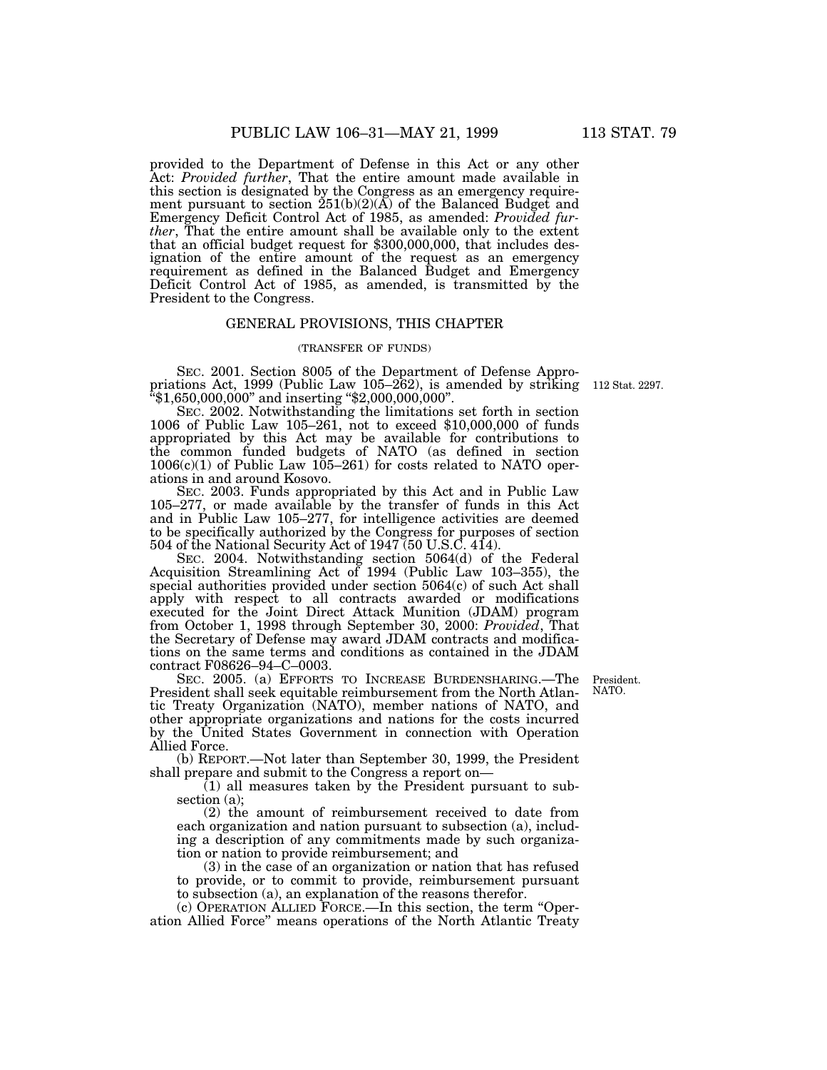provided to the Department of Defense in this Act or any other Act: *Provided further*, That the entire amount made available in this section is designated by the Congress as an emergency requirement pursuant to section 251(b)(2)(A) of the Balanced Budget and Emergency Deficit Control Act of 1985, as amended: *Provided further*, That the entire amount shall be available only to the extent that an official budget request for $300,000,000, that includes designation of the entire amount of the request as an emergency requirement as defined in the Balanced Budget and Emergency Deficit Control Act of 1985, as amended, is transmitted by the President to the Congress.

## GENERAL PROVISIONS, THIS CHAPTER

(TRANSFER OF FUNDS)

SEC. 2001. Section 8005 of the Department of Defense Appropriations Act, 1999 (Public Law 105–262), is amended by striking "$1,650,000,000" and inserting "$2,000,000,000".

112 Stat. 2297.

SEC. 2002. Notwithstanding the limitations set forth in section 1006 of Public Law 105–261, not to exceed $10,000,000 of funds appropriated by this Act may be available for contributions to the common funded budgets of NATO (as defined in section 1006(c)(1) of Public Law 105–261) for costs related to NATO operations in and around Kosovo.

SEC. 2003. Funds appropriated by this Act and in Public Law 105–277, or made available by the transfer of funds in this Act and in Public Law 105–277, for intelligence activities are deemed to be specifically authorized by the Congress for purposes of section 504 of the National Security Act of 1947 (50 U.S.C. 414).

SEC. 2004. Notwithstanding section 5064(d) of the Federal Acquisition Streamlining Act of 1994 (Public Law 103–355), the special authorities provided under section 5064(c) of such Act shall apply with respect to all contracts awarded or modifications executed for the Joint Direct Attack Munition (JDAM) program from October 1, 1998 through September 30, 2000: *Provided*, That the Secretary of Defense may award JDAM contracts and modifications on the same terms and conditions as contained in the JDAM contract F08626–94–C–0003.

President.
NATO.

SEC. 2005. (a) EFFORTS TO INCREASE BURDENSHARING.—The President shall seek equitable reimbursement from the North Atlantic Treaty Organization (NATO), member nations of NATO, and other appropriate organizations and nations for the costs incurred by the United States Government in connection with Operation Allied Force.

(b) REPORT.—Not later than September 30, 1999, the President shall prepare and submit to the Congress a report on—

(1) all measures taken by the President pursuant to subsection (a);

(2) the amount of reimbursement received to date from each organization and nation pursuant to subsection (a), including a description of any commitments made by such organization or nation to provide reimbursement; and

(3) in the case of an organization or nation that has refused to provide, or to commit to provide, reimbursement pursuant to subsection (a), an explanation of the reasons therefor.

(c) OPERATION ALLIED FORCE.—In this section, the term "Operation Allied Force" means operations of the North Atlantic Treaty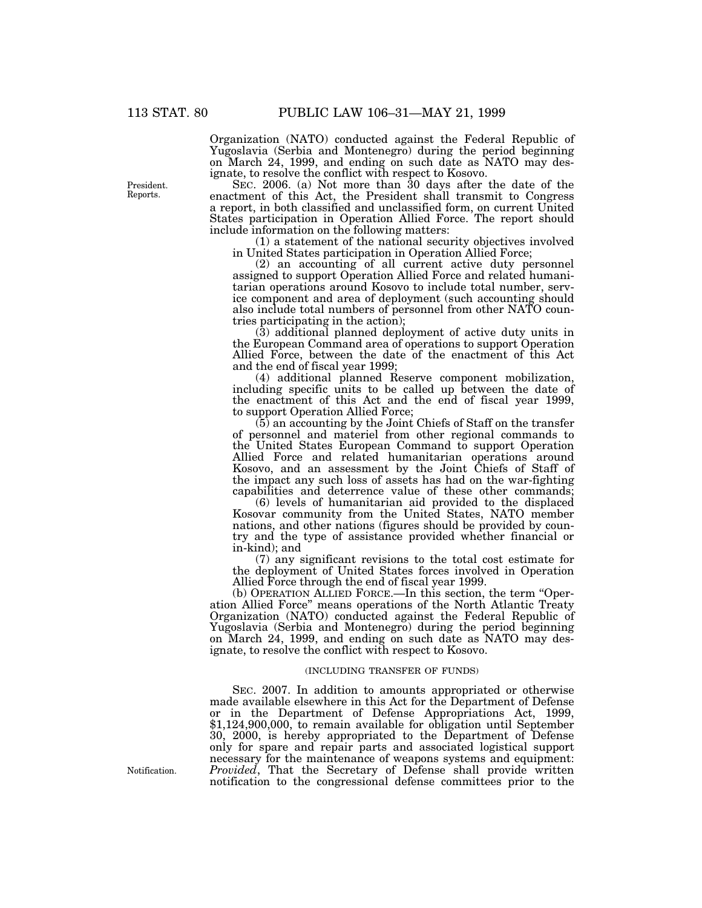Organization (NATO) conducted against the Federal Republic of Yugoslavia (Serbia and Montenegro) during the period beginning on March 24, 1999, and ending on such date as NATO may designate, to resolve the conflict with respect to Kosovo.

President. Reports.

SEC. 2006. (a) Not more than 30 days after the date of the enactment of this Act, the President shall transmit to Congress a report, in both classified and unclassified form, on current United States participation in Operation Allied Force. The report should include information on the following matters:

(1) a statement of the national security objectives involved in United States participation in Operation Allied Force;

(2) an accounting of all current active duty personnel assigned to support Operation Allied Force and related humanitarian operations around Kosovo to include total number, service component and area of deployment (such accounting should also include total numbers of personnel from other NATO countries participating in the action);

(3) additional planned deployment of active duty units in the European Command area of operations to support Operation Allied Force, between the date of the enactment of this Act and the end of fiscal year 1999;

(4) additional planned Reserve component mobilization, including specific units to be called up between the date of the enactment of this Act and the end of fiscal year 1999, to support Operation Allied Force;

(5) an accounting by the Joint Chiefs of Staff on the transfer of personnel and materiel from other regional commands to the United States European Command to support Operation Allied Force and related humanitarian operations around Kosovo, and an assessment by the Joint Chiefs of Staff of the impact any such loss of assets has had on the war-fighting capabilities and deterrence value of these other commands;

(6) levels of humanitarian aid provided to the displaced Kosovar community from the United States, NATO member nations, and other nations (figures should be provided by country and the type of assistance provided whether financial or in-kind); and

(7) any significant revisions to the total cost estimate for the deployment of United States forces involved in Operation Allied Force through the end of fiscal year 1999.

(b) OPERATION ALLIED FORCE.—In this section, the term "Operation Allied Force" means operations of the North Atlantic Treaty Organization (NATO) conducted against the Federal Republic of Yugoslavia (Serbia and Montenegro) during the period beginning on March 24, 1999, and ending on such date as NATO may designate, to resolve the conflict with respect to Kosovo.

(INCLUDING TRANSFER OF FUNDS)

SEC. 2007. In addition to amounts appropriated or otherwise made available elsewhere in this Act for the Department of Defense or in the Department of Defense Appropriations Act, 1999, $1,124,900,000, to remain available for obligation until September 30, 2000, is hereby appropriated to the Department of Defense only for spare and repair parts and associated logistical support necessary for the maintenance of weapons systems and equipment: *Provided*, That the Secretary of Defense shall provide written notification to the congressional defense committees prior to the

Notification.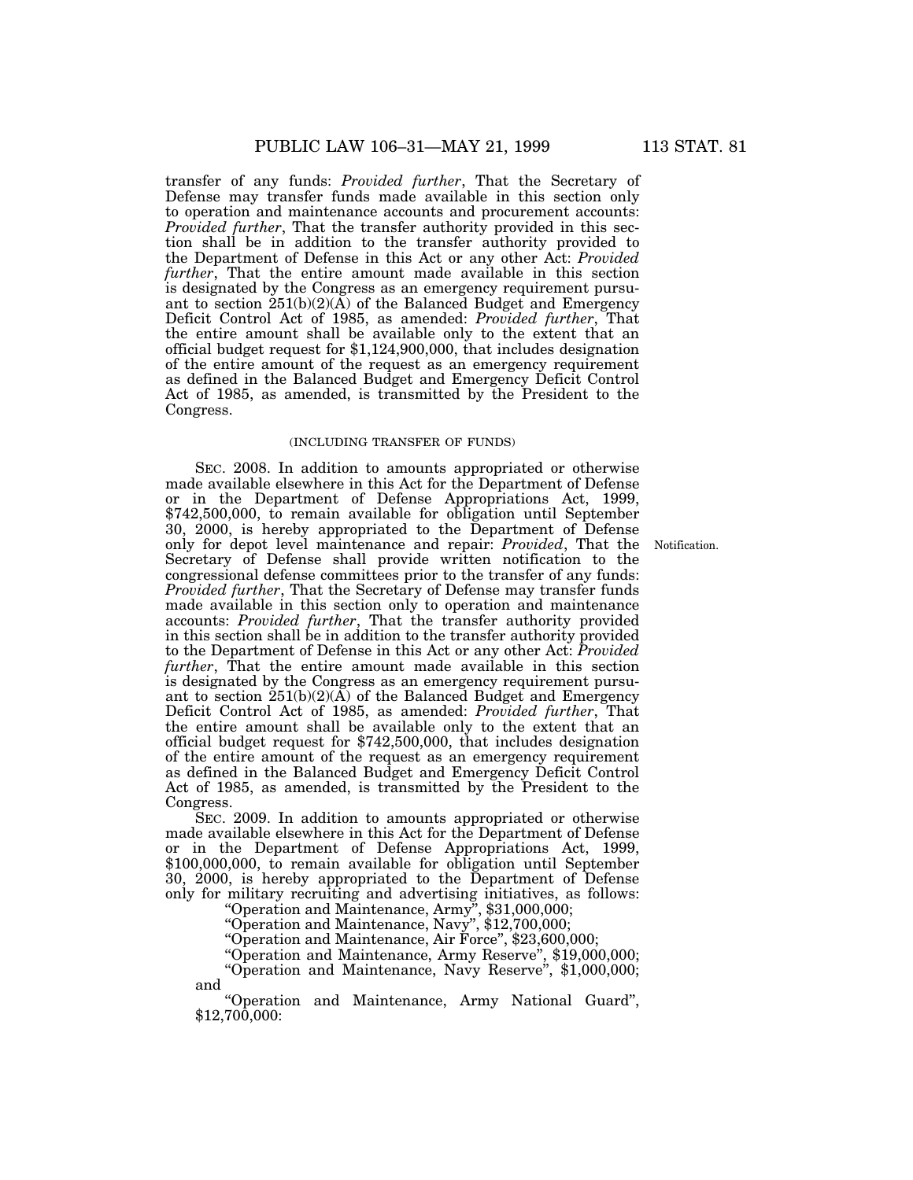transfer of any funds: *Provided further*, That the Secretary of Defense may transfer funds made available in this section only to operation and maintenance accounts and procurement accounts: *Provided further*, That the transfer authority provided in this section shall be in addition to the transfer authority provided to the Department of Defense in this Act or any other Act: *Provided further*, That the entire amount made available in this section is designated by the Congress as an emergency requirement pursuant to section 251(b)(2)(A) of the Balanced Budget and Emergency Deficit Control Act of 1985, as amended: *Provided further*, That the entire amount shall be available only to the extent that an official budget request for $1,124,900,000, that includes designation of the entire amount of the request as an emergency requirement as defined in the Balanced Budget and Emergency Deficit Control Act of 1985, as amended, is transmitted by the President to the Congress.

(INCLUDING TRANSFER OF FUNDS)

SEC. 2008. In addition to amounts appropriated or otherwise made available elsewhere in this Act for the Department of Defense or in the Department of Defense Appropriations Act, 1999, $742,500,000, to remain available for obligation until September 30, 2000, is hereby appropriated to the Department of Defense only for depot level maintenance and repair: *Provided*, That the Secretary of Defense shall provide written notification to the congressional defense committees prior to the transfer of any funds: *Provided further*, That the Secretary of Defense may transfer funds made available in this section only to operation and maintenance accounts: *Provided further*, That the transfer authority provided in this section shall be in addition to the transfer authority provided to the Department of Defense in this Act or any other Act: *Provided further*, That the entire amount made available in this section is designated by the Congress as an emergency requirement pursuant to section 251(b)(2)(A) of the Balanced Budget and Emergency Deficit Control Act of 1985, as amended: *Provided further*, That the entire amount shall be available only to the extent that an official budget request for $742,500,000, that includes designation of the entire amount of the request as an emergency requirement as defined in the Balanced Budget and Emergency Deficit Control Act of 1985, as amended, is transmitted by the President to the Congress.

Notification.

SEC. 2009. In addition to amounts appropriated or otherwise made available elsewhere in this Act for the Department of Defense or in the Department of Defense Appropriations Act, 1999, $100,000,000, to remain available for obligation until September 30, 2000, is hereby appropriated to the Department of Defense only for military recruiting and advertising initiatives, as follows:

"Operation and Maintenance, Army", $31,000,000;

"Operation and Maintenance, Navy", $12,700,000;

"Operation and Maintenance, Air Force", $23,600,000;

"Operation and Maintenance, Army Reserve", $19,000,000;

"Operation and Maintenance, Navy Reserve", $1,000,000; and

"Operation and Maintenance, Army National Guard", $12,700,000: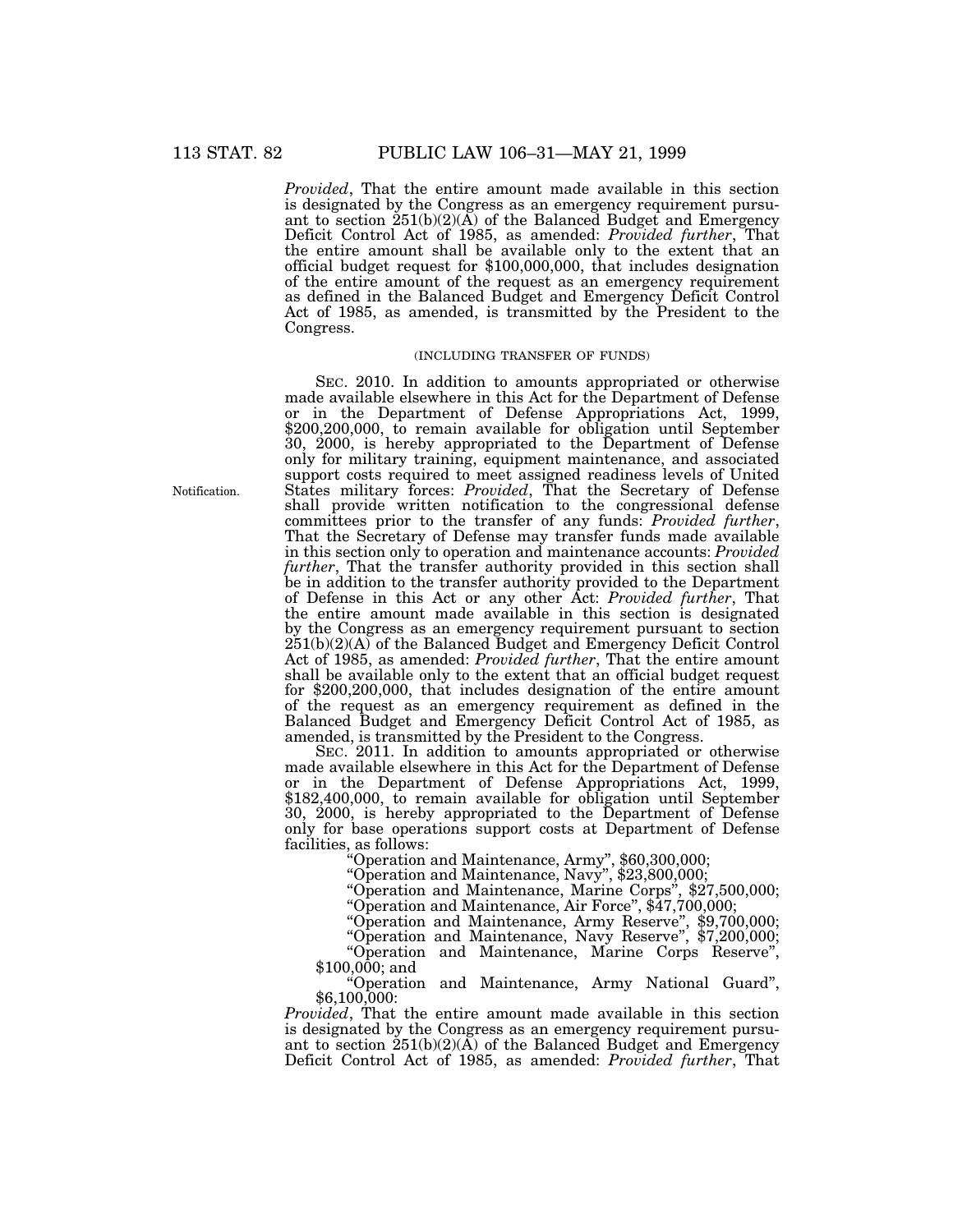*Provided*, That the entire amount made available in this section is designated by the Congress as an emergency requirement pursuant to section 251(b)(2)(A) of the Balanced Budget and Emergency Deficit Control Act of 1985, as amended: *Provided further*, That the entire amount shall be available only to the extent that an official budget request for $100,000,000, that includes designation of the entire amount of the request as an emergency requirement as defined in the Balanced Budget and Emergency Deficit Control Act of 1985, as amended, is transmitted by the President to the Congress.

(INCLUDING TRANSFER OF FUNDS)

SEC. 2010. In addition to amounts appropriated or otherwise made available elsewhere in this Act for the Department of Defense or in the Department of Defense Appropriations Act, 1999, $200,200,000, to remain available for obligation until September 30, 2000, is hereby appropriated to the Department of Defense only for military training, equipment maintenance, and associated support costs required to meet assigned readiness levels of United States military forces: *Provided*, That the Secretary of Defense shall provide written notification to the congressional defense committees prior to the transfer of any funds: *Provided further*, That the Secretary of Defense may transfer funds made available in this section only to operation and maintenance accounts: *Provided further*, That the transfer authority provided in this section shall be in addition to the transfer authority provided to the Department of Defense in this Act or any other Act: *Provided further*, That the entire amount made available in this section is designated by the Congress as an emergency requirement pursuant to section 251(b)(2)(A) of the Balanced Budget and Emergency Deficit Control Act of 1985, as amended: *Provided further*, That the entire amount shall be available only to the extent that an official budget request for $200,200,000, that includes designation of the entire amount of the request as an emergency requirement as defined in the Balanced Budget and Emergency Deficit Control Act of 1985, as amended, is transmitted by the President to the Congress.

Notification.

SEC. 2011. In addition to amounts appropriated or otherwise made available elsewhere in this Act for the Department of Defense or in the Department of Defense Appropriations Act, 1999, $182,400,000, to remain available for obligation until September 30, 2000, is hereby appropriated to the Department of Defense only for base operations support costs at Department of Defense facilities, as follows:

"Operation and Maintenance, Army", $60,300,000;

"Operation and Maintenance, Navy", $23,800,000;

"Operation and Maintenance, Marine Corps", $27,500,000;

"Operation and Maintenance, Air Force", $47,700,000;

"Operation and Maintenance, Army Reserve", $9,700,000;

"Operation and Maintenance, Navy Reserve", $7,200,000;

"Operation and Maintenance, Marine Corps Reserve", $100,000; and

"Operation and Maintenance, Army National Guard", $6,100,000:

*Provided*, That the entire amount made available in this section is designated by the Congress as an emergency requirement pursuant to section 251(b)(2)(A) of the Balanced Budget and Emergency Deficit Control Act of 1985, as amended: *Provided further*, That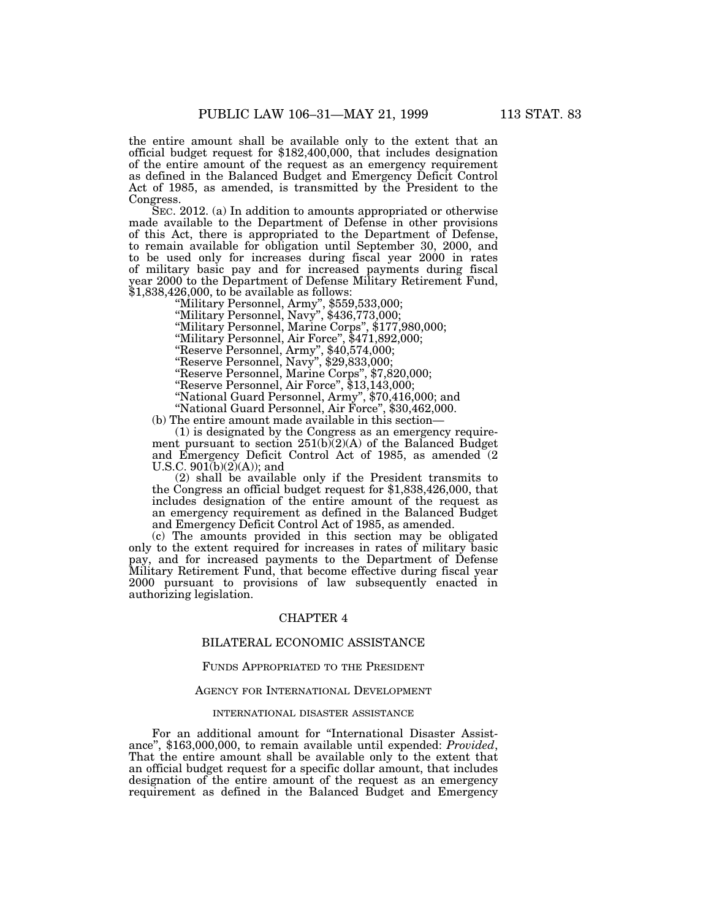the entire amount shall be available only to the extent that an official budget request for $182,400,000, that includes designation of the entire amount of the request as an emergency requirement as defined in the Balanced Budget and Emergency Deficit Control Act of 1985, as amended, is transmitted by the President to the Congress.

SEC. 2012. (a) In addition to amounts appropriated or otherwise made available to the Department of Defense in other provisions of this Act, there is appropriated to the Department of Defense, to remain available for obligation until September 30, 2000, and to be used only for increases during fiscal year 2000 in rates of military basic pay and for increased payments during fiscal year 2000 to the Department of Defense Military Retirement Fund, $1,838,426,000, to be available as follows:

"Military Personnel, Army", $559,533,000;

"Military Personnel, Navy", $436,773,000;

"Military Personnel, Marine Corps", $177,980,000;

"Military Personnel, Air Force", $471,892,000;

"Reserve Personnel, Army", $40,574,000;

"Reserve Personnel, Navy", $29,833,000;

"Reserve Personnel, Marine Corps", $7,820,000;

"Reserve Personnel, Air Force", $13,143,000;

"National Guard Personnel, Army", $70,416,000; and

"National Guard Personnel, Air Force", $30,462,000.

(b) The entire amount made available in this section—

(1) is designated by the Congress as an emergency requirement pursuant to section 251(b)(2)(A) of the Balanced Budget and Emergency Deficit Control Act of 1985, as amended (2 U.S.C. 901(b)(2)(A)); and

(2) shall be available only if the President transmits to the Congress an official budget request for $1,838,426,000, that includes designation of the entire amount of the request as an emergency requirement as defined in the Balanced Budget and Emergency Deficit Control Act of 1985, as amended.

(c) The amounts provided in this section may be obligated only to the extent required for increases in rates of military basic pay, and for increased payments to the Department of Defense Military Retirement Fund, that become effective during fiscal year 2000 pursuant to provisions of law subsequently enacted in authorizing legislation.

## CHAPTER 4

## BILATERAL ECONOMIC ASSISTANCE

### FUNDS APPROPRIATED TO THE PRESIDENT

### AGENCY FOR INTERNATIONAL DEVELOPMENT

#### INTERNATIONAL DISASTER ASSISTANCE

For an additional amount for "International Disaster Assistance", $163,000,000, to remain available until expended: *Provided*, That the entire amount shall be available only to the extent that an official budget request for a specific dollar amount, that includes designation of the entire amount of the request as an emergency requirement as defined in the Balanced Budget and Emergency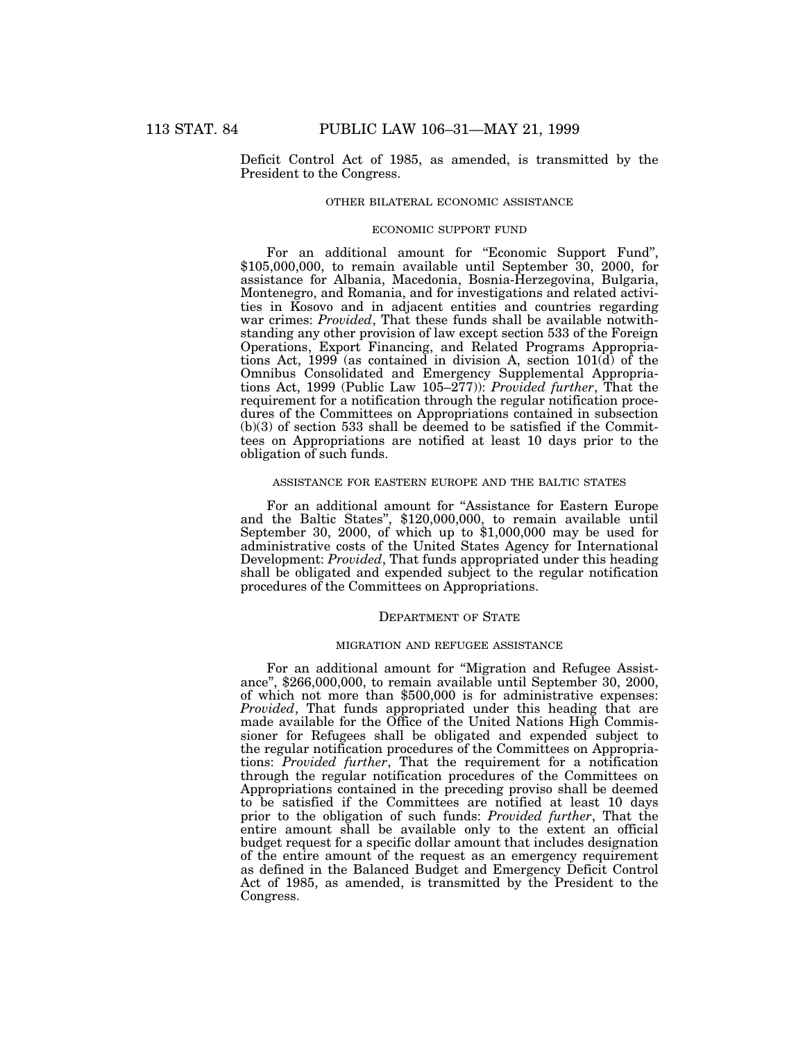Deficit Control Act of 1985, as amended, is transmitted by the President to the Congress.

### OTHER BILATERAL ECONOMIC ASSISTANCE

#### ECONOMIC SUPPORT FUND

For an additional amount for "Economic Support Fund", $105,000,000, to remain available until September 30, 2000, for assistance for Albania, Macedonia, Bosnia-Herzegovina, Bulgaria, Montenegro, and Romania, and for investigations and related activities in Kosovo and in adjacent entities and countries regarding war crimes: *Provided*, That these funds shall be available notwithstanding any other provision of law except section 533 of the Foreign Operations, Export Financing, and Related Programs Appropriations Act, 1999 (as contained in division A, section 101(d) of the Omnibus Consolidated and Emergency Supplemental Appropriations Act, 1999 (Public Law 105–277)): *Provided further*, That the requirement for a notification through the regular notification procedures of the Committees on Appropriations contained in subsection (b)(3) of section 533 shall be deemed to be satisfied if the Committees on Appropriations are notified at least 10 days prior to the obligation of such funds.

#### ASSISTANCE FOR EASTERN EUROPE AND THE BALTIC STATES

For an additional amount for "Assistance for Eastern Europe and the Baltic States", $120,000,000, to remain available until September 30, 2000, of which up to $1,000,000 may be used for administrative costs of the United States Agency for International Development: *Provided*, That funds appropriated under this heading shall be obligated and expended subject to the regular notification procedures of the Committees on Appropriations.

### DEPARTMENT OF STATE

#### MIGRATION AND REFUGEE ASSISTANCE

For an additional amount for "Migration and Refugee Assistance", $266,000,000, to remain available until September 30, 2000, of which not more than $500,000 is for administrative expenses: *Provided*, That funds appropriated under this heading that are made available for the Office of the United Nations High Commissioner for Refugees shall be obligated and expended subject to the regular notification procedures of the Committees on Appropriations: *Provided further*, That the requirement for a notification through the regular notification procedures of the Committees on Appropriations contained in the preceding proviso shall be deemed to be satisfied if the Committees are notified at least 10 days prior to the obligation of such funds: *Provided further*, That the entire amount shall be available only to the extent an official budget request for a specific dollar amount that includes designation of the entire amount of the request as an emergency requirement as defined in the Balanced Budget and Emergency Deficit Control Act of 1985, as amended, is transmitted by the President to the Congress.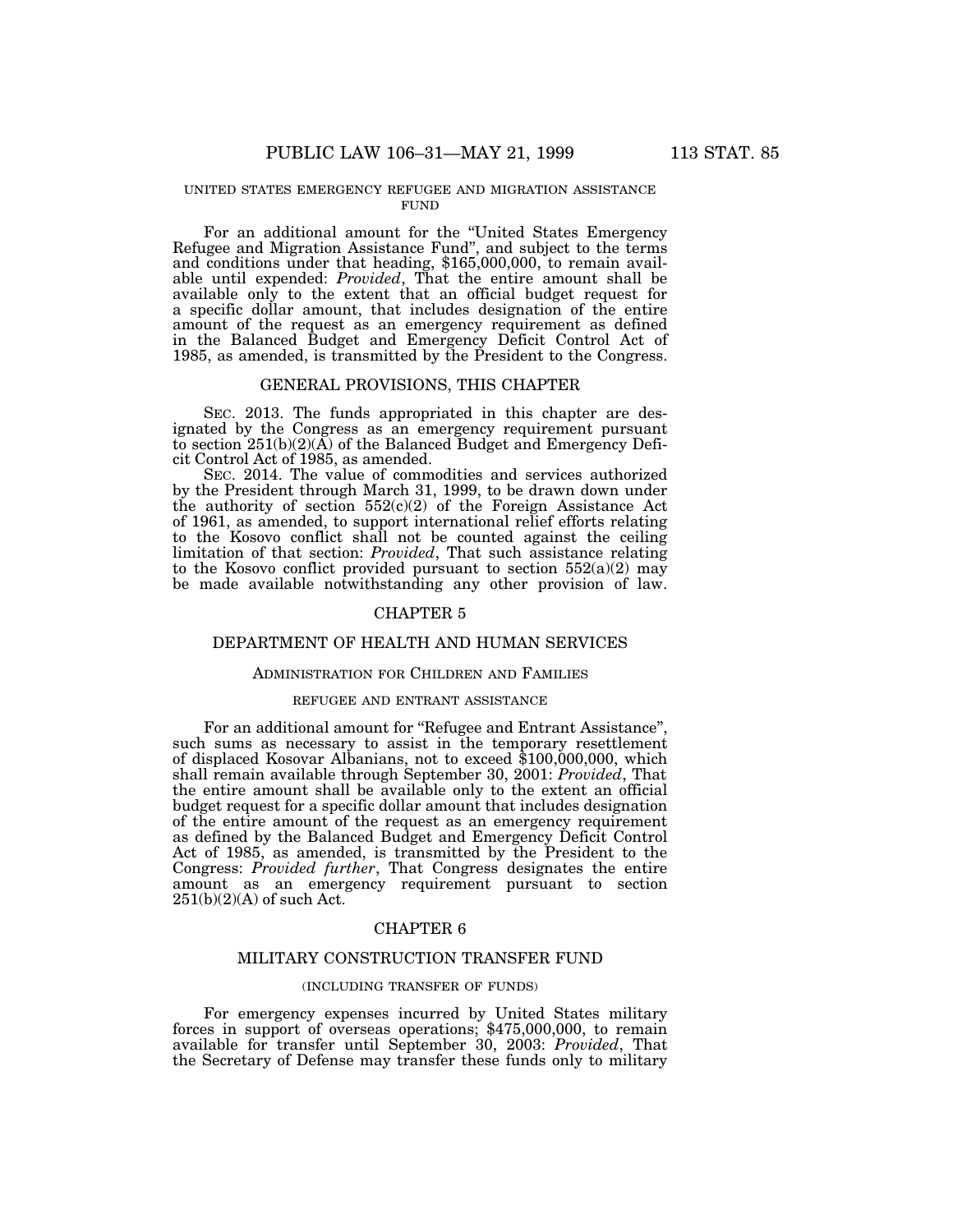UNITED STATES EMERGENCY REFUGEE AND MIGRATION ASSISTANCE FUND

For an additional amount for the "United States Emergency Refugee and Migration Assistance Fund", and subject to the terms and conditions under that heading, $165,000,000, to remain available until expended: *Provided*, That the entire amount shall be available only to the extent that an official budget request for a specific dollar amount, that includes designation of the entire amount of the request as an emergency requirement as defined in the Balanced Budget and Emergency Deficit Control Act of 1985, as amended, is transmitted by the President to the Congress.

GENERAL PROVISIONS, THIS CHAPTER

SEC. 2013. The funds appropriated in this chapter are designated by the Congress as an emergency requirement pursuant to section 251(b)(2)(A) of the Balanced Budget and Emergency Deficit Control Act of 1985, as amended.

SEC. 2014. The value of commodities and services authorized by the President through March 31, 1999, to be drawn down under the authority of section 552(c)(2) of the Foreign Assistance Act of 1961, as amended, to support international relief efforts relating to the Kosovo conflict shall not be counted against the ceiling limitation of that section: *Provided*, That such assistance relating to the Kosovo conflict provided pursuant to section 552(a)(2) may be made available notwithstanding any other provision of law.

CHAPTER 5

DEPARTMENT OF HEALTH AND HUMAN SERVICES

ADMINISTRATION FOR CHILDREN AND FAMILIES

REFUGEE AND ENTRANT ASSISTANCE

For an additional amount for "Refugee and Entrant Assistance", such sums as necessary to assist in the temporary resettlement of displaced Kosovar Albanians, not to exceed $100,000,000, which shall remain available through September 30, 2001: *Provided*, That the entire amount shall be available only to the extent an official budget request for a specific dollar amount that includes designation of the entire amount of the request as an emergency requirement as defined by the Balanced Budget and Emergency Deficit Control Act of 1985, as amended, is transmitted by the President to the Congress: *Provided further*, That Congress designates the entire amount as an emergency requirement pursuant to section 251(b)(2)(A) of such Act.

CHAPTER 6

MILITARY CONSTRUCTION TRANSFER FUND

(INCLUDING TRANSFER OF FUNDS)

For emergency expenses incurred by United States military forces in support of overseas operations; $475,000,000, to remain available for transfer until September 30, 2003: *Provided*, That the Secretary of Defense may transfer these funds only to military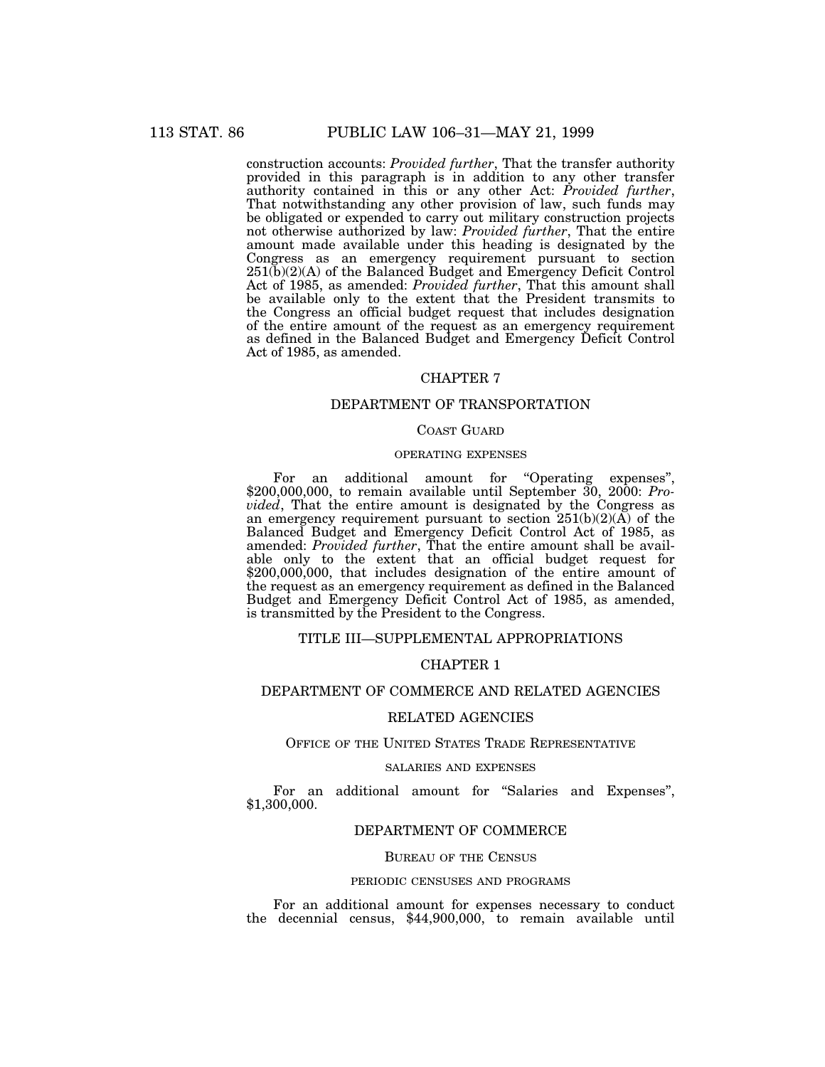construction accounts: *Provided further*, That the transfer authority provided in this paragraph is in addition to any other transfer authority contained in this or any other Act: *Provided further*, That notwithstanding any other provision of law, such funds may be obligated or expended to carry out military construction projects not otherwise authorized by law: *Provided further*, That the entire amount made available under this heading is designated by the Congress as an emergency requirement pursuant to section 251(b)(2)(A) of the Balanced Budget and Emergency Deficit Control Act of 1985, as amended: *Provided further*, That this amount shall be available only to the extent that the President transmits to the Congress an official budget request that includes designation of the entire amount of the request as an emergency requirement as defined in the Balanced Budget and Emergency Deficit Control Act of 1985, as amended.

## CHAPTER 7

## DEPARTMENT OF TRANSPORTATION

### COAST GUARD

#### OPERATING EXPENSES

For an additional amount for "Operating expenses", $200,000,000, to remain available until September 30, 2000: *Provided*, That the entire amount is designated by the Congress as an emergency requirement pursuant to section 251(b)(2)(A) of the Balanced Budget and Emergency Deficit Control Act of 1985, as amended: *Provided further*, That the entire amount shall be available only to the extent that an official budget request for $200,000,000, that includes designation of the entire amount of the request as an emergency requirement as defined in the Balanced Budget and Emergency Deficit Control Act of 1985, as amended, is transmitted by the President to the Congress.

# TITLE III—SUPPLEMENTAL APPROPRIATIONS

## CHAPTER 1

## DEPARTMENT OF COMMERCE AND RELATED AGENCIES

## RELATED AGENCIES

### OFFICE OF THE UNITED STATES TRADE REPRESENTATIVE

#### SALARIES AND EXPENSES

For an additional amount for "Salaries and Expenses", $1,300,000.

## DEPARTMENT OF COMMERCE

### BUREAU OF THE CENSUS

#### PERIODIC CENSUSES AND PROGRAMS

For an additional amount for expenses necessary to conduct the decennial census, $44,900,000, to remain available until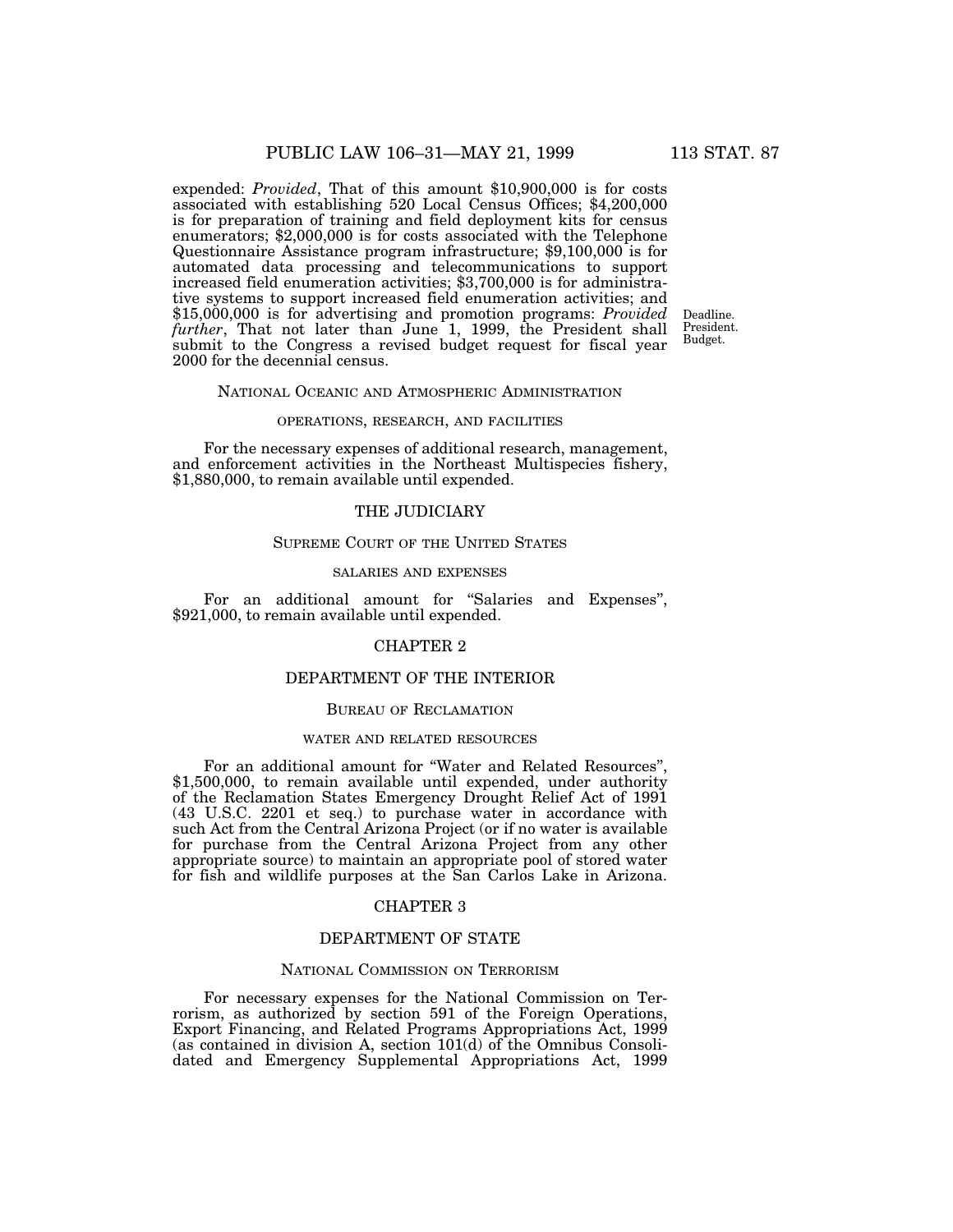expended: *Provided*, That of this amount $10,900,000 is for costs associated with establishing 520 Local Census Offices; $4,200,000 is for preparation of training and field deployment kits for census enumerators; $2,000,000 is for costs associated with the Telephone Questionnaire Assistance program infrastructure; $9,100,000 is for automated data processing and telecommunications to support increased field enumeration activities; $3,700,000 is for administrative systems to support increased field enumeration activities; and $15,000,000 is for advertising and promotion programs: *Provided further*, That not later than June 1, 1999, the President shall submit to the Congress a revised budget request for fiscal year 2000 for the decennial census.

Deadline.
President.
Budget.

NATIONAL OCEANIC AND ATMOSPHERIC ADMINISTRATION

OPERATIONS, RESEARCH, AND FACILITIES

For the necessary expenses of additional research, management, and enforcement activities in the Northeast Multispecies fishery, $1,880,000, to remain available until expended.

THE JUDICIARY

SUPREME COURT OF THE UNITED STATES

SALARIES AND EXPENSES

For an additional amount for "Salaries and Expenses", $921,000, to remain available until expended.

CHAPTER 2

DEPARTMENT OF THE INTERIOR

BUREAU OF RECLAMATION

WATER AND RELATED RESOURCES

For an additional amount for "Water and Related Resources", $1,500,000, to remain available until expended, under authority of the Reclamation States Emergency Drought Relief Act of 1991 (43 U.S.C. 2201 et seq.) to purchase water in accordance with such Act from the Central Arizona Project (or if no water is available for purchase from the Central Arizona Project from any other appropriate source) to maintain an appropriate pool of stored water for fish and wildlife purposes at the San Carlos Lake in Arizona.

CHAPTER 3

DEPARTMENT OF STATE

NATIONAL COMMISSION ON TERRORISM

For necessary expenses for the National Commission on Terrorism, as authorized by section 591 of the Foreign Operations, Export Financing, and Related Programs Appropriations Act, 1999 (as contained in division A, section 101(d) of the Omnibus Consolidated and Emergency Supplemental Appropriations Act, 1999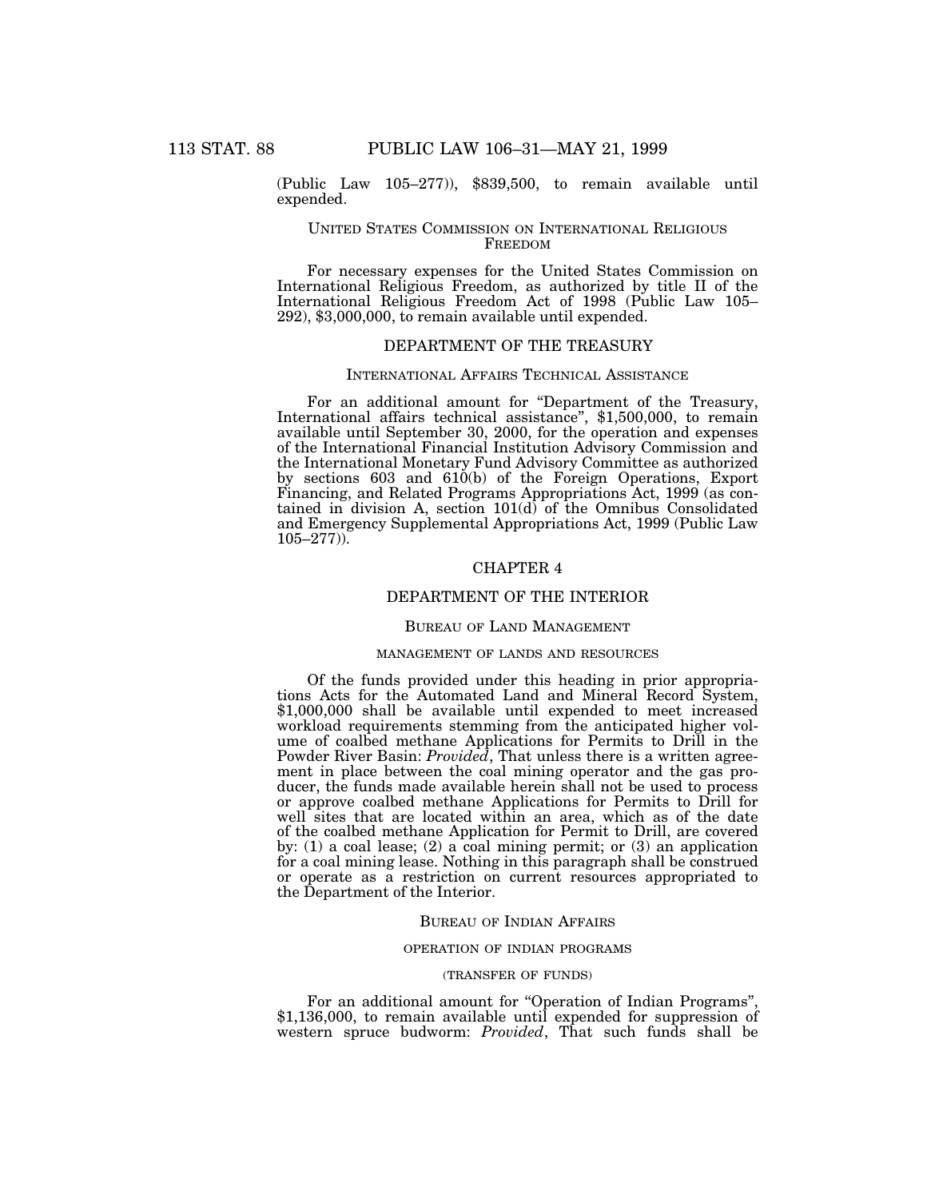(Public Law 105–277)), $839,500, to remain available until expended.

UNITED STATES COMMISSION ON INTERNATIONAL RELIGIOUS FREEDOM

For necessary expenses for the United States Commission on International Religious Freedom, as authorized by title II of the International Religious Freedom Act of 1998 (Public Law 105–292), $3,000,000, to remain available until expended.

## DEPARTMENT OF THE TREASURY

INTERNATIONAL AFFAIRS TECHNICAL ASSISTANCE

For an additional amount for "Department of the Treasury, International affairs technical assistance", $1,500,000, to remain available until September 30, 2000, for the operation and expenses of the International Financial Institution Advisory Commission and the International Monetary Fund Advisory Committee as authorized by sections 603 and 610(b) of the Foreign Operations, Export Financing, and Related Programs Appropriations Act, 1999 (as contained in division A, section 101(d) of the Omnibus Consolidated and Emergency Supplemental Appropriations Act, 1999 (Public Law 105–277)).

## CHAPTER 4

## DEPARTMENT OF THE INTERIOR

BUREAU OF LAND MANAGEMENT

MANAGEMENT OF LANDS AND RESOURCES

Of the funds provided under this heading in prior appropriations Acts for the Automated Land and Mineral Record System, $1,000,000 shall be available until expended to meet increased workload requirements stemming from the anticipated higher volume of coalbed methane Applications for Permits to Drill in the Powder River Basin: *Provided*, That unless there is a written agreement in place between the coal mining operator and the gas producer, the funds made available herein shall not be used to process or approve coalbed methane Applications for Permits to Drill for well sites that are located within an area, which as of the date of the coalbed methane Application for Permit to Drill, are covered by: (1) a coal lease; (2) a coal mining permit; or (3) an application for a coal mining lease. Nothing in this paragraph shall be construed or operate as a restriction on current resources appropriated to the Department of the Interior.

BUREAU OF INDIAN AFFAIRS

OPERATION OF INDIAN PROGRAMS

(TRANSFER OF FUNDS)

For an additional amount for "Operation of Indian Programs", $1,136,000, to remain available until expended for suppression of western spruce budworm: *Provided*, That such funds shall be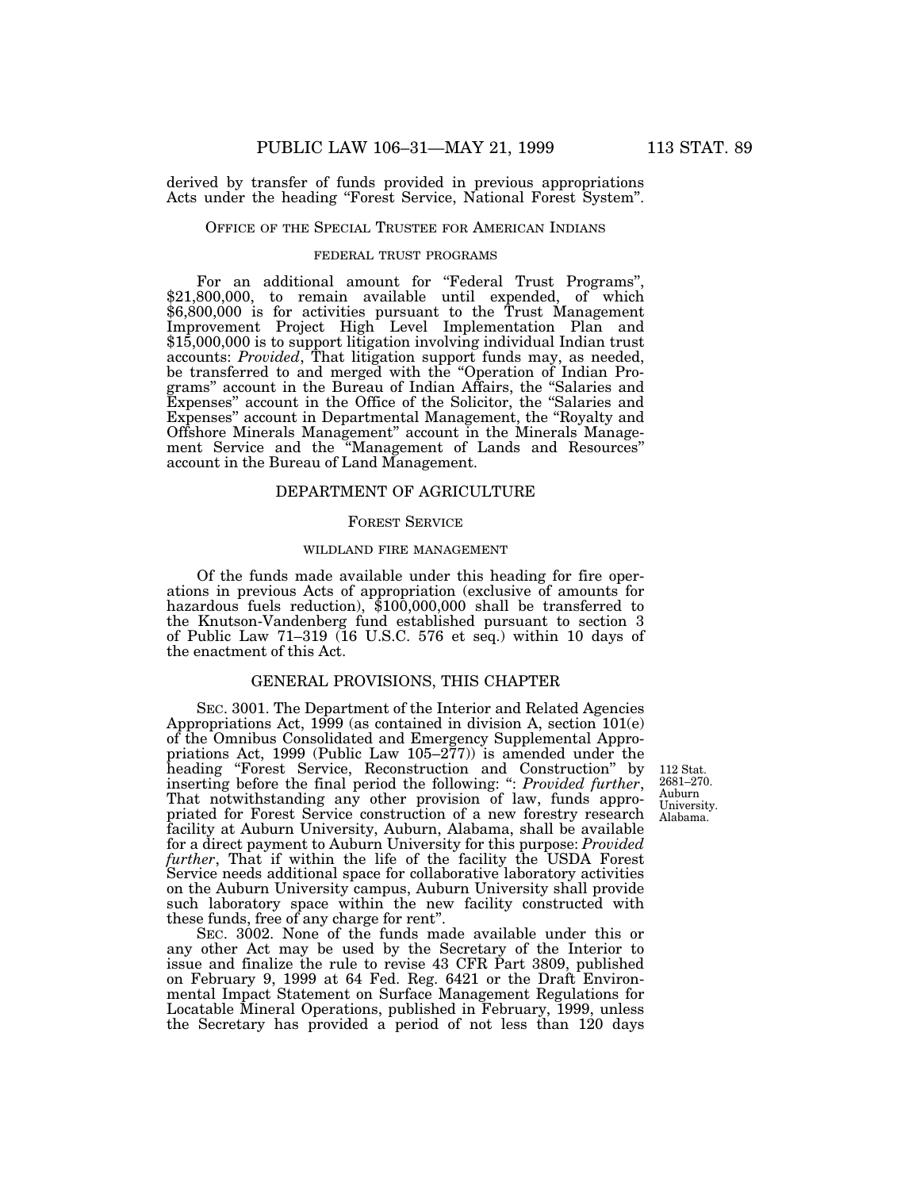derived by transfer of funds provided in previous appropriations Acts under the heading "Forest Service, National Forest System".

### OFFICE OF THE SPECIAL TRUSTEE FOR AMERICAN INDIANS

#### FEDERAL TRUST PROGRAMS

For an additional amount for "Federal Trust Programs", $21,800,000, to remain available until expended, of which $6,800,000 is for activities pursuant to the Trust Management Improvement Project High Level Implementation Plan and $15,000,000 is to support litigation involving individual Indian trust accounts: *Provided*, That litigation support funds may, as needed, be transferred to and merged with the "Operation of Indian Programs" account in the Bureau of Indian Affairs, the "Salaries and Expenses" account in the Office of the Solicitor, the "Salaries and Expenses" account in Departmental Management, the "Royalty and Offshore Minerals Management" account in the Minerals Management Service and the "Management of Lands and Resources" account in the Bureau of Land Management.

## DEPARTMENT OF AGRICULTURE

### FOREST SERVICE

#### WILDLAND FIRE MANAGEMENT

Of the funds made available under this heading for fire operations in previous Acts of appropriation (exclusive of amounts for hazardous fuels reduction), $100,000,000 shall be transferred to the Knutson-Vandenberg fund established pursuant to section 3 of Public Law 71–319 (16 U.S.C. 576 et seq.) within 10 days of the enactment of this Act.

## GENERAL PROVISIONS, THIS CHAPTER

SEC. 3001. The Department of the Interior and Related Agencies Appropriations Act, 1999 (as contained in division A, section 101(e) of the Omnibus Consolidated and Emergency Supplemental Appropriations Act, 1999 (Public Law 105–277)) is amended under the heading "Forest Service, Reconstruction and Construction" by inserting before the final period the following: ": *Provided further*, That notwithstanding any other provision of law, funds appropriated for Forest Service construction of a new forestry research facility at Auburn University, Auburn, Alabama, shall be available for a direct payment to Auburn University for this purpose: *Provided further*, That if within the life of the facility the USDA Forest Service needs additional space for collaborative laboratory activities on the Auburn University campus, Auburn University shall provide such laboratory space within the new facility constructed with these funds, free of any charge for rent".

112 Stat. 2681–270. Auburn University. Alabama.

SEC. 3002. None of the funds made available under this or any other Act may be used by the Secretary of the Interior to issue and finalize the rule to revise 43 CFR Part 3809, published on February 9, 1999 at 64 Fed. Reg. 6421 or the Draft Environmental Impact Statement on Surface Management Regulations for Locatable Mineral Operations, published in February, 1999, unless the Secretary has provided a period of not less than 120 days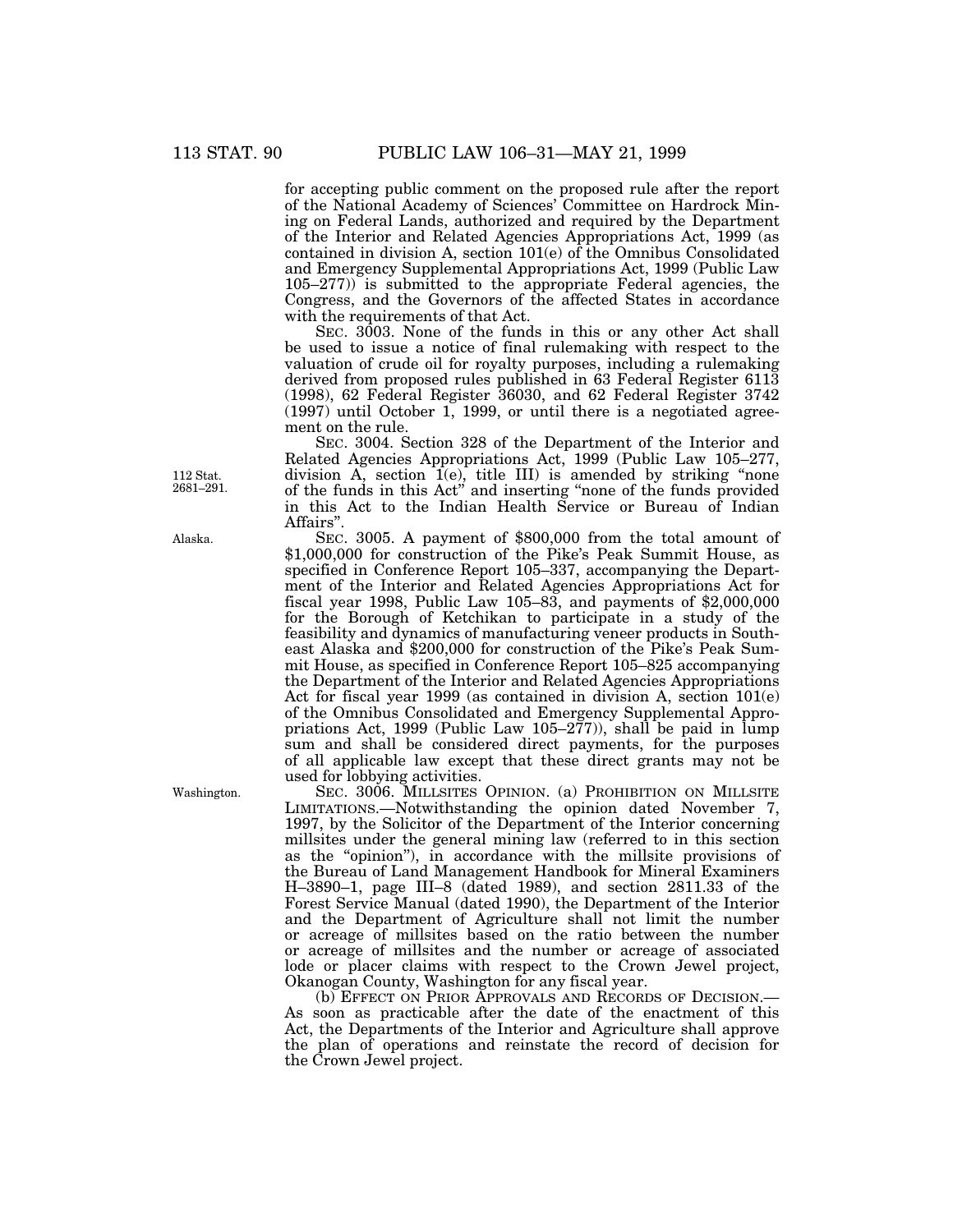for accepting public comment on the proposed rule after the report of the National Academy of Sciences' Committee on Hardrock Mining on Federal Lands, authorized and required by the Department of the Interior and Related Agencies Appropriations Act, 1999 (as contained in division A, section 101(e) of the Omnibus Consolidated and Emergency Supplemental Appropriations Act, 1999 (Public Law 105–277)) is submitted to the appropriate Federal agencies, the Congress, and the Governors of the affected States in accordance with the requirements of that Act.

SEC. 3003. None of the funds in this or any other Act shall be used to issue a notice of final rulemaking with respect to the valuation of crude oil for royalty purposes, including a rulemaking derived from proposed rules published in 63 Federal Register 6113 (1998), 62 Federal Register 36030, and 62 Federal Register 3742 (1997) until October 1, 1999, or until there is a negotiated agreement on the rule.

112 Stat. 2681–291.

SEC. 3004. Section 328 of the Department of the Interior and Related Agencies Appropriations Act, 1999 (Public Law 105–277, division A, section 1(e), title III) is amended by striking "none of the funds in this Act" and inserting "none of the funds provided in this Act to the Indian Health Service or Bureau of Indian Affairs".

Alaska.

SEC. 3005. A payment of $800,000 from the total amount of $1,000,000 for construction of the Pike's Peak Summit House, as specified in Conference Report 105–337, accompanying the Department of the Interior and Related Agencies Appropriations Act for fiscal year 1998, Public Law 105–83, and payments of $2,000,000 for the Borough of Ketchikan to participate in a study of the feasibility and dynamics of manufacturing veneer products in Southeast Alaska and $200,000 for construction of the Pike's Peak Summit House, as specified in Conference Report 105–825 accompanying the Department of the Interior and Related Agencies Appropriations Act for fiscal year 1999 (as contained in division A, section 101(e) of the Omnibus Consolidated and Emergency Supplemental Appropriations Act, 1999 (Public Law 105–277)), shall be paid in lump sum and shall be considered direct payments, for the purposes of all applicable law except that these direct grants may not be used for lobbying activities.

Washington.

SEC. 3006. MILLSITES OPINION. (a) PROHIBITION ON MILLSITE LIMITATIONS.—Notwithstanding the opinion dated November 7, 1997, by the Solicitor of the Department of the Interior concerning millsites under the general mining law (referred to in this section as the "opinion"), in accordance with the millsite provisions of the Bureau of Land Management Handbook for Mineral Examiners H–3890–1, page III–8 (dated 1989), and section 2811.33 of the Forest Service Manual (dated 1990), the Department of the Interior and the Department of Agriculture shall not limit the number or acreage of millsites based on the ratio between the number or acreage of millsites and the number or acreage of associated lode or placer claims with respect to the Crown Jewel project, Okanogan County, Washington for any fiscal year.

(b) EFFECT ON PRIOR APPROVALS AND RECORDS OF DECISION.—As soon as practicable after the date of the enactment of this Act, the Departments of the Interior and Agriculture shall approve the plan of operations and reinstate the record of decision for the Crown Jewel project.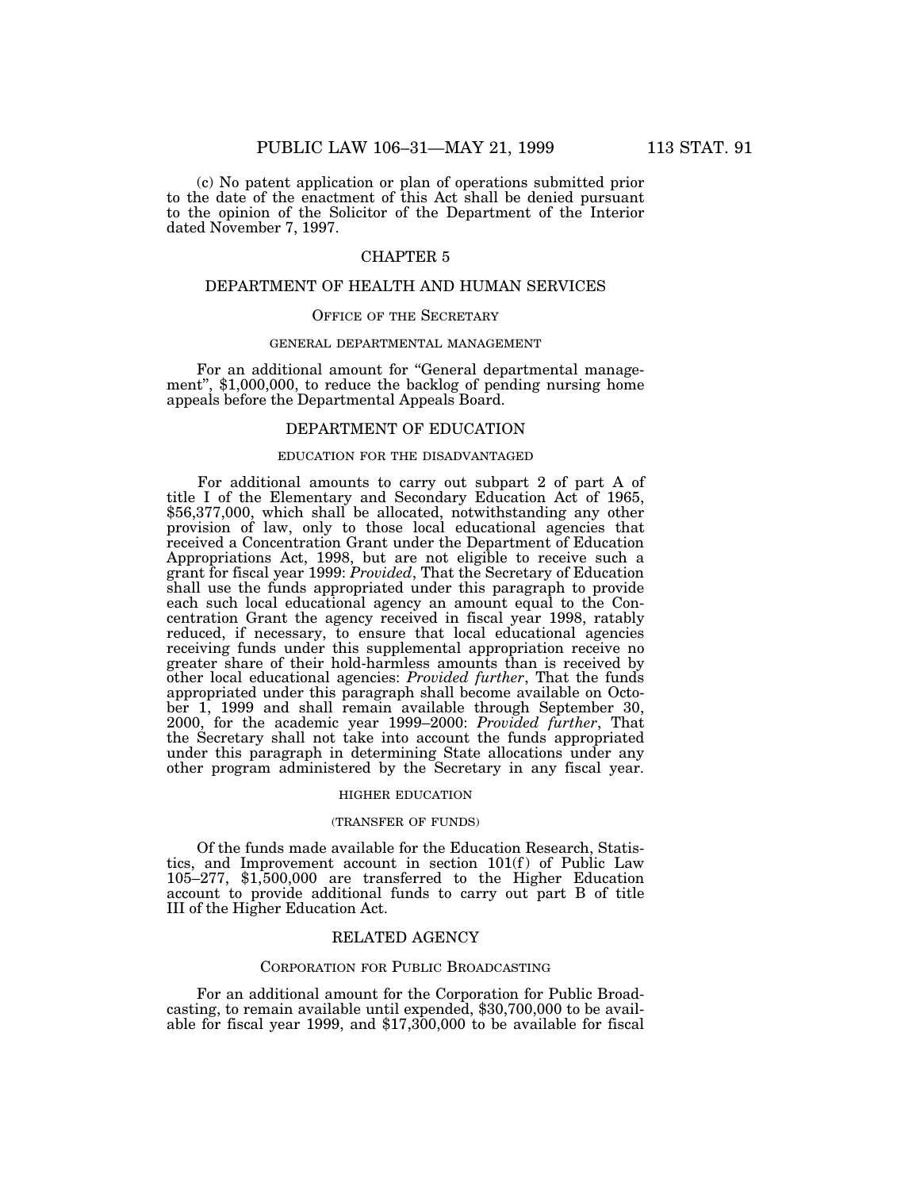(c) No patent application or plan of operations submitted prior to the date of the enactment of this Act shall be denied pursuant to the opinion of the Solicitor of the Department of the Interior dated November 7, 1997.

## CHAPTER 5

## DEPARTMENT OF HEALTH AND HUMAN SERVICES

### Office of the Secretary

#### general departmental management

For an additional amount for "General departmental management", $1,000,000, to reduce the backlog of pending nursing home appeals before the Departmental Appeals Board.

## DEPARTMENT OF EDUCATION

#### education for the disadvantaged

For additional amounts to carry out subpart 2 of part A of title I of the Elementary and Secondary Education Act of 1965, $56,377,000, which shall be allocated, notwithstanding any other provision of law, only to those local educational agencies that received a Concentration Grant under the Department of Education Appropriations Act, 1998, but are not eligible to receive such a grant for fiscal year 1999: *Provided*, That the Secretary of Education shall use the funds appropriated under this paragraph to provide each such local educational agency an amount equal to the Concentration Grant the agency received in fiscal year 1998, ratably reduced, if necessary, to ensure that local educational agencies receiving funds under this supplemental appropriation receive no greater share of their hold-harmless amounts than is received by other local educational agencies: *Provided further*, That the funds appropriated under this paragraph shall become available on October 1, 1999 and shall remain available through September 30, 2000, for the academic year 1999–2000: *Provided further*, That the Secretary shall not take into account the funds appropriated under this paragraph in determining State allocations under any other program administered by the Secretary in any fiscal year.

#### higher education

#### (transfer of funds)

Of the funds made available for the Education Research, Statistics, and Improvement account in section 101(f) of Public Law 105–277, $1,500,000 are transferred to the Higher Education account to provide additional funds to carry out part B of title III of the Higher Education Act.

## RELATED AGENCY

### Corporation for Public Broadcasting

For an additional amount for the Corporation for Public Broadcasting, to remain available until expended, $30,700,000 to be available for fiscal year 1999, and $17,300,000 to be available for fiscal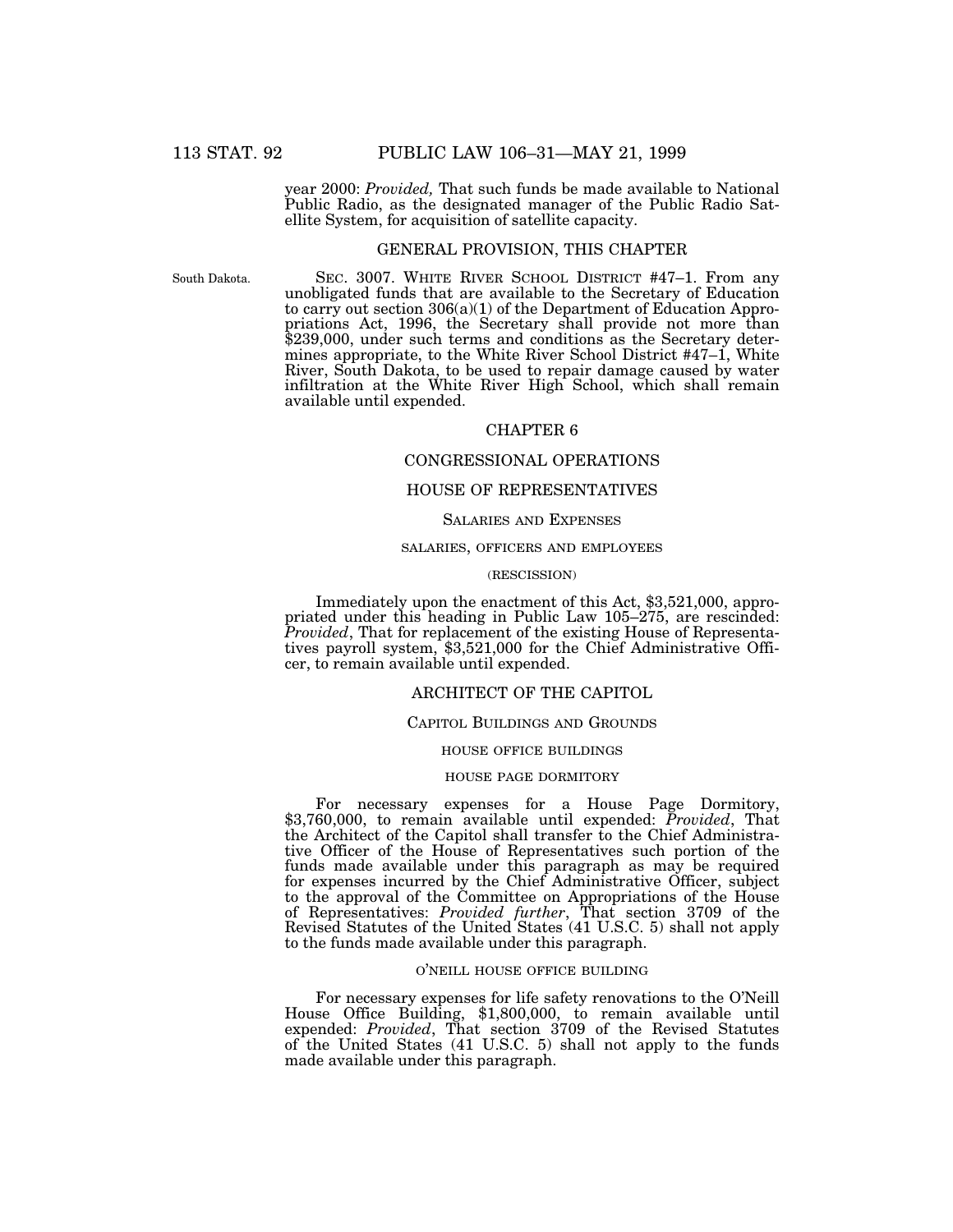year 2000: *Provided,* That such funds be made available to National Public Radio, as the designated manager of the Public Radio Satellite System, for acquisition of satellite capacity.

## GENERAL PROVISION, THIS CHAPTER

South Dakota.

SEC. 3007. WHITE RIVER SCHOOL DISTRICT #47–1. From any unobligated funds that are available to the Secretary of Education to carry out section 306(a)(1) of the Department of Education Appropriations Act, 1996, the Secretary shall provide not more than $239,000, under such terms and conditions as the Secretary determines appropriate, to the White River School District #47–1, White River, South Dakota, to be used to repair damage caused by water infiltration at the White River High School, which shall remain available until expended.

## CHAPTER 6

## CONGRESSIONAL OPERATIONS

## HOUSE OF REPRESENTATIVES

### SALARIES AND EXPENSES

#### SALARIES, OFFICERS AND EMPLOYEES

(RESCISSION)

Immediately upon the enactment of this Act, $3,521,000, appropriated under this heading in Public Law 105–275, are rescinded: *Provided*, That for replacement of the existing House of Representatives payroll system, $3,521,000 for the Chief Administrative Officer, to remain available until expended.

## ARCHITECT OF THE CAPITOL

### CAPITOL BUILDINGS AND GROUNDS

#### HOUSE OFFICE BUILDINGS

#### HOUSE PAGE DORMITORY

For necessary expenses for a House Page Dormitory, $3,760,000, to remain available until expended: *Provided*, That the Architect of the Capitol shall transfer to the Chief Administrative Officer of the House of Representatives such portion of the funds made available under this paragraph as may be required for expenses incurred by the Chief Administrative Officer, subject to the approval of the Committee on Appropriations of the House of Representatives: *Provided further*, That section 3709 of the Revised Statutes of the United States (41 U.S.C. 5) shall not apply to the funds made available under this paragraph.

#### O'NEILL HOUSE OFFICE BUILDING

For necessary expenses for life safety renovations to the O'Neill House Office Building, $1,800,000, to remain available until expended: *Provided*, That section 3709 of the Revised Statutes of the United States (41 U.S.C. 5) shall not apply to the funds made available under this paragraph.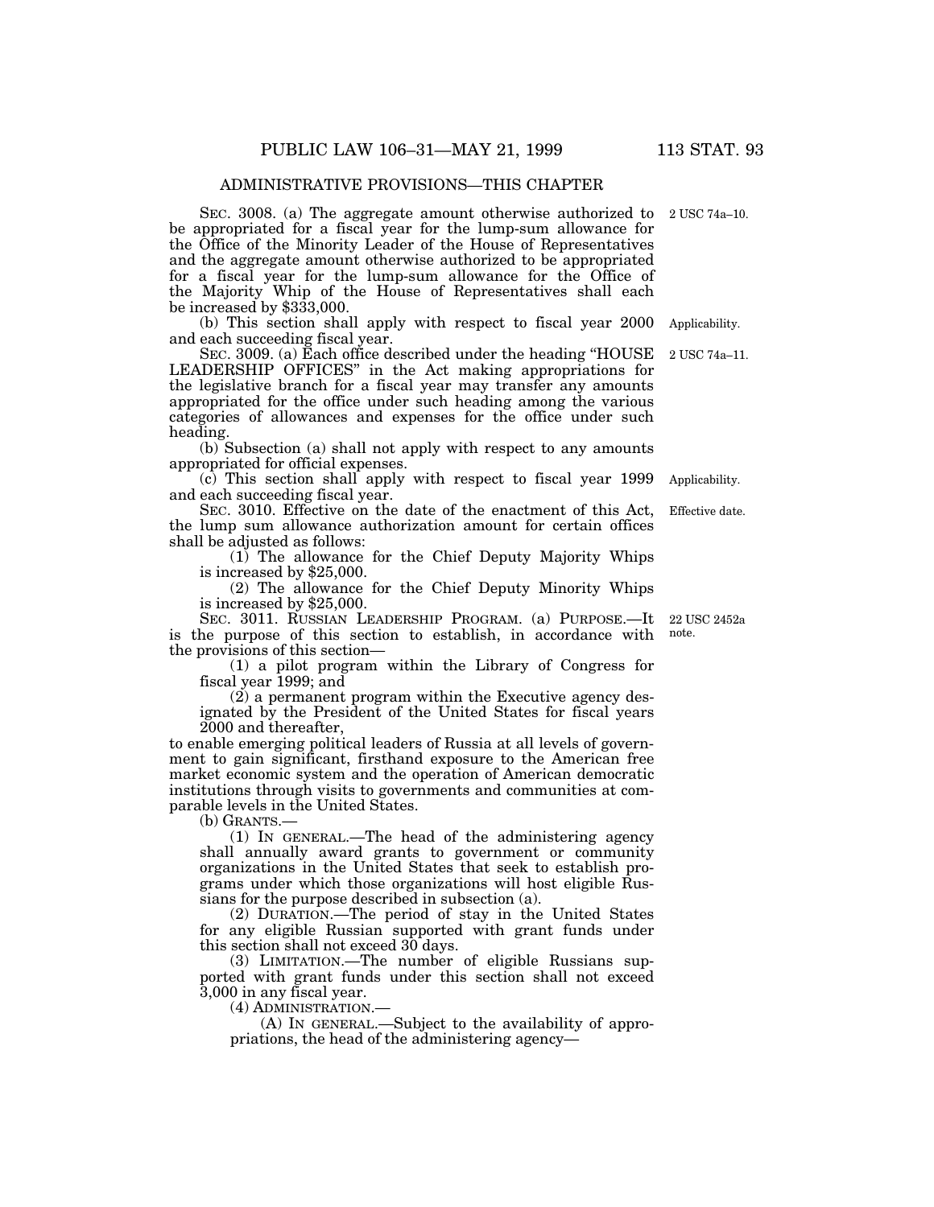## ADMINISTRATIVE PROVISIONS—THIS CHAPTER

2 USC 74a–10.

SEC. 3008. (a) The aggregate amount otherwise authorized to be appropriated for a fiscal year for the lump-sum allowance for the Office of the Minority Leader of the House of Representatives and the aggregate amount otherwise authorized to be appropriated for a fiscal year for the lump-sum allowance for the Office of the Majority Whip of the House of Representatives shall each be increased by $333,000.

Applicability.

(b) This section shall apply with respect to fiscal year 2000 and each succeeding fiscal year.

2 USC 74a–11.

SEC. 3009. (a) Each office described under the heading "HOUSE LEADERSHIP OFFICES" in the Act making appropriations for the legislative branch for a fiscal year may transfer any amounts appropriated for the office under such heading among the various categories of allowances and expenses for the office under such heading.

(b) Subsection (a) shall not apply with respect to any amounts appropriated for official expenses.

Applicability.

(c) This section shall apply with respect to fiscal year 1999 and each succeeding fiscal year.

Effective date.

SEC. 3010. Effective on the date of the enactment of this Act, the lump sum allowance authorization amount for certain offices shall be adjusted as follows:

(1) The allowance for the Chief Deputy Majority Whips is increased by $25,000.

(2) The allowance for the Chief Deputy Minority Whips is increased by $25,000.

22 USC 2452a note.

SEC. 3011. RUSSIAN LEADERSHIP PROGRAM. (a) PURPOSE.—It is the purpose of this section to establish, in accordance with the provisions of this section—

(1) a pilot program within the Library of Congress for fiscal year 1999; and

(2) a permanent program within the Executive agency designated by the President of the United States for fiscal years 2000 and thereafter,

to enable emerging political leaders of Russia at all levels of government to gain significant, firsthand exposure to the American free market economic system and the operation of American democratic institutions through visits to governments and communities at comparable levels in the United States.

(b) GRANTS.—

(1) IN GENERAL.—The head of the administering agency shall annually award grants to government or community organizations in the United States that seek to establish programs under which those organizations will host eligible Russians for the purpose described in subsection (a).

(2) DURATION.—The period of stay in the United States for any eligible Russian supported with grant funds under this section shall not exceed 30 days.

(3) LIMITATION.—The number of eligible Russians supported with grant funds under this section shall not exceed 3,000 in any fiscal year.

(4) ADMINISTRATION.—

(A) IN GENERAL.—Subject to the availability of appropriations, the head of the administering agency—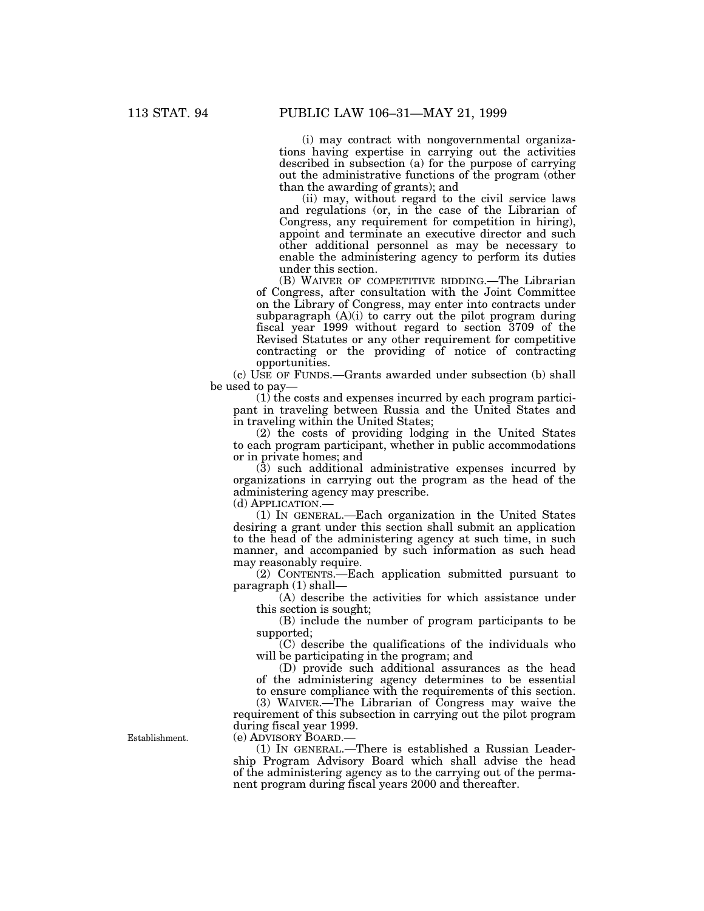(i) may contract with nongovernmental organizations having expertise in carrying out the activities described in subsection (a) for the purpose of carrying out the administrative functions of the program (other than the awarding of grants); and

(ii) may, without regard to the civil service laws and regulations (or, in the case of the Librarian of Congress, any requirement for competition in hiring), appoint and terminate an executive director and such other additional personnel as may be necessary to enable the administering agency to perform its duties under this section.

(B) WAIVER OF COMPETITIVE BIDDING.—The Librarian of Congress, after consultation with the Joint Committee on the Library of Congress, may enter into contracts under subparagraph (A)(i) to carry out the pilot program during fiscal year 1999 without regard to section 3709 of the Revised Statutes or any other requirement for competitive contracting or the providing of notice of contracting opportunities.

(c) USE OF FUNDS.—Grants awarded under subsection (b) shall be used to pay—

(1) the costs and expenses incurred by each program participant in traveling between Russia and the United States and in traveling within the United States;

(2) the costs of providing lodging in the United States to each program participant, whether in public accommodations or in private homes; and

(3) such additional administrative expenses incurred by organizations in carrying out the program as the head of the administering agency may prescribe.

(d) APPLICATION.—

(1) IN GENERAL.—Each organization in the United States desiring a grant under this section shall submit an application to the head of the administering agency at such time, in such manner, and accompanied by such information as such head may reasonably require.

(2) CONTENTS.—Each application submitted pursuant to paragraph (1) shall—

(A) describe the activities for which assistance under this section is sought;

(B) include the number of program participants to be supported;

(C) describe the qualifications of the individuals who will be participating in the program; and

(D) provide such additional assurances as the head of the administering agency determines to be essential to ensure compliance with the requirements of this section.

(3) WAIVER.—The Librarian of Congress may waive the requirement of this subsection in carrying out the pilot program during fiscal year 1999.

Establishment.

(e) ADVISORY BOARD.—

(1) IN GENERAL.—There is established a Russian Leadership Program Advisory Board which shall advise the head of the administering agency as to the carrying out of the permanent program during fiscal years 2000 and thereafter.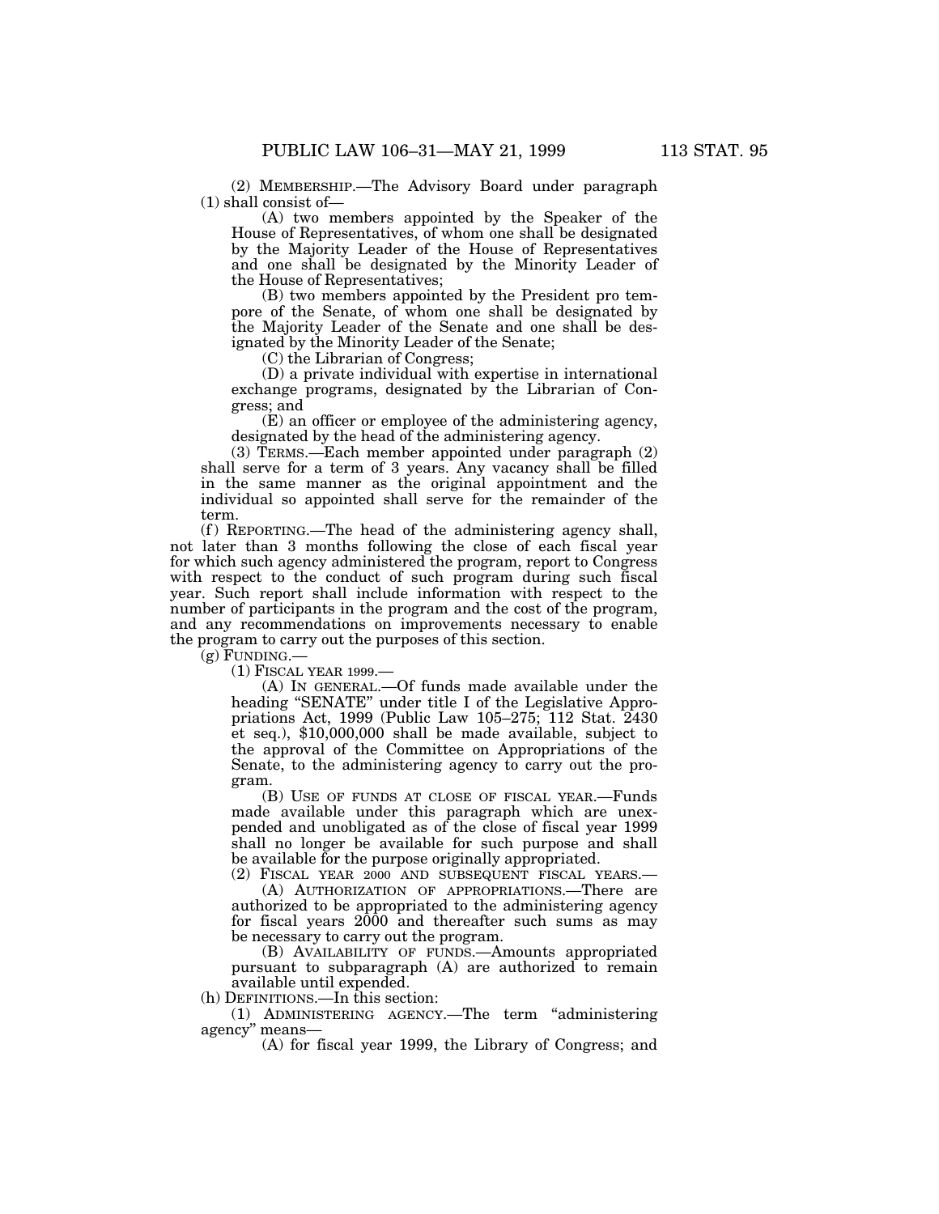(2) MEMBERSHIP.—The Advisory Board under paragraph (1) shall consist of—

(A) two members appointed by the Speaker of the House of Representatives, of whom one shall be designated by the Majority Leader of the House of Representatives and one shall be designated by the Minority Leader of the House of Representatives;

(B) two members appointed by the President pro tempore of the Senate, of whom one shall be designated by the Majority Leader of the Senate and one shall be designated by the Minority Leader of the Senate;

(C) the Librarian of Congress;

(D) a private individual with expertise in international exchange programs, designated by the Librarian of Congress; and

(E) an officer or employee of the administering agency, designated by the head of the administering agency.

(3) TERMS.—Each member appointed under paragraph (2) shall serve for a term of 3 years. Any vacancy shall be filled in the same manner as the original appointment and the individual so appointed shall serve for the remainder of the term.

(f) REPORTING.—The head of the administering agency shall, not later than 3 months following the close of each fiscal year for which such agency administered the program, report to Congress with respect to the conduct of such program during such fiscal year. Such report shall include information with respect to the number of participants in the program and the cost of the program, and any recommendations on improvements necessary to enable the program to carry out the purposes of this section.

(g) FUNDING.—

(1) FISCAL YEAR 1999.—

(A) IN GENERAL.—Of funds made available under the heading "SENATE" under title I of the Legislative Appropriations Act, 1999 (Public Law 105–275; 112 Stat. 2430 et seq.), $10,000,000 shall be made available, subject to the approval of the Committee on Appropriations of the Senate, to the administering agency to carry out the program.

(B) USE OF FUNDS AT CLOSE OF FISCAL YEAR.—Funds made available under this paragraph which are unexpended and unobligated as of the close of fiscal year 1999 shall no longer be available for such purpose and shall be available for the purpose originally appropriated.

(2) FISCAL YEAR 2000 AND SUBSEQUENT FISCAL YEARS.—

(A) AUTHORIZATION OF APPROPRIATIONS.—There are authorized to be appropriated to the administering agency for fiscal years 2000 and thereafter such sums as may be necessary to carry out the program.

(B) AVAILABILITY OF FUNDS.—Amounts appropriated pursuant to subparagraph (A) are authorized to remain available until expended.

(h) DEFINITIONS.—In this section:

(1) ADMINISTERING AGENCY.—The term "administering agency" means—

(A) for fiscal year 1999, the Library of Congress; and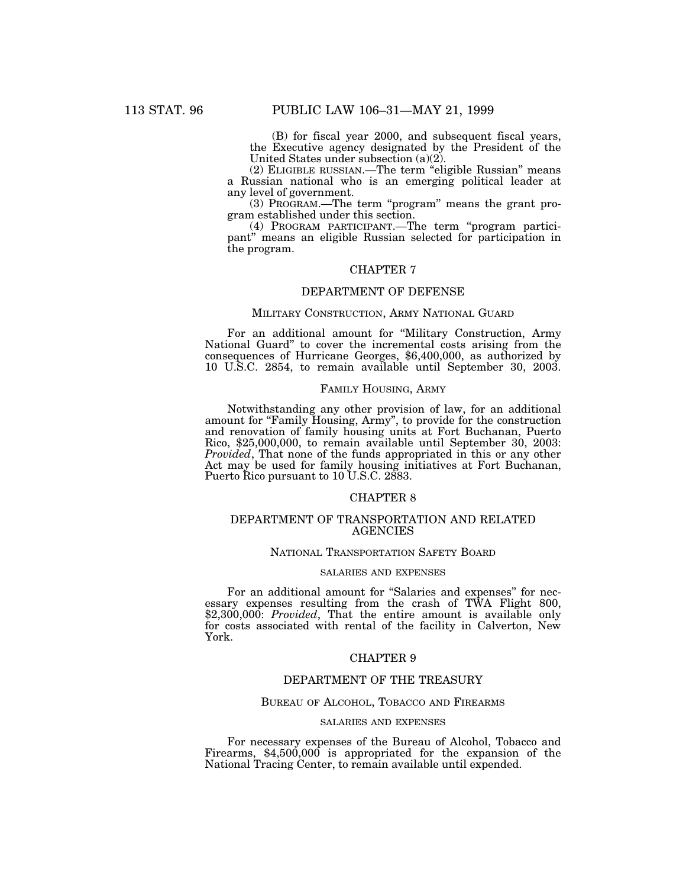(B) for fiscal year 2000, and subsequent fiscal years, the Executive agency designated by the President of the United States under subsection (a)(2).

(2) ELIGIBLE RUSSIAN.—The term "eligible Russian" means a Russian national who is an emerging political leader at any level of government.

(3) PROGRAM.—The term "program" means the grant program established under this section.

(4) PROGRAM PARTICIPANT.—The term "program participant" means an eligible Russian selected for participation in the program.

## CHAPTER 7

## DEPARTMENT OF DEFENSE

### MILITARY CONSTRUCTION, ARMY NATIONAL GUARD

For an additional amount for "Military Construction, Army National Guard" to cover the incremental costs arising from the consequences of Hurricane Georges, $6,400,000, as authorized by 10 U.S.C. 2854, to remain available until September 30, 2003.

### FAMILY HOUSING, ARMY

Notwithstanding any other provision of law, for an additional amount for "Family Housing, Army", to provide for the construction and renovation of family housing units at Fort Buchanan, Puerto Rico, $25,000,000, to remain available until September 30, 2003: *Provided*, That none of the funds appropriated in this or any other Act may be used for family housing initiatives at Fort Buchanan, Puerto Rico pursuant to 10 U.S.C. 2883.

## CHAPTER 8

## DEPARTMENT OF TRANSPORTATION AND RELATED AGENCIES

### NATIONAL TRANSPORTATION SAFETY BOARD

#### SALARIES AND EXPENSES

For an additional amount for "Salaries and expenses" for necessary expenses resulting from the crash of TWA Flight 800, $2,300,000: *Provided*, That the entire amount is available only for costs associated with rental of the facility in Calverton, New York.

## CHAPTER 9

## DEPARTMENT OF THE TREASURY

### BUREAU OF ALCOHOL, TOBACCO AND FIREARMS

#### SALARIES AND EXPENSES

For necessary expenses of the Bureau of Alcohol, Tobacco and Firearms, $4,500,000 is appropriated for the expansion of the National Tracing Center, to remain available until expended.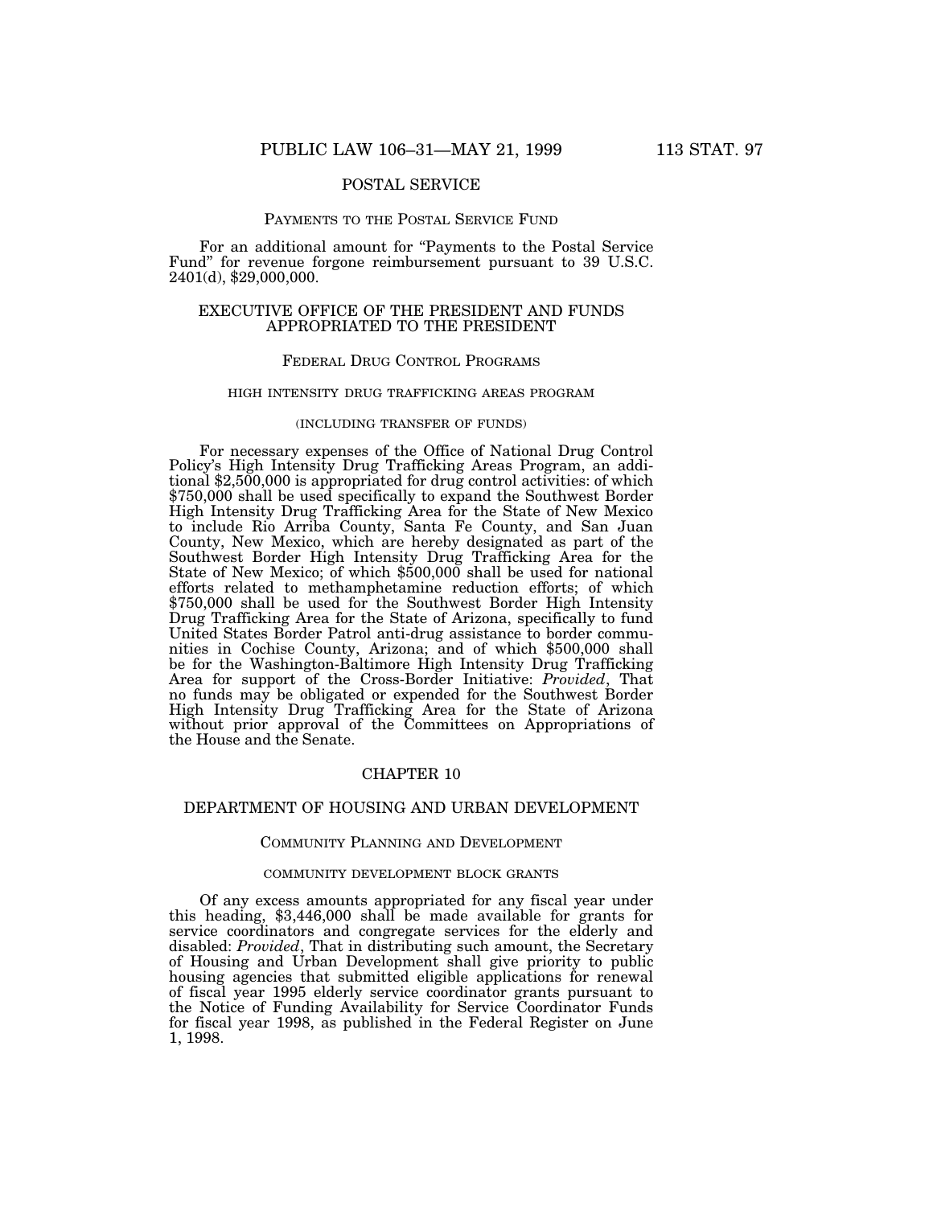## POSTAL SERVICE

### Payments to the Postal Service Fund

For an additional amount for "Payments to the Postal Service Fund" for revenue forgone reimbursement pursuant to 39 U.S.C. 2401(d), $29,000,000.

## EXECUTIVE OFFICE OF THE PRESIDENT AND FUNDS APPROPRIATED TO THE PRESIDENT

### Federal Drug Control Programs

#### high intensity drug trafficking areas program

##### (including transfer of funds)

For necessary expenses of the Office of National Drug Control Policy's High Intensity Drug Trafficking Areas Program, an additional $2,500,000 is appropriated for drug control activities: of which $750,000 shall be used specifically to expand the Southwest Border High Intensity Drug Trafficking Area for the State of New Mexico to include Rio Arriba County, Santa Fe County, and San Juan County, New Mexico, which are hereby designated as part of the Southwest Border High Intensity Drug Trafficking Area for the State of New Mexico; of which $500,000 shall be used for national efforts related to methamphetamine reduction efforts; of which $750,000 shall be used for the Southwest Border High Intensity Drug Trafficking Area for the State of Arizona, specifically to fund United States Border Patrol anti-drug assistance to border communities in Cochise County, Arizona; and of which $500,000 shall be for the Washington-Baltimore High Intensity Drug Trafficking Area for support of the Cross-Border Initiative: *Provided*, That no funds may be obligated or expended for the Southwest Border High Intensity Drug Trafficking Area for the State of Arizona without prior approval of the Committees on Appropriations of the House and the Senate.

## CHAPTER 10

## DEPARTMENT OF HOUSING AND URBAN DEVELOPMENT

### Community Planning and Development

#### community development block grants

Of any excess amounts appropriated for any fiscal year under this heading, $3,446,000 shall be made available for grants for service coordinators and congregate services for the elderly and disabled: *Provided*, That in distributing such amount, the Secretary of Housing and Urban Development shall give priority to public housing agencies that submitted eligible applications for renewal of fiscal year 1995 elderly service coordinator grants pursuant to the Notice of Funding Availability for Service Coordinator Funds for fiscal year 1998, as published in the Federal Register on June 1, 1998.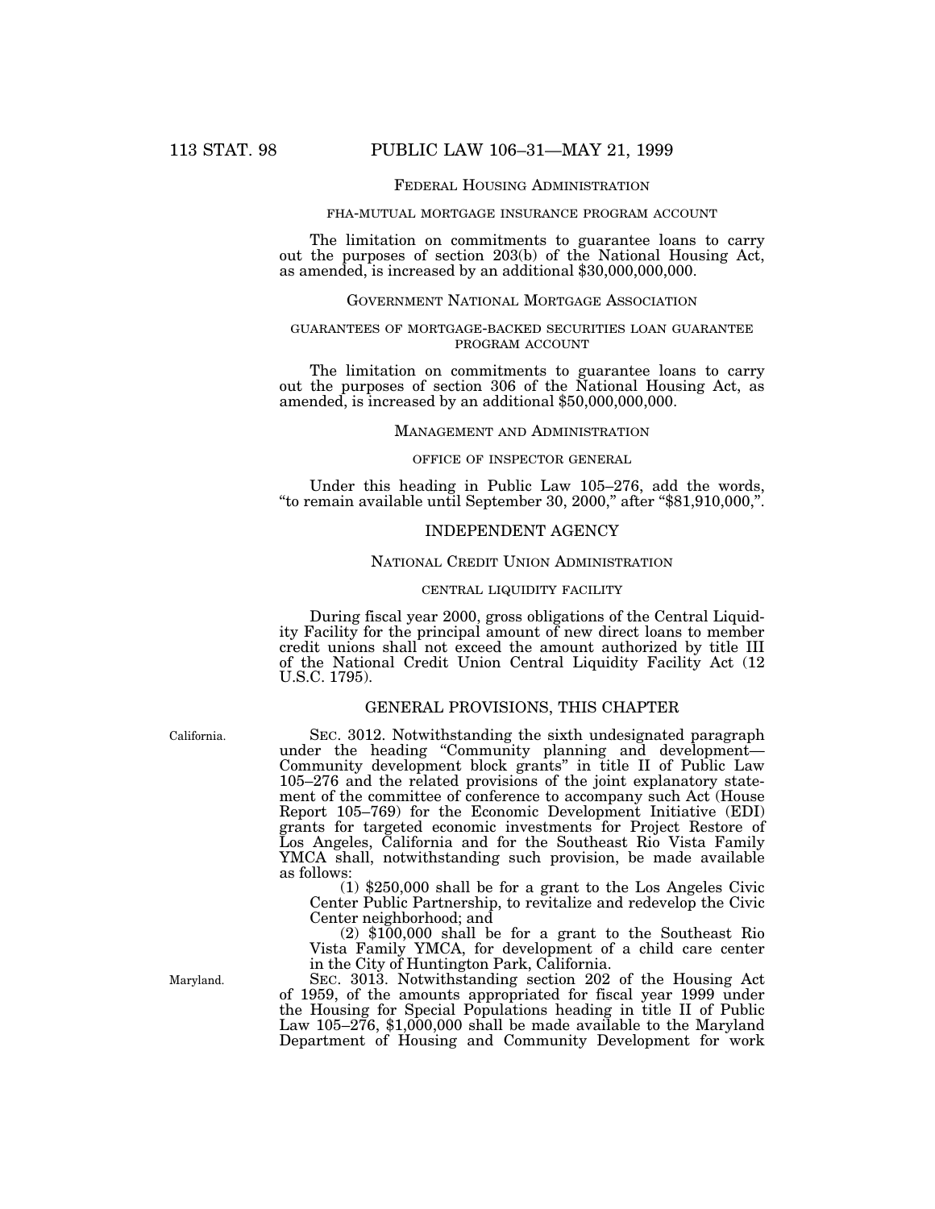FEDERAL HOUSING ADMINISTRATION

FHA-MUTUAL MORTGAGE INSURANCE PROGRAM ACCOUNT

The limitation on commitments to guarantee loans to carry out the purposes of section 203(b) of the National Housing Act, as amended, is increased by an additional $30,000,000,000.

GOVERNMENT NATIONAL MORTGAGE ASSOCIATION

GUARANTEES OF MORTGAGE-BACKED SECURITIES LOAN GUARANTEE PROGRAM ACCOUNT

The limitation on commitments to guarantee loans to carry out the purposes of section 306 of the National Housing Act, as amended, is increased by an additional $50,000,000,000.

MANAGEMENT AND ADMINISTRATION

OFFICE OF INSPECTOR GENERAL

Under this heading in Public Law 105–276, add the words, "to remain available until September 30, 2000," after "$81,910,000,".

## INDEPENDENT AGENCY

NATIONAL CREDIT UNION ADMINISTRATION

CENTRAL LIQUIDITY FACILITY

During fiscal year 2000, gross obligations of the Central Liquidity Facility for the principal amount of new direct loans to member credit unions shall not exceed the amount authorized by title III of the National Credit Union Central Liquidity Facility Act (12 U.S.C. 1795).

## GENERAL PROVISIONS, THIS CHAPTER

California.

SEC. 3012. Notwithstanding the sixth undesignated paragraph under the heading "Community planning and development—Community development block grants" in title II of Public Law 105–276 and the related provisions of the joint explanatory statement of the committee of conference to accompany such Act (House Report 105–769) for the Economic Development Initiative (EDI) grants for targeted economic investments for Project Restore of Los Angeles, California and for the Southeast Rio Vista Family YMCA shall, notwithstanding such provision, be made available as follows:

(1) $250,000 shall be for a grant to the Los Angeles Civic Center Public Partnership, to revitalize and redevelop the Civic Center neighborhood; and

(2) $100,000 shall be for a grant to the Southeast Rio Vista Family YMCA, for development of a child care center in the City of Huntington Park, California.

Maryland.

SEC. 3013. Notwithstanding section 202 of the Housing Act of 1959, of the amounts appropriated for fiscal year 1999 under the Housing for Special Populations heading in title II of Public Law 105–276, $1,000,000 shall be made available to the Maryland Department of Housing and Community Development for work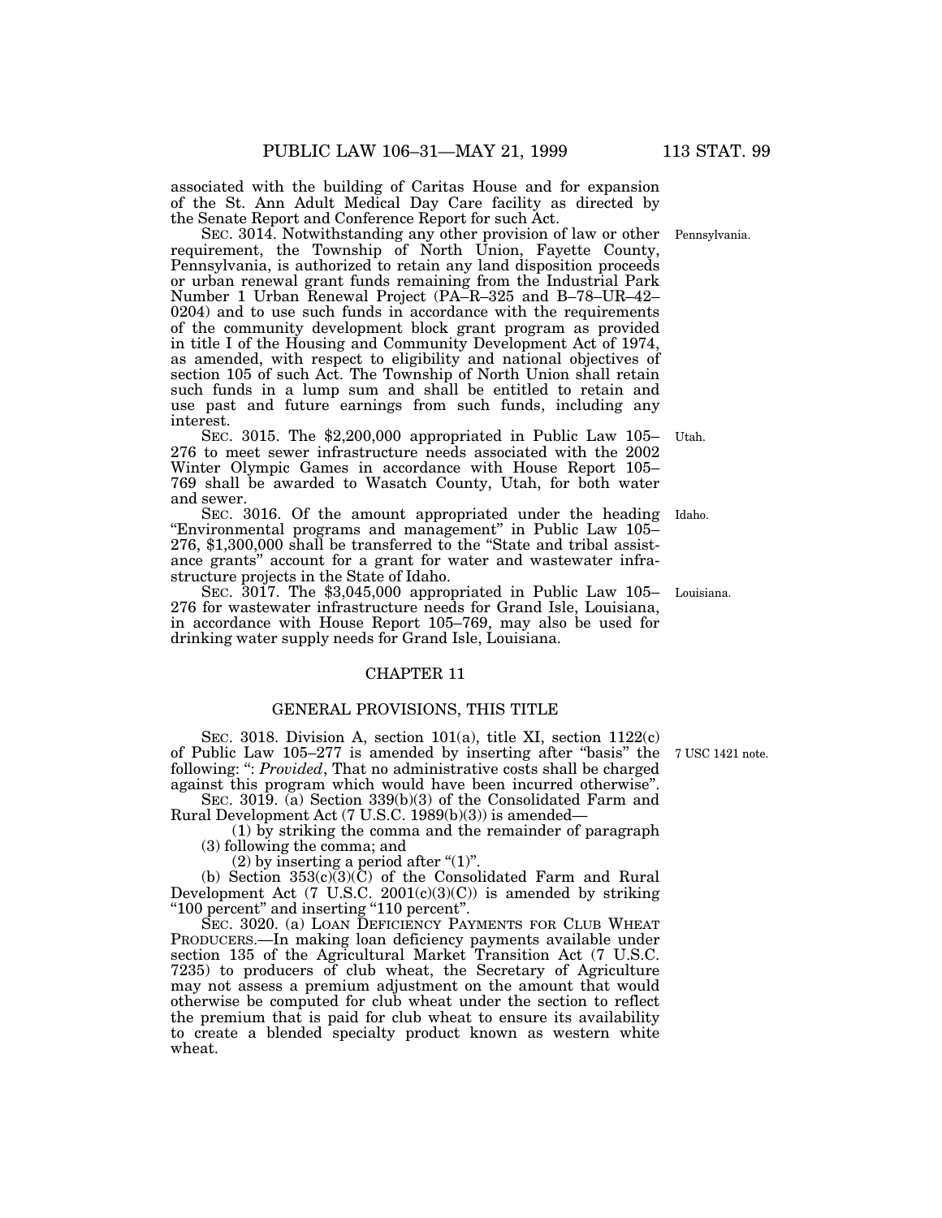associated with the building of Caritas House and for expansion of the St. Ann Adult Medical Day Care facility as directed by the Senate Report and Conference Report for such Act.

Pennsylvania.

SEC. 3014. Notwithstanding any other provision of law or other requirement, the Township of North Union, Fayette County, Pennsylvania, is authorized to retain any land disposition proceeds or urban renewal grant funds remaining from the Industrial Park Number 1 Urban Renewal Project (PA–R–325 and B–78–UR–42–0204) and to use such funds in accordance with the requirements of the community development block grant program as provided in title I of the Housing and Community Development Act of 1974, as amended, with respect to eligibility and national objectives of section 105 of such Act. The Township of North Union shall retain such funds in a lump sum and shall be entitled to retain and use past and future earnings from such funds, including any interest.

Utah.

SEC. 3015. The $2,200,000 appropriated in Public Law 105–276 to meet sewer infrastructure needs associated with the 2002 Winter Olympic Games in accordance with House Report 105–769 shall be awarded to Wasatch County, Utah, for both water and sewer.

Idaho.

SEC. 3016. Of the amount appropriated under the heading "Environmental programs and management" in Public Law 105–276, $1,300,000 shall be transferred to the "State and tribal assistance grants" account for a grant for water and wastewater infrastructure projects in the State of Idaho.

Louisiana.

SEC. 3017. The $3,045,000 appropriated in Public Law 105–276 for wastewater infrastructure needs for Grand Isle, Louisiana, in accordance with House Report 105–769, may also be used for drinking water supply needs for Grand Isle, Louisiana.

## CHAPTER 11

## GENERAL PROVISIONS, THIS TITLE

7 USC 1421 note.

SEC. 3018. Division A, section 101(a), title XI, section 1122(c) of Public Law 105–277 is amended by inserting after "basis" the following: ": *Provided*, That no administrative costs shall be charged against this program which would have been incurred otherwise".

SEC. 3019. (a) Section 339(b)(3) of the Consolidated Farm and Rural Development Act (7 U.S.C. 1989(b)(3)) is amended—

(1) by striking the comma and the remainder of paragraph (3) following the comma; and

(2) by inserting a period after "(1)".

(b) Section 353(c)(3)(C) of the Consolidated Farm and Rural Development Act (7 U.S.C. 2001(c)(3)(C)) is amended by striking "100 percent" and inserting "110 percent".

SEC. 3020. (a) LOAN DEFICIENCY PAYMENTS FOR CLUB WHEAT PRODUCERS.—In making loan deficiency payments available under section 135 of the Agricultural Market Transition Act (7 U.S.C. 7235) to producers of club wheat, the Secretary of Agriculture may not assess a premium adjustment on the amount that would otherwise be computed for club wheat under the section to reflect the premium that is paid for club wheat to ensure its availability to create a blended specialty product known as western white wheat.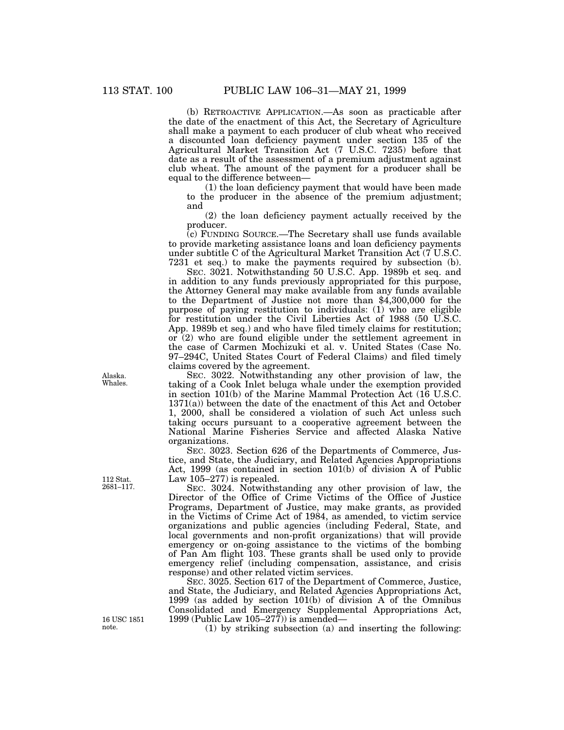(b) RETROACTIVE APPLICATION.—As soon as practicable after the date of the enactment of this Act, the Secretary of Agriculture shall make a payment to each producer of club wheat who received a discounted loan deficiency payment under section 135 of the Agricultural Market Transition Act (7 U.S.C. 7235) before that date as a result of the assessment of a premium adjustment against club wheat. The amount of the payment for a producer shall be equal to the difference between—

(1) the loan deficiency payment that would have been made to the producer in the absence of the premium adjustment; and

(2) the loan deficiency payment actually received by the producer.

(c) FUNDING SOURCE.—The Secretary shall use funds available to provide marketing assistance loans and loan deficiency payments under subtitle C of the Agricultural Market Transition Act (7 U.S.C. 7231 et seq.) to make the payments required by subsection (b).

SEC. 3021. Notwithstanding 50 U.S.C. App. 1989b et seq. and in addition to any funds previously appropriated for this purpose, the Attorney General may make available from any funds available to the Department of Justice not more than $4,300,000 for the purpose of paying restitution to individuals: (1) who are eligible for restitution under the Civil Liberties Act of 1988 (50 U.S.C. App. 1989b et seq.) and who have filed timely claims for restitution; or (2) who are found eligible under the settlement agreement in the case of Carmen Mochizuki et al. v. United States (Case No. 97–294C, United States Court of Federal Claims) and filed timely claims covered by the agreement.

Alaska. Whales.

SEC. 3022. Notwithstanding any other provision of law, the taking of a Cook Inlet beluga whale under the exemption provided in section 101(b) of the Marine Mammal Protection Act (16 U.S.C. 1371(a)) between the date of the enactment of this Act and October 1, 2000, shall be considered a violation of such Act unless such taking occurs pursuant to a cooperative agreement between the National Marine Fisheries Service and affected Alaska Native organizations.

112 Stat. 2681–117.

SEC. 3023. Section 626 of the Departments of Commerce, Justice, and State, the Judiciary, and Related Agencies Appropriations Act, 1999 (as contained in section 101(b) of division A of Public Law 105–277) is repealed.

SEC. 3024. Notwithstanding any other provision of law, the Director of the Office of Crime Victims of the Office of Justice Programs, Department of Justice, may make grants, as provided in the Victims of Crime Act of 1984, as amended, to victim service organizations and public agencies (including Federal, State, and local governments and non-profit organizations) that will provide emergency or on-going assistance to the victims of the bombing of Pan Am flight 103. These grants shall be used only to provide emergency relief (including compensation, assistance, and crisis response) and other related victim services.

16 USC 1851 note.

SEC. 3025. Section 617 of the Department of Commerce, Justice, and State, the Judiciary, and Related Agencies Appropriations Act, 1999 (as added by section 101(b) of division A of the Omnibus Consolidated and Emergency Supplemental Appropriations Act, 1999 (Public Law 105–277)) is amended—

(1) by striking subsection (a) and inserting the following: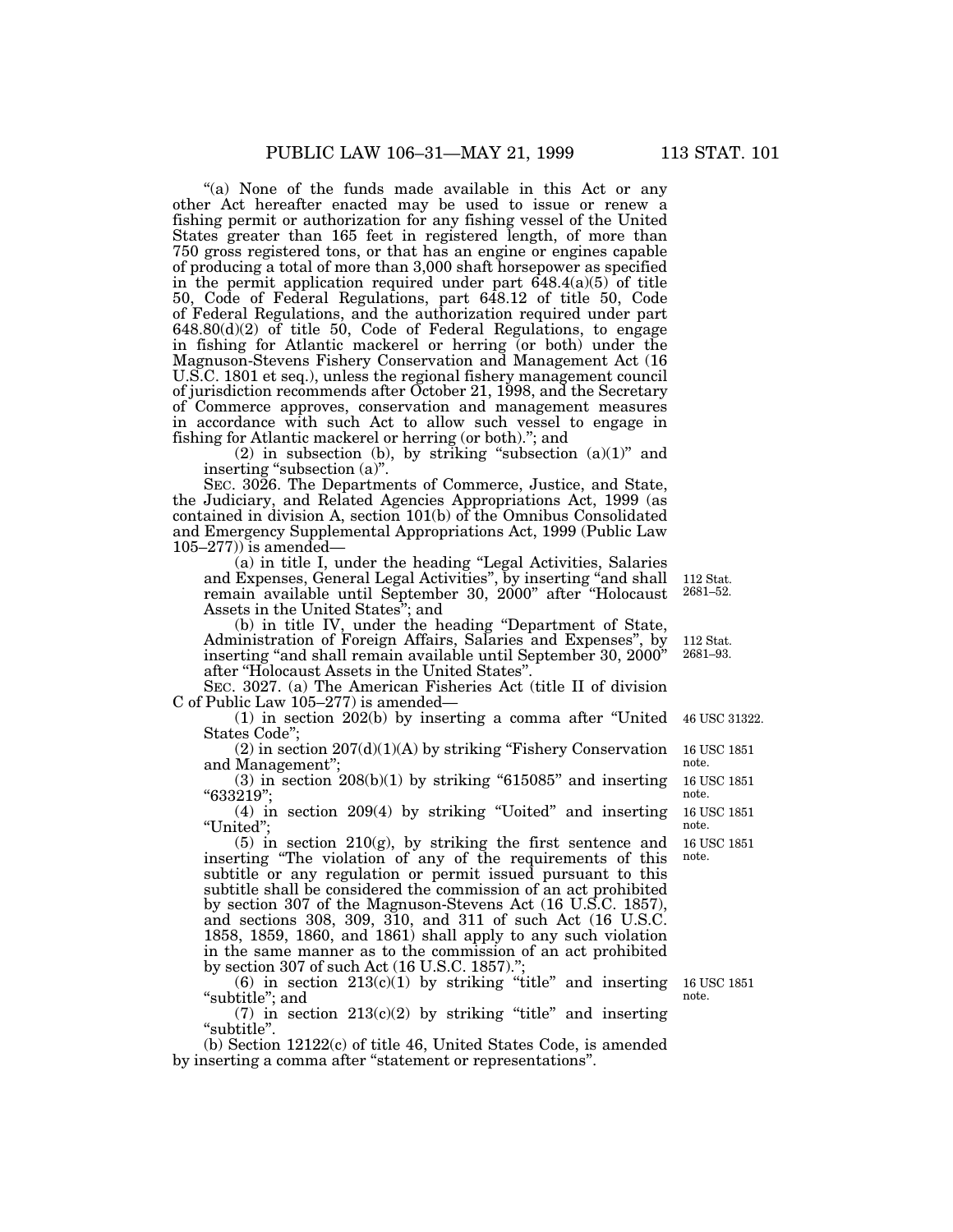"(a) None of the funds made available in this Act or any other Act hereafter enacted may be used to issue or renew a fishing permit or authorization for any fishing vessel of the United States greater than 165 feet in registered length, of more than 750 gross registered tons, or that has an engine or engines capable of producing a total of more than 3,000 shaft horsepower as specified in the permit application required under part 648.4(a)(5) of title 50, Code of Federal Regulations, part 648.12 of title 50, Code of Federal Regulations, and the authorization required under part 648.80(d)(2) of title 50, Code of Federal Regulations, to engage in fishing for Atlantic mackerel or herring (or both) under the Magnuson-Stevens Fishery Conservation and Management Act (16 U.S.C. 1801 et seq.), unless the regional fishery management council of jurisdiction recommends after October 21, 1998, and the Secretary of Commerce approves, conservation and management measures in accordance with such Act to allow such vessel to engage in fishing for Atlantic mackerel or herring (or both)."; and

(2) in subsection (b), by striking "subsection (a)(1)" and inserting "subsection (a)".

SEC. 3026. The Departments of Commerce, Justice, and State, the Judiciary, and Related Agencies Appropriations Act, 1999 (as contained in division A, section 101(b) of the Omnibus Consolidated and Emergency Supplemental Appropriations Act, 1999 (Public Law 105–277)) is amended—

(a) in title I, under the heading "Legal Activities, Salaries and Expenses, General Legal Activities", by inserting "and shall remain available until September 30, 2000" after "Holocaust Assets in the United States"; and

112 Stat. 2681–52.

(b) in title IV, under the heading "Department of State, Administration of Foreign Affairs, Salaries and Expenses", by inserting "and shall remain available until September 30, 2000" after "Holocaust Assets in the United States".

112 Stat. 2681–93.

SEC. 3027. (a) The American Fisheries Act (title II of division C of Public Law 105–277) is amended—

(1) in section 202(b) by inserting a comma after "United States Code";

46 USC 31322.

(2) in section 207(d)(1)(A) by striking "Fishery Conservation and Management";

16 USC 1851 note.

(3) in section 208(b)(1) by striking "615085" and inserting "633219";

16 USC 1851 note.

(4) in section 209(4) by striking "Uoited" and inserting "United";

16 USC 1851 note.

(5) in section 210(g), by striking the first sentence and inserting "The violation of any of the requirements of this subtitle or any regulation or permit issued pursuant to this subtitle shall be considered the commission of an act prohibited by section 307 of the Magnuson-Stevens Act (16 U.S.C. 1857), and sections 308, 309, 310, and 311 of such Act (16 U.S.C. 1858, 1859, 1860, and 1861) shall apply to any such violation in the same manner as to the commission of an act prohibited by section 307 of such Act (16 U.S.C. 1857).";

16 USC 1851 note.

(6) in section 213(c)(1) by striking "title" and inserting "subtitle"; and

16 USC 1851 note.

(7) in section 213(c)(2) by striking "title" and inserting "subtitle".

(b) Section 12122(c) of title 46, United States Code, is amended by inserting a comma after "statement or representations".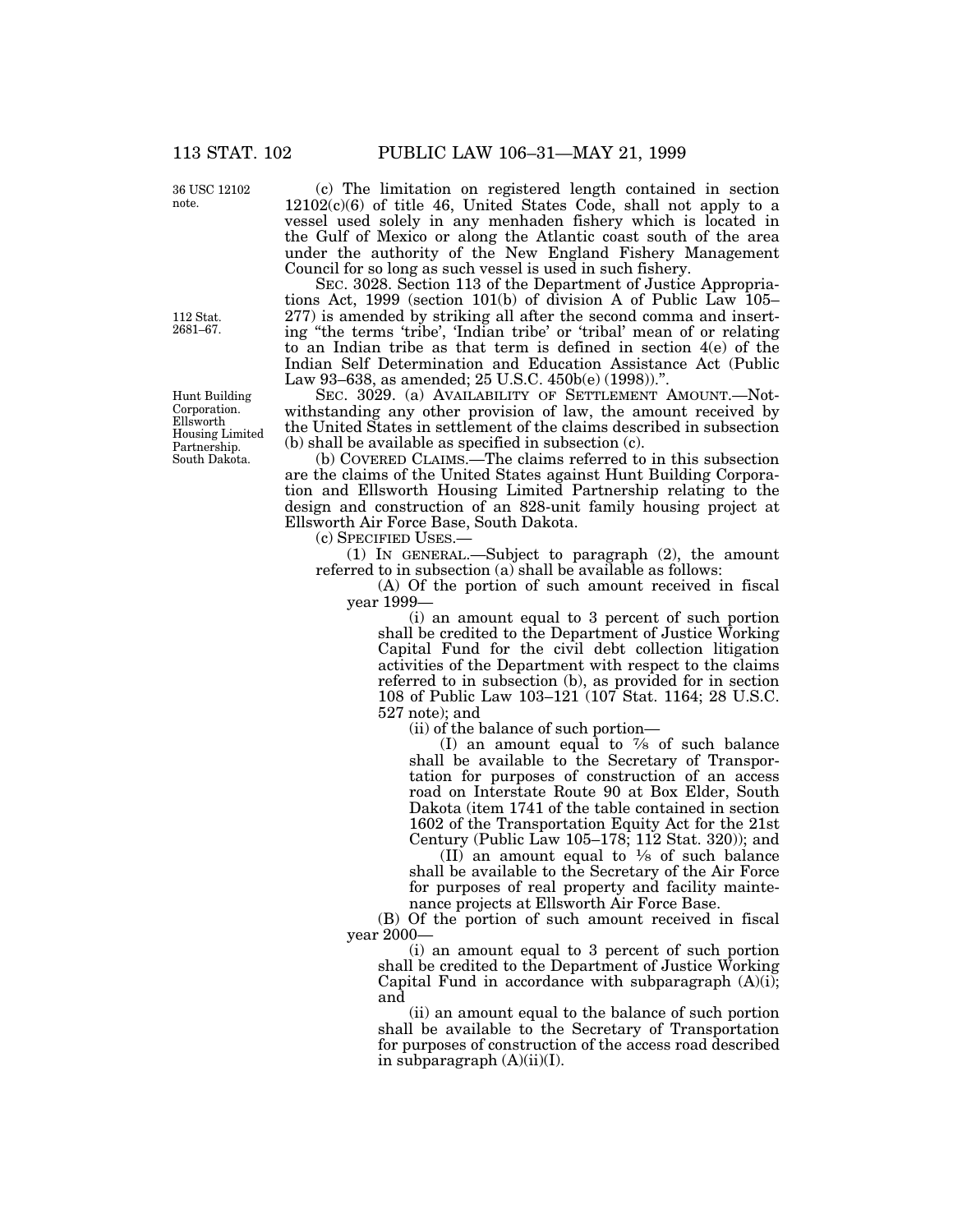36 USC 12102 note.

(c) The limitation on registered length contained in section 12102(c)(6) of title 46, United States Code, shall not apply to a vessel used solely in any menhaden fishery which is located in the Gulf of Mexico or along the Atlantic coast south of the area under the authority of the New England Fishery Management Council for so long as such vessel is used in such fishery.

112 Stat. 2681–67.

SEC. 3028. Section 113 of the Department of Justice Appropriations Act, 1999 (section 101(b) of division A of Public Law 105–277) is amended by striking all after the second comma and inserting "the terms 'tribe', 'Indian tribe' or 'tribal' mean of or relating to an Indian tribe as that term is defined in section 4(e) of the Indian Self Determination and Education Assistance Act (Public Law 93–638, as amended; 25 U.S.C. 450b(e) (1998)).".

Hunt Building Corporation. Ellsworth Housing Limited Partnership. South Dakota.

SEC. 3029. (a) AVAILABILITY OF SETTLEMENT AMOUNT.—Notwithstanding any other provision of law, the amount received by the United States in settlement of the claims described in subsection (b) shall be available as specified in subsection (c).

(b) COVERED CLAIMS.—The claims referred to in this subsection are the claims of the United States against Hunt Building Corporation and Ellsworth Housing Limited Partnership relating to the design and construction of an 828-unit family housing project at Ellsworth Air Force Base, South Dakota.

(c) SPECIFIED USES.—

(1) IN GENERAL.—Subject to paragraph (2), the amount referred to in subsection (a) shall be available as follows:

(A) Of the portion of such amount received in fiscal year 1999—

(i) an amount equal to 3 percent of such portion shall be credited to the Department of Justice Working Capital Fund for the civil debt collection litigation activities of the Department with respect to the claims referred to in subsection (b), as provided for in section 108 of Public Law 103–121 (107 Stat. 1164; 28 U.S.C. 527 note); and

(ii) of the balance of such portion—

(I) an amount equal to ⅞ of such balance shall be available to the Secretary of Transportation for purposes of construction of an access road on Interstate Route 90 at Box Elder, South Dakota (item 1741 of the table contained in section 1602 of the Transportation Equity Act for the 21st Century (Public Law 105–178; 112 Stat. 320)); and

(II) an amount equal to ⅛ of such balance shall be available to the Secretary of the Air Force for purposes of real property and facility maintenance projects at Ellsworth Air Force Base.

(B) Of the portion of such amount received in fiscal year 2000—

(i) an amount equal to 3 percent of such portion shall be credited to the Department of Justice Working Capital Fund in accordance with subparagraph (A)(i); and

(ii) an amount equal to the balance of such portion shall be available to the Secretary of Transportation for purposes of construction of the access road described in subparagraph (A)(ii)(I).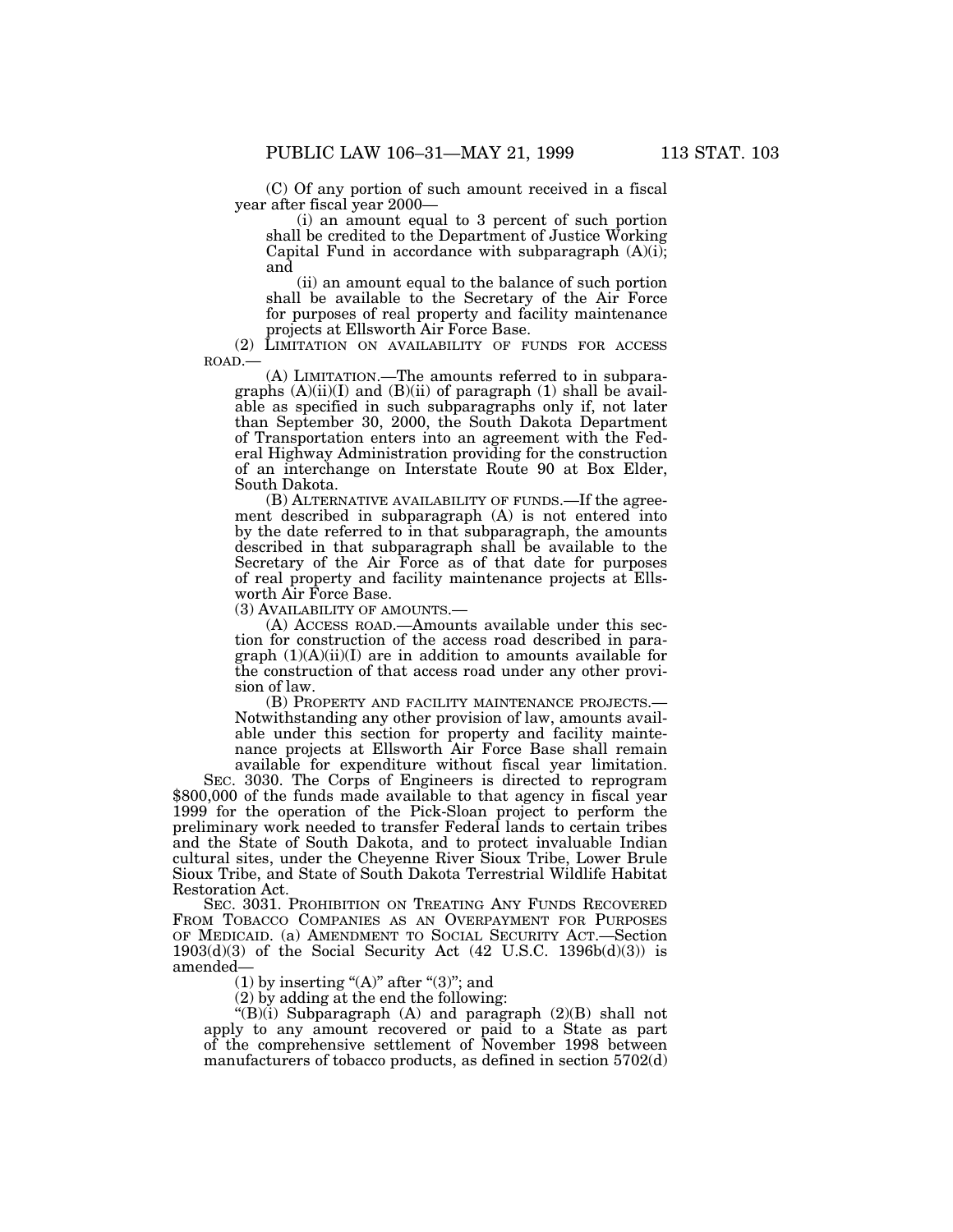(C) Of any portion of such amount received in a fiscal year after fiscal year 2000—

(i) an amount equal to 3 percent of such portion shall be credited to the Department of Justice Working Capital Fund in accordance with subparagraph (A)(i); and

(ii) an amount equal to the balance of such portion shall be available to the Secretary of the Air Force for purposes of real property and facility maintenance projects at Ellsworth Air Force Base.

(2) LIMITATION ON AVAILABILITY OF FUNDS FOR ACCESS ROAD.—

(A) LIMITATION.—The amounts referred to in subparagraphs (A)(ii)(I) and (B)(ii) of paragraph (1) shall be available as specified in such subparagraphs only if, not later than September 30, 2000, the South Dakota Department of Transportation enters into an agreement with the Federal Highway Administration providing for the construction of an interchange on Interstate Route 90 at Box Elder, South Dakota.

(B) ALTERNATIVE AVAILABILITY OF FUNDS.—If the agreement described in subparagraph (A) is not entered into by the date referred to in that subparagraph, the amounts described in that subparagraph shall be available to the Secretary of the Air Force as of that date for purposes of real property and facility maintenance projects at Ellsworth Air Force Base.

(3) AVAILABILITY OF AMOUNTS.—

(A) ACCESS ROAD.—Amounts available under this section for construction of the access road described in paragraph (1)(A)(ii)(I) are in addition to amounts available for the construction of that access road under any other provision of law.

(B) PROPERTY AND FACILITY MAINTENANCE PROJECTS.—Notwithstanding any other provision of law, amounts available under this section for property and facility maintenance projects at Ellsworth Air Force Base shall remain available for expenditure without fiscal year limitation.

SEC. 3030. The Corps of Engineers is directed to reprogram $800,000 of the funds made available to that agency in fiscal year 1999 for the operation of the Pick-Sloan project to perform the preliminary work needed to transfer Federal lands to certain tribes and the State of South Dakota, and to protect invaluable Indian cultural sites, under the Cheyenne River Sioux Tribe, Lower Brule Sioux Tribe, and State of South Dakota Terrestrial Wildlife Habitat Restoration Act.

SEC. 3031. PROHIBITION ON TREATING ANY FUNDS RECOVERED FROM TOBACCO COMPANIES AS AN OVERPAYMENT FOR PURPOSES OF MEDICAID. (a) AMENDMENT TO SOCIAL SECURITY ACT.—Section 1903(d)(3) of the Social Security Act (42 U.S.C. 1396b(d)(3)) is amended—

(1) by inserting "(A)" after "(3)"; and

(2) by adding at the end the following:

"(B)(i) Subparagraph (A) and paragraph (2)(B) shall not apply to any amount recovered or paid to a State as part of the comprehensive settlement of November 1998 between manufacturers of tobacco products, as defined in section 5702(d)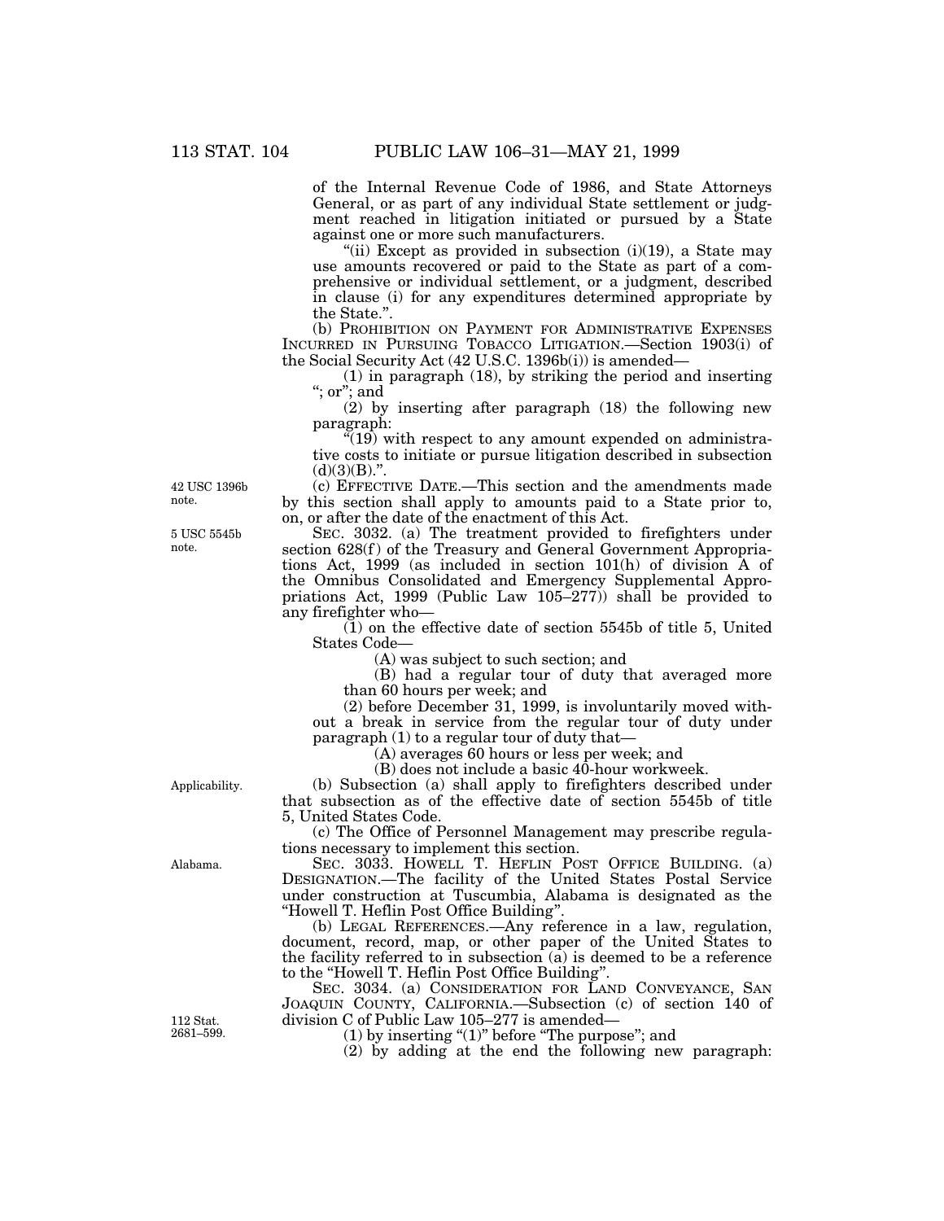of the Internal Revenue Code of 1986, and State Attorneys General, or as part of any individual State settlement or judgment reached in litigation initiated or pursued by a State against one or more such manufacturers.

"(ii) Except as provided in subsection (i)(19), a State may use amounts recovered or paid to the State as part of a comprehensive or individual settlement, or a judgment, described in clause (i) for any expenditures determined appropriate by the State.".

(b) PROHIBITION ON PAYMENT FOR ADMINISTRATIVE EXPENSES INCURRED IN PURSUING TOBACCO LITIGATION.—Section 1903(i) of the Social Security Act (42 U.S.C. 1396b(i)) is amended—

(1) in paragraph (18), by striking the period and inserting "; or"; and

(2) by inserting after paragraph (18) the following new paragraph:

"(19) with respect to any amount expended on administrative costs to initiate or pursue litigation described in subsection (d)(3)(B).".

42 USC 1396b note.

(c) EFFECTIVE DATE.—This section and the amendments made by this section shall apply to amounts paid to a State prior to, on, or after the date of the enactment of this Act.

5 USC 5545b note.

SEC. 3032. (a) The treatment provided to firefighters under section 628(f) of the Treasury and General Government Appropriations Act, 1999 (as included in section 101(h) of division A of the Omnibus Consolidated and Emergency Supplemental Appropriations Act, 1999 (Public Law 105–277)) shall be provided to any firefighter who—

(1) on the effective date of section 5545b of title 5, United States Code—

(A) was subject to such section; and

(B) had a regular tour of duty that averaged more than 60 hours per week; and

(2) before December 31, 1999, is involuntarily moved without a break in service from the regular tour of duty under paragraph (1) to a regular tour of duty that—

(A) averages 60 hours or less per week; and

(B) does not include a basic 40-hour workweek.

Applicability.

(b) Subsection (a) shall apply to firefighters described under that subsection as of the effective date of section 5545b of title 5, United States Code.

(c) The Office of Personnel Management may prescribe regulations necessary to implement this section.

Alabama.

SEC. 3033. HOWELL T. HEFLIN POST OFFICE BUILDING. (a) DESIGNATION.—The facility of the United States Postal Service under construction at Tuscumbia, Alabama is designated as the "Howell T. Heflin Post Office Building".

(b) LEGAL REFERENCES.—Any reference in a law, regulation, document, record, map, or other paper of the United States to the facility referred to in subsection (a) is deemed to be a reference to the "Howell T. Heflin Post Office Building".

SEC. 3034. (a) CONSIDERATION FOR LAND CONVEYANCE, SAN JOAQUIN COUNTY, CALIFORNIA.—Subsection (c) of section 140 of division C of Public Law 105–277 is amended—

112 Stat. 2681–599.

(1) by inserting "(1)" before "The purpose"; and

(2) by adding at the end the following new paragraph: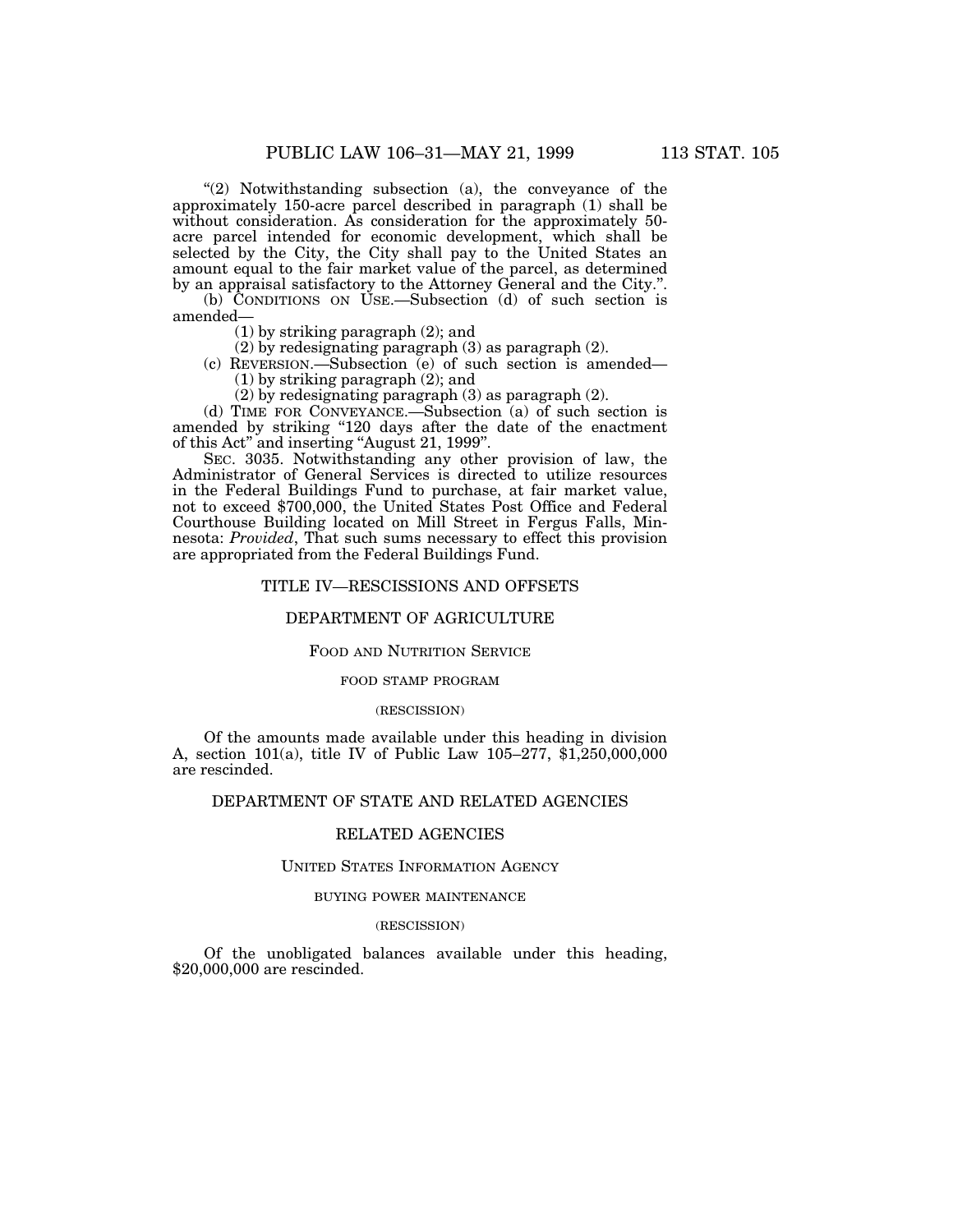"(2) Notwithstanding subsection (a), the conveyance of the approximately 150-acre parcel described in paragraph (1) shall be without consideration. As consideration for the approximately 50-acre parcel intended for economic development, which shall be selected by the City, the City shall pay to the United States an amount equal to the fair market value of the parcel, as determined by an appraisal satisfactory to the Attorney General and the City.".

(b) CONDITIONS ON USE.—Subsection (d) of such section is amended—

(1) by striking paragraph (2); and

(2) by redesignating paragraph (3) as paragraph (2).

(c) REVERSION.—Subsection (e) of such section is amended—

(1) by striking paragraph (2); and

(2) by redesignating paragraph (3) as paragraph (2).

(d) TIME FOR CONVEYANCE.—Subsection (a) of such section is amended by striking "120 days after the date of the enactment of this Act" and inserting "August 21, 1999".

SEC. 3035. Notwithstanding any other provision of law, the Administrator of General Services is directed to utilize resources in the Federal Buildings Fund to purchase, at fair market value, not to exceed $700,000, the United States Post Office and Federal Courthouse Building located on Mill Street in Fergus Falls, Minnesota: *Provided*, That such sums necessary to effect this provision are appropriated from the Federal Buildings Fund.

## TITLE IV—RESCISSIONS AND OFFSETS

### DEPARTMENT OF AGRICULTURE

#### FOOD AND NUTRITION SERVICE

##### FOOD STAMP PROGRAM

(RESCISSION)

Of the amounts made available under this heading in division A, section 101(a), title IV of Public Law 105–277, $1,250,000,000 are rescinded.

### DEPARTMENT OF STATE AND RELATED AGENCIES

#### RELATED AGENCIES

##### UNITED STATES INFORMATION AGENCY

###### BUYING POWER MAINTENANCE

(RESCISSION)

Of the unobligated balances available under this heading, $20,000,000 are rescinded.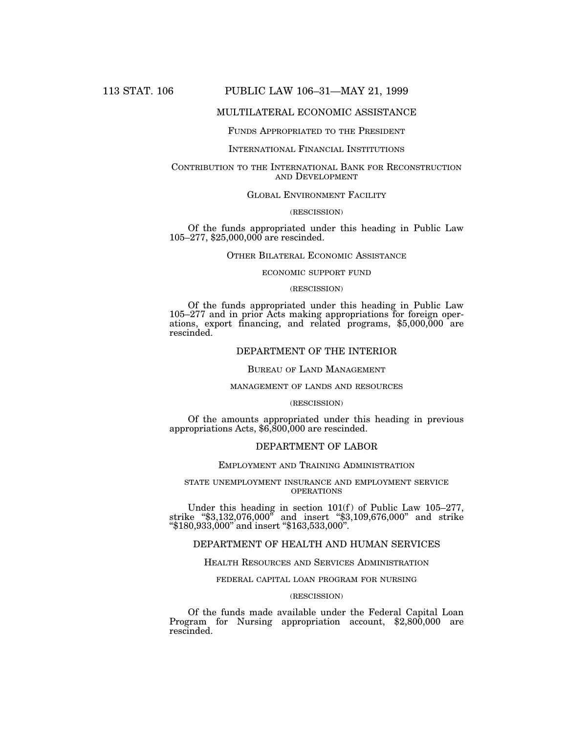## MULTILATERAL ECONOMIC ASSISTANCE

### FUNDS APPROPRIATED TO THE PRESIDENT

### INTERNATIONAL FINANCIAL INSTITUTIONS

### CONTRIBUTION TO THE INTERNATIONAL BANK FOR RECONSTRUCTION AND DEVELOPMENT

### GLOBAL ENVIRONMENT FACILITY

(RESCISSION)

Of the funds appropriated under this heading in Public Law 105–277, $25,000,000 are rescinded.

### OTHER BILATERAL ECONOMIC ASSISTANCE

ECONOMIC SUPPORT FUND

(RESCISSION)

Of the funds appropriated under this heading in Public Law 105–277 and in prior Acts making appropriations for foreign operations, export financing, and related programs, $5,000,000 are rescinded.

## DEPARTMENT OF THE INTERIOR

### BUREAU OF LAND MANAGEMENT

MANAGEMENT OF LANDS AND RESOURCES

(RESCISSION)

Of the amounts appropriated under this heading in previous appropriations Acts, $6,800,000 are rescinded.

## DEPARTMENT OF LABOR

### EMPLOYMENT AND TRAINING ADMINISTRATION

STATE UNEMPLOYMENT INSURANCE AND EMPLOYMENT SERVICE OPERATIONS

Under this heading in section 101(f) of Public Law 105–277, strike "$3,132,076,000" and insert "$3,109,676,000" and strike "$180,933,000" and insert "$163,533,000".

## DEPARTMENT OF HEALTH AND HUMAN SERVICES

### HEALTH RESOURCES AND SERVICES ADMINISTRATION

FEDERAL CAPITAL LOAN PROGRAM FOR NURSING

(RESCISSION)

Of the funds made available under the Federal Capital Loan Program for Nursing appropriation account, $2,800,000 are rescinded.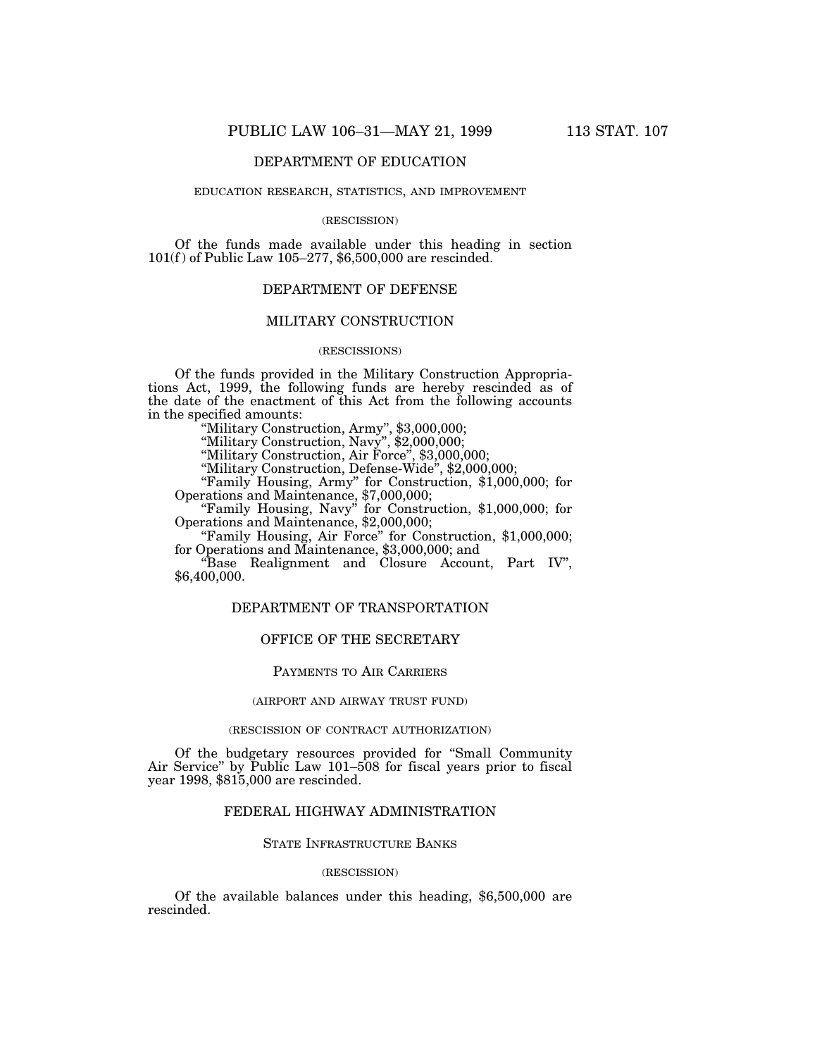## DEPARTMENT OF EDUCATION

### EDUCATION RESEARCH, STATISTICS, AND IMPROVEMENT

(RESCISSION)

Of the funds made available under this heading in section 101(f) of Public Law 105–277, $6,500,000 are rescinded.

## DEPARTMENT OF DEFENSE

### MILITARY CONSTRUCTION

(RESCISSIONS)

Of the funds provided in the Military Construction Appropriations Act, 1999, the following funds are hereby rescinded as of the date of the enactment of this Act from the following accounts in the specified amounts:

"Military Construction, Army", $3,000,000;

"Military Construction, Navy", $2,000,000;

"Military Construction, Air Force", $3,000,000;

"Military Construction, Defense-Wide", $2,000,000;

"Family Housing, Army" for Construction, $1,000,000; for Operations and Maintenance, $7,000,000;

"Family Housing, Navy" for Construction, $1,000,000; for Operations and Maintenance, $2,000,000;

"Family Housing, Air Force" for Construction, $1,000,000; for Operations and Maintenance, $3,000,000; and

"Base Realignment and Closure Account, Part IV", $6,400,000.

## DEPARTMENT OF TRANSPORTATION

### OFFICE OF THE SECRETARY

#### PAYMENTS TO AIR CARRIERS

(AIRPORT AND AIRWAY TRUST FUND)

(RESCISSION OF CONTRACT AUTHORIZATION)

Of the budgetary resources provided for "Small Community Air Service" by Public Law 101–508 for fiscal years prior to fiscal year 1998, $815,000 are rescinded.

### FEDERAL HIGHWAY ADMINISTRATION

#### STATE INFRASTRUCTURE BANKS

(RESCISSION)

Of the available balances under this heading, $6,500,000 are rescinded.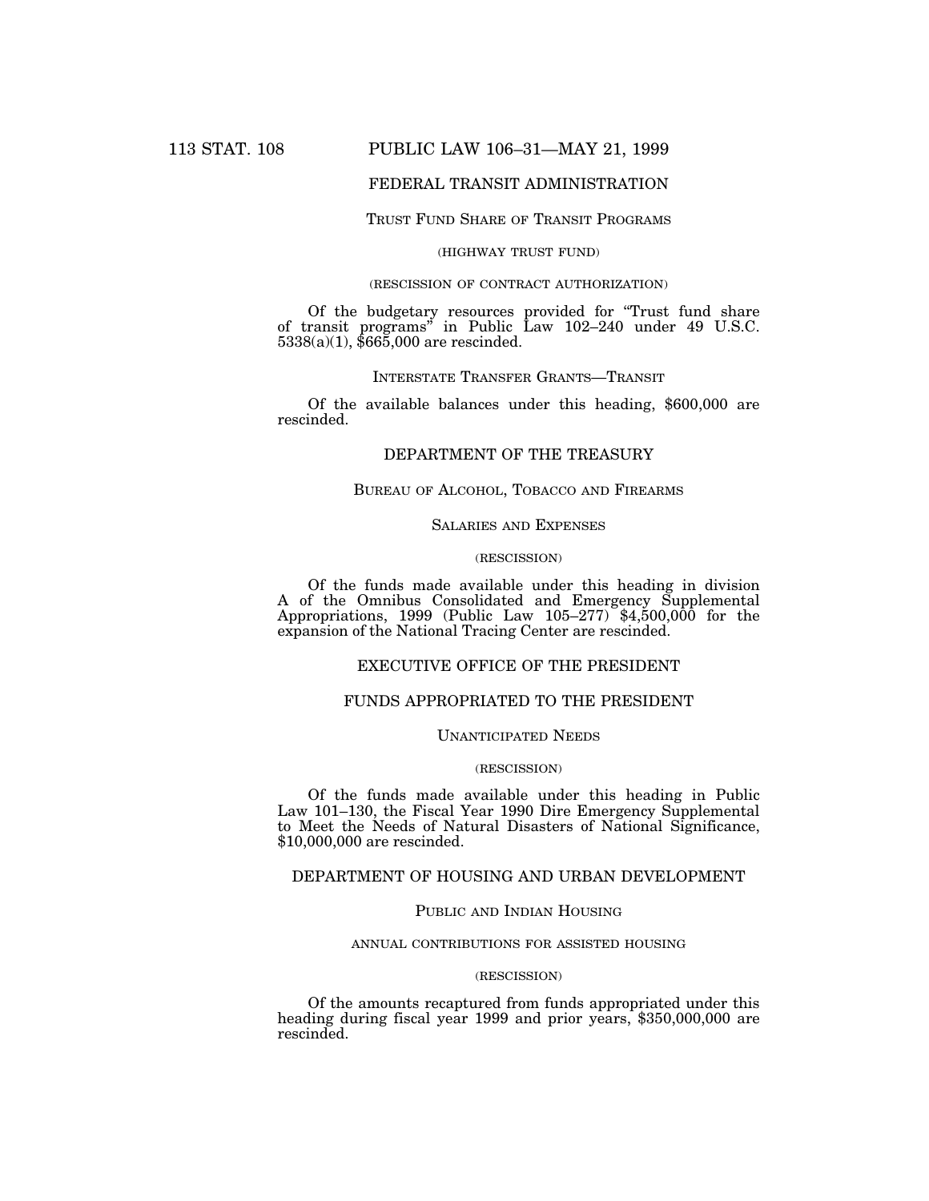## FEDERAL TRANSIT ADMINISTRATION

### TRUST FUND SHARE OF TRANSIT PROGRAMS

(HIGHWAY TRUST FUND)

(RESCISSION OF CONTRACT AUTHORIZATION)

Of the budgetary resources provided for "Trust fund share of transit programs" in Public Law 102–240 under 49 U.S.C. 5338(a)(1), $665,000 are rescinded.

### INTERSTATE TRANSFER GRANTS—TRANSIT

Of the available balances under this heading, $600,000 are rescinded.

## DEPARTMENT OF THE TREASURY

### BUREAU OF ALCOHOL, TOBACCO AND FIREARMS

#### SALARIES AND EXPENSES

(RESCISSION)

Of the funds made available under this heading in division A of the Omnibus Consolidated and Emergency Supplemental Appropriations, 1999 (Public Law 105–277) $4,500,000 for the expansion of the National Tracing Center are rescinded.

## EXECUTIVE OFFICE OF THE PRESIDENT

## FUNDS APPROPRIATED TO THE PRESIDENT

### UNANTICIPATED NEEDS

(RESCISSION)

Of the funds made available under this heading in Public Law 101–130, the Fiscal Year 1990 Dire Emergency Supplemental to Meet the Needs of Natural Disasters of National Significance, $10,000,000 are rescinded.

## DEPARTMENT OF HOUSING AND URBAN DEVELOPMENT

### PUBLIC AND INDIAN HOUSING

#### ANNUAL CONTRIBUTIONS FOR ASSISTED HOUSING

(RESCISSION)

Of the amounts recaptured from funds appropriated under this heading during fiscal year 1999 and prior years, $350,000,000 are rescinded.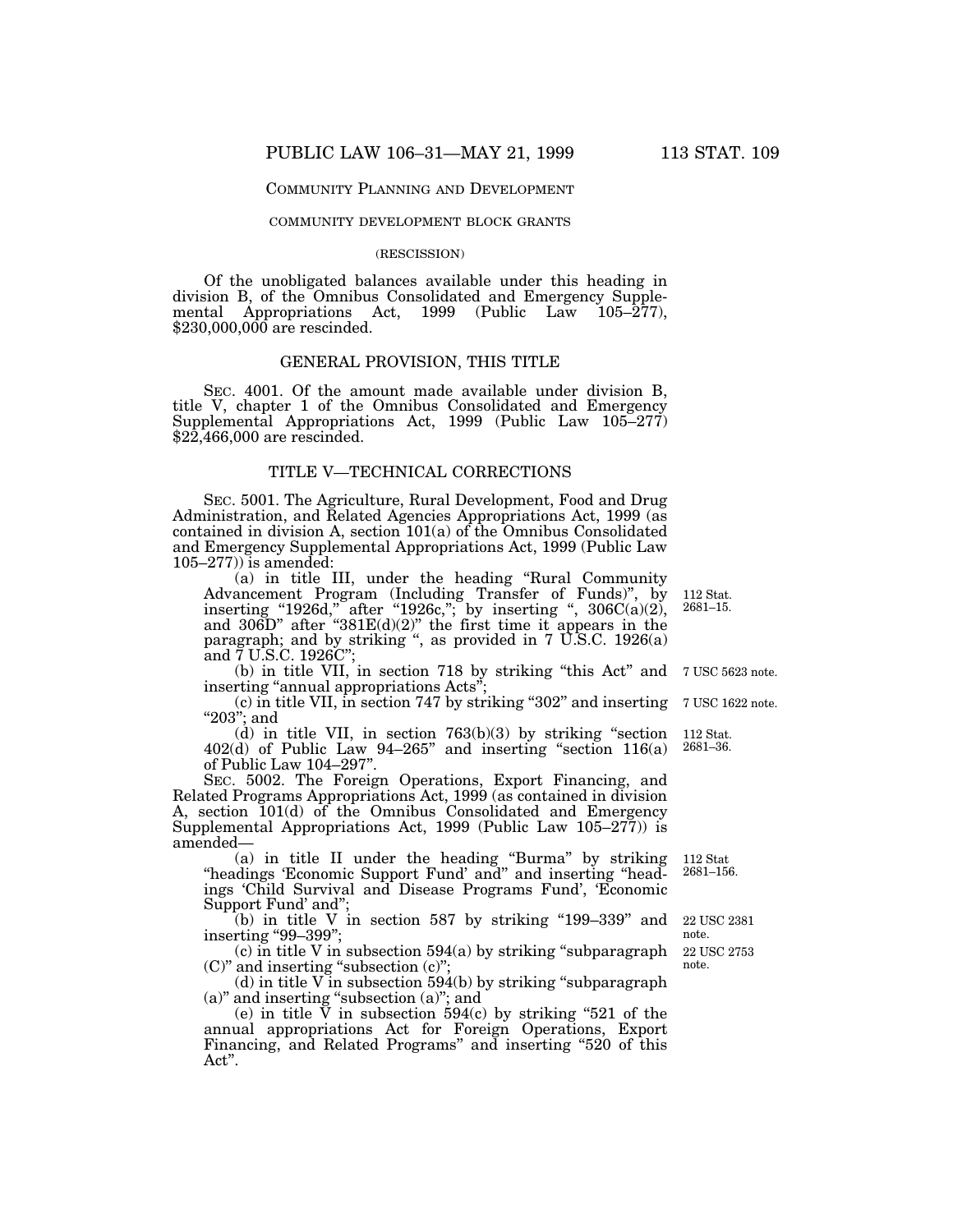### Community Planning and Development

#### COMMUNITY DEVELOPMENT BLOCK GRANTS

(RESCISSION)

Of the unobligated balances available under this heading in division B, of the Omnibus Consolidated and Emergency Supplemental Appropriations Act, 1999 (Public Law 105–277), $230,000,000 are rescinded.

## GENERAL PROVISION, THIS TITLE

SEC. 4001. Of the amount made available under division B, title V, chapter 1 of the Omnibus Consolidated and Emergency Supplemental Appropriations Act, 1999 (Public Law 105–277) $22,466,000 are rescinded.

## TITLE V—TECHNICAL CORRECTIONS

SEC. 5001. The Agriculture, Rural Development, Food and Drug Administration, and Related Agencies Appropriations Act, 1999 (as contained in division A, section 101(a) of the Omnibus Consolidated and Emergency Supplemental Appropriations Act, 1999 (Public Law 105–277)) is amended:

(a) in title III, under the heading "Rural Community Advancement Program (Including Transfer of Funds)", by inserting "1926d," after "1926c,"; by inserting ", 306C(a)(2), and 306D" after "381E(d)(2)" the first time it appears in the paragraph; and by striking ", as provided in 7 U.S.C. 1926(a) and 7 U.S.C. 1926C"; [112 Stat. 2681–15.]

(b) in title VII, in section 718 by striking "this Act" and inserting "annual appropriations Acts"; [7 USC 5623 note.]

(c) in title VII, in section 747 by striking "302" and inserting "203"; and [7 USC 1622 note.]

(d) in title VII, in section 763(b)(3) by striking "section 402(d) of Public Law 94–265" and inserting "section 116(a) of Public Law 104–297". [112 Stat. 2681–36.]

SEC. 5002. The Foreign Operations, Export Financing, and Related Programs Appropriations Act, 1999 (as contained in division A, section 101(d) of the Omnibus Consolidated and Emergency Supplemental Appropriations Act, 1999 (Public Law 105–277)) is amended—

(a) in title II under the heading "Burma" by striking "headings 'Economic Support Fund' and" and inserting "headings 'Child Survival and Disease Programs Fund', 'Economic Support Fund' and"; [112 Stat 2681–156.]

(b) in title V in section 587 by striking "199–339" and inserting "99–399"; [22 USC 2381 note.]

(c) in title V in subsection 594(a) by striking "subparagraph (C)" and inserting "subsection (c)"; [22 USC 2753 note.]

(d) in title V in subsection 594(b) by striking "subparagraph (a)" and inserting "subsection (a)"; and

(e) in title V in subsection 594(c) by striking "521 of the annual appropriations Act for Foreign Operations, Export Financing, and Related Programs" and inserting "520 of this Act".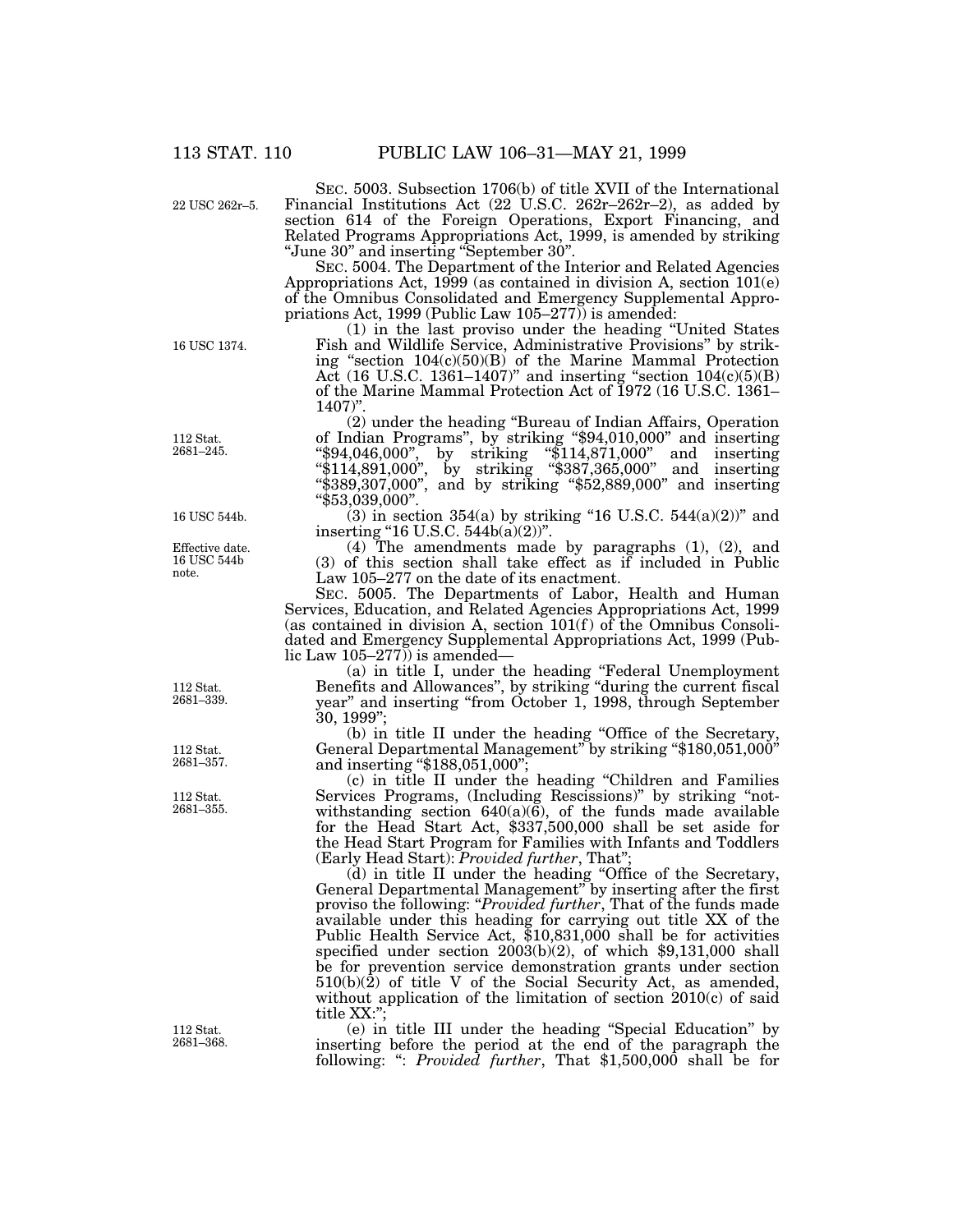SEC. 5003. Subsection 1706(b) of title XVII of the International Financial Institutions Act (22 U.S.C. 262r–262r–2), as added by section 614 of the Foreign Operations, Export Financing, and Related Programs Appropriations Act, 1999, is amended by striking "June 30" and inserting "September 30".

22 USC 262r–5.

SEC. 5004. The Department of the Interior and Related Agencies Appropriations Act, 1999 (as contained in division A, section 101(e) of the Omnibus Consolidated and Emergency Supplemental Appropriations Act, 1999 (Public Law 105–277)) is amended:

(1) in the last proviso under the heading "United States Fish and Wildlife Service, Administrative Provisions" by striking "section 104(c)(50)(B) of the Marine Mammal Protection Act (16 U.S.C. 1361–1407)" and inserting "section 104(c)(5)(B) of the Marine Mammal Protection Act of 1972 (16 U.S.C. 1361–1407)".

16 USC 1374.

(2) under the heading "Bureau of Indian Affairs, Operation of Indian Programs", by striking "$94,010,000" and inserting "$94,046,000", by striking "$114,871,000" and inserting "$114,891,000", by striking "$387,365,000" and inserting "$389,307,000", and by striking "$52,889,000" and inserting "$53,039,000".

112 Stat. 2681–245.

(3) in section 354(a) by striking "16 U.S.C. 544(a)(2))" and inserting "16 U.S.C. 544b(a)(2))".

16 USC 544b.

(4) The amendments made by paragraphs (1), (2), and (3) of this section shall take effect as if included in Public Law 105–277 on the date of its enactment.

Effective date. 16 USC 544b note.

SEC. 5005. The Departments of Labor, Health and Human Services, Education, and Related Agencies Appropriations Act, 1999 (as contained in division A, section 101(f) of the Omnibus Consolidated and Emergency Supplemental Appropriations Act, 1999 (Public Law 105–277)) is amended—

(a) in title I, under the heading "Federal Unemployment Benefits and Allowances", by striking "during the current fiscal year" and inserting "from October 1, 1998, through September 30, 1999";

112 Stat. 2681–339.

(b) in title II under the heading "Office of the Secretary, General Departmental Management" by striking "$180,051,000" and inserting "$188,051,000";

112 Stat. 2681–357.

(c) in title II under the heading "Children and Families Services Programs, (Including Rescissions)" by striking "notwithstanding section 640(a)(6), of the funds made available for the Head Start Act, $337,500,000 shall be set aside for the Head Start Program for Families with Infants and Toddlers (Early Head Start): *Provided further*, That";

112 Stat. 2681–355.

(d) in title II under the heading "Office of the Secretary, General Departmental Management" by inserting after the first proviso the following: "*Provided further*, That of the funds made available under this heading for carrying out title XX of the Public Health Service Act, $10,831,000 shall be for activities specified under section 2003(b)(2), of which $9,131,000 shall be for prevention service demonstration grants under section 510(b)(2) of title V of the Social Security Act, as amended, without application of the limitation of section 2010(c) of said title XX:";

(e) in title III under the heading "Special Education" by inserting before the period at the end of the paragraph the following: ": *Provided further*, That $1,500,000 shall be for

112 Stat. 2681–368.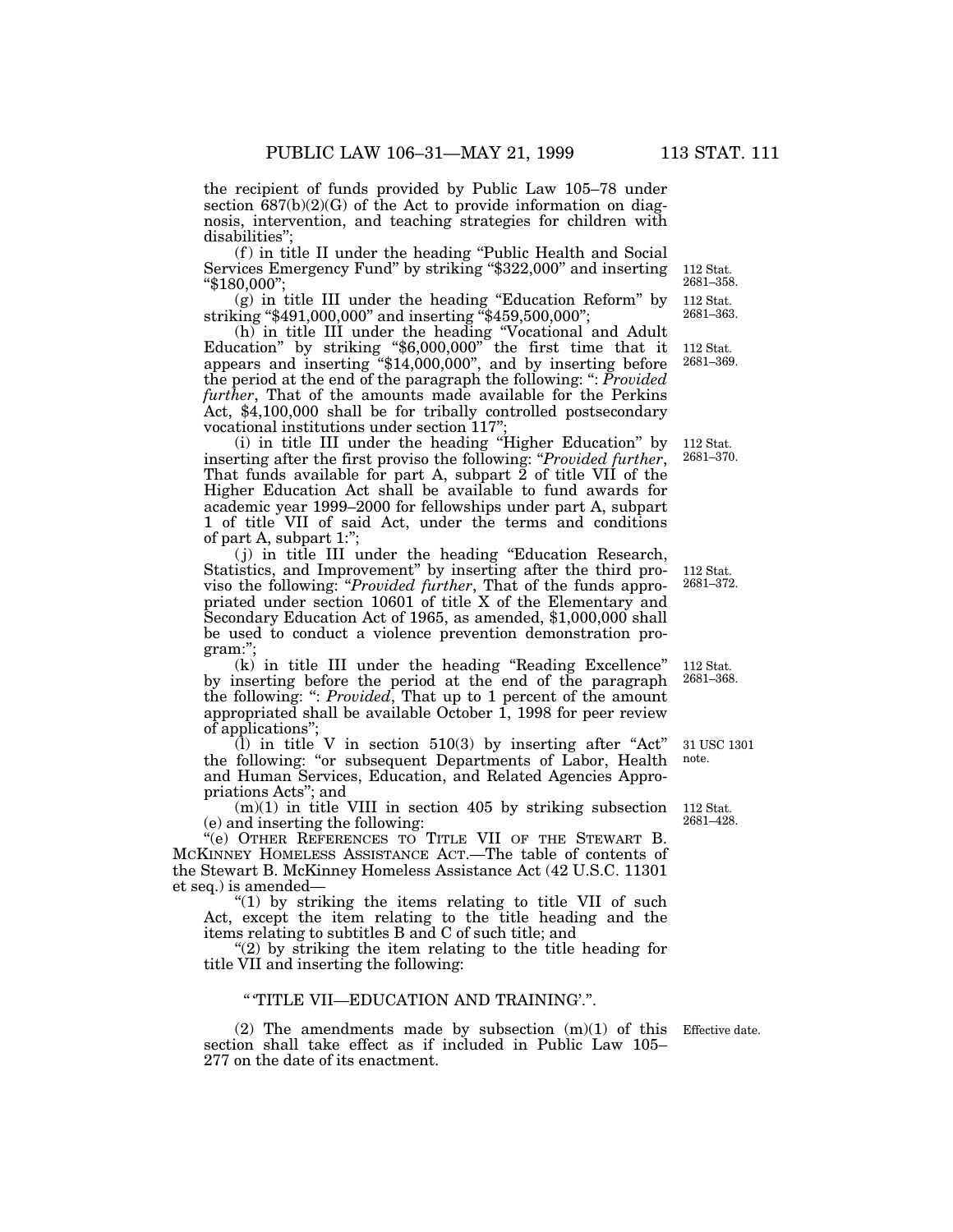the recipient of funds provided by Public Law 105–78 under section 687(b)(2)(G) of the Act to provide information on diagnosis, intervention, and teaching strategies for children with disabilities";

(f) in title II under the heading "Public Health and Social Services Emergency Fund" by striking "$322,000" and inserting "$180,000";

112 Stat. 2681–358.

(g) in title III under the heading "Education Reform" by striking "$491,000,000" and inserting "$459,500,000";

112 Stat. 2681–363.

(h) in title III under the heading "Vocational and Adult Education" by striking "$6,000,000" the first time that it appears and inserting "$14,000,000", and by inserting before the period at the end of the paragraph the following: ": *Provided further*, That of the amounts made available for the Perkins Act, $4,100,000 shall be for tribally controlled postsecondary vocational institutions under section 117";

112 Stat. 2681–369.

(i) in title III under the heading "Higher Education" by inserting after the first proviso the following: "*Provided further*, That funds available for part A, subpart 2 of title VII of the Higher Education Act shall be available to fund awards for academic year 1999–2000 for fellowships under part A, subpart 1 of title VII of said Act, under the terms and conditions of part A, subpart 1:";

112 Stat. 2681–370.

(j) in title III under the heading "Education Research, Statistics, and Improvement" by inserting after the third proviso the following: "*Provided further*, That of the funds appropriated under section 10601 of title X of the Elementary and Secondary Education Act of 1965, as amended, $1,000,000 shall be used to conduct a violence prevention demonstration program:";

112 Stat. 2681–372.

(k) in title III under the heading "Reading Excellence" by inserting before the period at the end of the paragraph the following: ": *Provided*, That up to 1 percent of the amount appropriated shall be available October 1, 1998 for peer review of applications";

112 Stat. 2681–368.

(l) in title V in section 510(3) by inserting after "Act" the following: "or subsequent Departments of Labor, Health and Human Services, Education, and Related Agencies Appropriations Acts"; and

31 USC 1301 note.

(m)(1) in title VIII in section 405 by striking subsection (e) and inserting the following:

112 Stat. 2681–428.

"(e) OTHER REFERENCES TO TITLE VII OF THE STEWART B. MCKINNEY HOMELESS ASSISTANCE ACT.—The table of contents of the Stewart B. McKinney Homeless Assistance Act (42 U.S.C. 11301 et seq.) is amended—

"(1) by striking the items relating to title VII of such Act, except the item relating to the title heading and the items relating to subtitles B and C of such title; and

"(2) by striking the item relating to the title heading for title VII and inserting the following:

" 'TITLE VII—EDUCATION AND TRAINING'.".

(2) The amendments made by subsection (m)(1) of this section shall take effect as if included in Public Law 105–277 on the date of its enactment.

Effective date.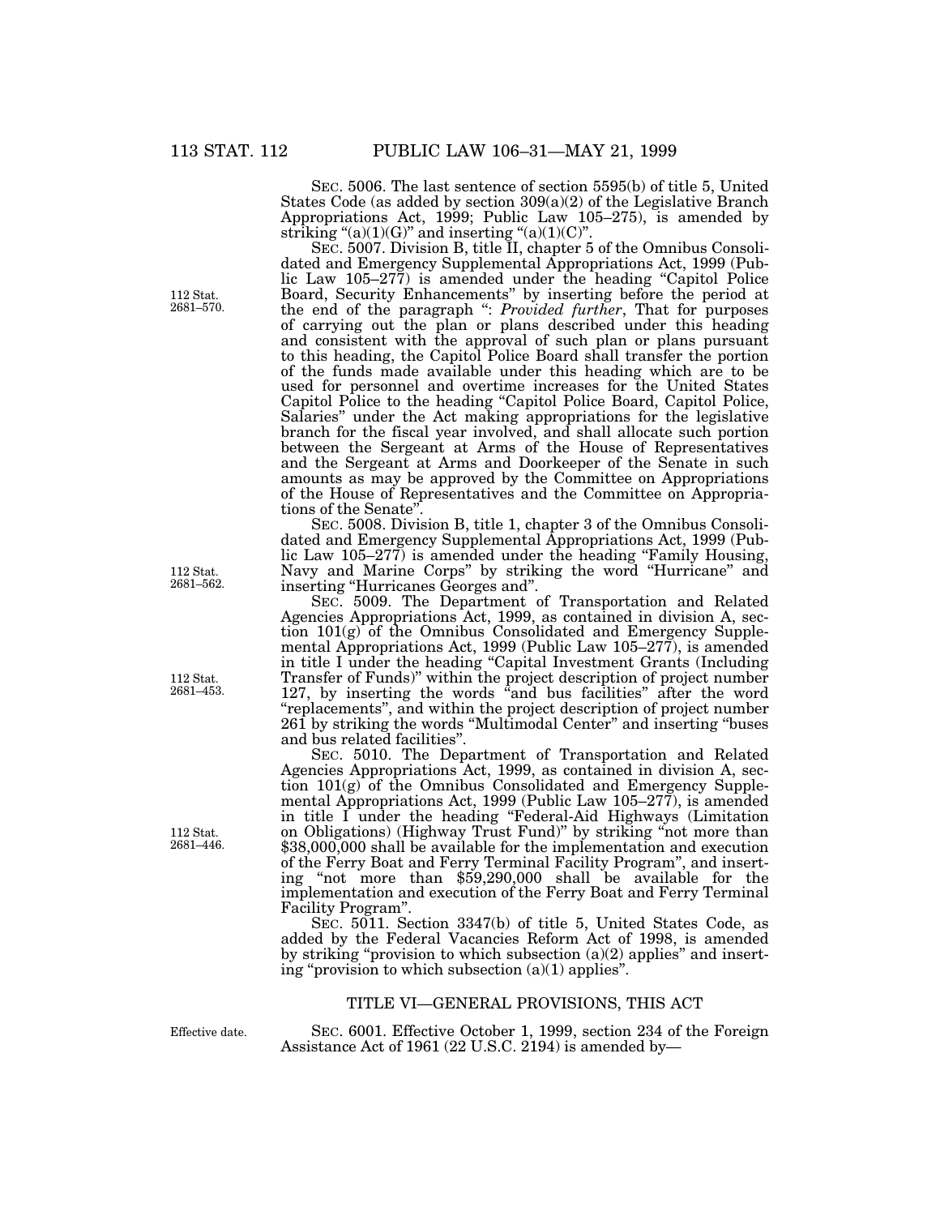SEC. 5006. The last sentence of section 5595(b) of title 5, United States Code (as added by section 309(a)(2) of the Legislative Branch Appropriations Act, 1999; Public Law 105–275), is amended by striking "(a)(1)(G)" and inserting "(a)(1)(C)".

112 Stat. 2681–570.

SEC. 5007. Division B, title II, chapter 5 of the Omnibus Consolidated and Emergency Supplemental Appropriations Act, 1999 (Public Law 105–277) is amended under the heading "Capitol Police Board, Security Enhancements" by inserting before the period at the end of the paragraph ": *Provided further*, That for purposes of carrying out the plan or plans described under this heading and consistent with the approval of such plan or plans pursuant to this heading, the Capitol Police Board shall transfer the portion of the funds made available under this heading which are to be used for personnel and overtime increases for the United States Capitol Police to the heading "Capitol Police Board, Capitol Police, Salaries" under the Act making appropriations for the legislative branch for the fiscal year involved, and shall allocate such portion between the Sergeant at Arms of the House of Representatives and the Sergeant at Arms and Doorkeeper of the Senate in such amounts as may be approved by the Committee on Appropriations of the House of Representatives and the Committee on Appropriations of the Senate".

112 Stat. 2681–562.

SEC. 5008. Division B, title 1, chapter 3 of the Omnibus Consolidated and Emergency Supplemental Appropriations Act, 1999 (Public Law 105–277) is amended under the heading "Family Housing, Navy and Marine Corps" by striking the word "Hurricane" and inserting "Hurricanes Georges and".

112 Stat. 2681–453.

SEC. 5009. The Department of Transportation and Related Agencies Appropriations Act, 1999, as contained in division A, section 101(g) of the Omnibus Consolidated and Emergency Supplemental Appropriations Act, 1999 (Public Law 105–277), is amended in title I under the heading "Capital Investment Grants (Including Transfer of Funds)" within the project description of project number 127, by inserting the words "and bus facilities" after the word "replacements", and within the project description of project number 261 by striking the words "Multimodal Center" and inserting "buses and bus related facilities".

112 Stat. 2681–446.

SEC. 5010. The Department of Transportation and Related Agencies Appropriations Act, 1999, as contained in division A, section 101(g) of the Omnibus Consolidated and Emergency Supplemental Appropriations Act, 1999 (Public Law 105–277), is amended in title I under the heading "Federal-Aid Highways (Limitation on Obligations) (Highway Trust Fund)" by striking "not more than $38,000,000 shall be available for the implementation and execution of the Ferry Boat and Ferry Terminal Facility Program", and inserting "not more than $59,290,000 shall be available for the implementation and execution of the Ferry Boat and Ferry Terminal Facility Program".

SEC. 5011. Section 3347(b) of title 5, United States Code, as added by the Federal Vacancies Reform Act of 1998, is amended by striking "provision to which subsection (a)(2) applies" and inserting "provision to which subsection (a)(1) applies".

## TITLE VI—GENERAL PROVISIONS, THIS ACT

Effective date.

SEC. 6001. Effective October 1, 1999, section 234 of the Foreign Assistance Act of 1961 (22 U.S.C. 2194) is amended by—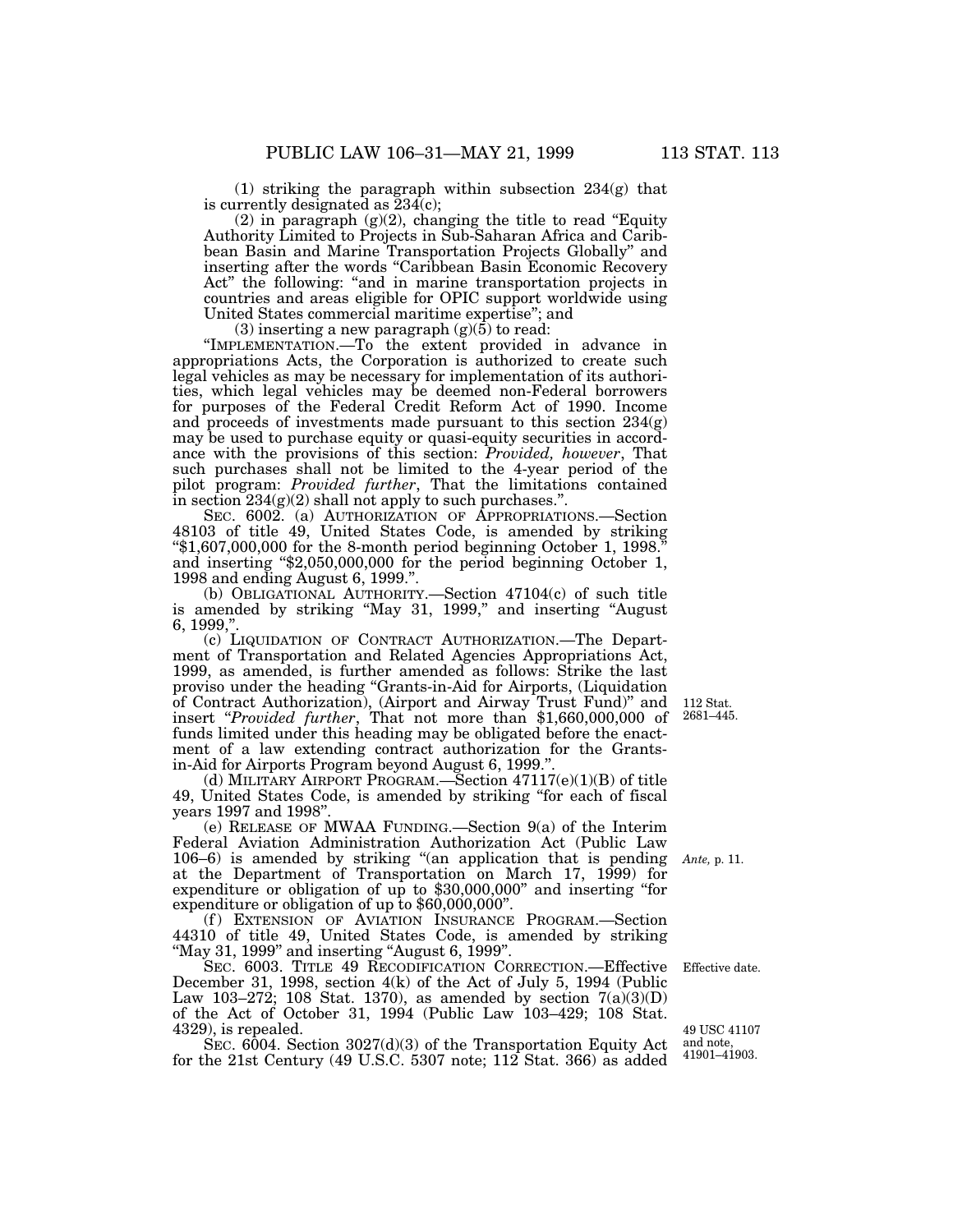(1) striking the paragraph within subsection 234(g) that is currently designated as 234(c);

(2) in paragraph (g)(2), changing the title to read "Equity Authority Limited to Projects in Sub-Saharan Africa and Caribbean Basin and Marine Transportation Projects Globally" and inserting after the words "Caribbean Basin Economic Recovery Act" the following: "and in marine transportation projects in countries and areas eligible for OPIC support worldwide using United States commercial maritime expertise"; and

(3) inserting a new paragraph (g)(5) to read:

"IMPLEMENTATION.—To the extent provided in advance in appropriations Acts, the Corporation is authorized to create such legal vehicles as may be necessary for implementation of its authorities, which legal vehicles may be deemed non-Federal borrowers for purposes of the Federal Credit Reform Act of 1990. Income and proceeds of investments made pursuant to this section 234(g) may be used to purchase equity or quasi-equity securities in accordance with the provisions of this section: *Provided, however*, That such purchases shall not be limited to the 4-year period of the pilot program: *Provided further*, That the limitations contained in section 234(g)(2) shall not apply to such purchases.".

SEC. 6002. (a) AUTHORIZATION OF APPROPRIATIONS.—Section 48103 of title 49, United States Code, is amended by striking "$1,607,000,000 for the 8-month period beginning October 1, 1998." and inserting "$2,050,000,000 for the period beginning October 1, 1998 and ending August 6, 1999.".

(b) OBLIGATIONAL AUTHORITY.—Section 47104(c) of such title is amended by striking "May 31, 1999," and inserting "August 6, 1999,".

(c) LIQUIDATION OF CONTRACT AUTHORIZATION.—The Department of Transportation and Related Agencies Appropriations Act, 1999, as amended, is further amended as follows: Strike the last proviso under the heading "Grants-in-Aid for Airports, (Liquidation of Contract Authorization), (Airport and Airway Trust Fund)" and insert "*Provided further*, That not more than $1,660,000,000 of funds limited under this heading may be obligated before the enactment of a law extending contract authorization for the Grants-in-Aid for Airports Program beyond August 6, 1999.".

112 Stat. 2681–445.

(d) MILITARY AIRPORT PROGRAM.—Section 47117(e)(1)(B) of title 49, United States Code, is amended by striking "for each of fiscal years 1997 and 1998".

(e) RELEASE OF MWAA FUNDING.—Section 9(a) of the Interim Federal Aviation Administration Authorization Act (Public Law 106–6) is amended by striking "(an application that is pending at the Department of Transportation on March 17, 1999) for expenditure or obligation of up to $30,000,000" and inserting "for expenditure or obligation of up to $60,000,000".

*Ante,* p. 11.

(f) EXTENSION OF AVIATION INSURANCE PROGRAM.—Section 44310 of title 49, United States Code, is amended by striking "May 31, 1999" and inserting "August 6, 1999".

SEC. 6003. TITLE 49 RECODIFICATION CORRECTION.—Effective December 31, 1998, section 4(k) of the Act of July 5, 1994 (Public Law 103–272; 108 Stat. 1370), as amended by section 7(a)(3)(D) of the Act of October 31, 1994 (Public Law 103–429; 108 Stat. 4329), is repealed.

Effective date.

49 USC 41107 and note, 41901–41903.

SEC. 6004. Section 3027(d)(3) of the Transportation Equity Act for the 21st Century (49 U.S.C. 5307 note; 112 Stat. 366) as added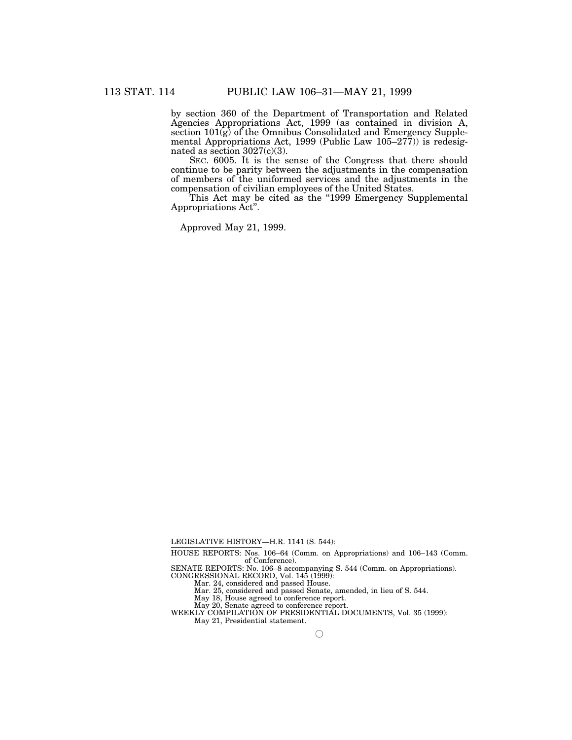by section 360 of the Department of Transportation and Related Agencies Appropriations Act, 1999 (as contained in division A, section 101(g) of the Omnibus Consolidated and Emergency Supplemental Appropriations Act, 1999 (Public Law 105–277)) is redesignated as section 3027(c)(3).

SEC. 6005. It is the sense of the Congress that there should continue to be parity between the adjustments in the compensation of members of the uniformed services and the adjustments in the compensation of civilian employees of the United States.

This Act may be cited as the "1999 Emergency Supplemental Appropriations Act".

Approved May 21, 1999.

---

LEGISLATIVE HISTORY—H.R. 1141 (S. 544):

HOUSE REPORTS: Nos. 106–64 (Comm. on Appropriations) and 106–143 (Comm. of Conference).

SENATE REPORTS: No. 106–8 accompanying S. 544 (Comm. on Appropriations).

CONGRESSIONAL RECORD, Vol. 145 (1999):

- Mar. 24, considered and passed House.
- Mar. 25, considered and passed Senate, amended, in lieu of S. 544.
- May 18, House agreed to conference report.
- May 20, Senate agreed to conference report.

WEEKLY COMPILATION OF PRESIDENTIAL DOCUMENTS, Vol. 35 (1999):

- May 21, Presidential statement.